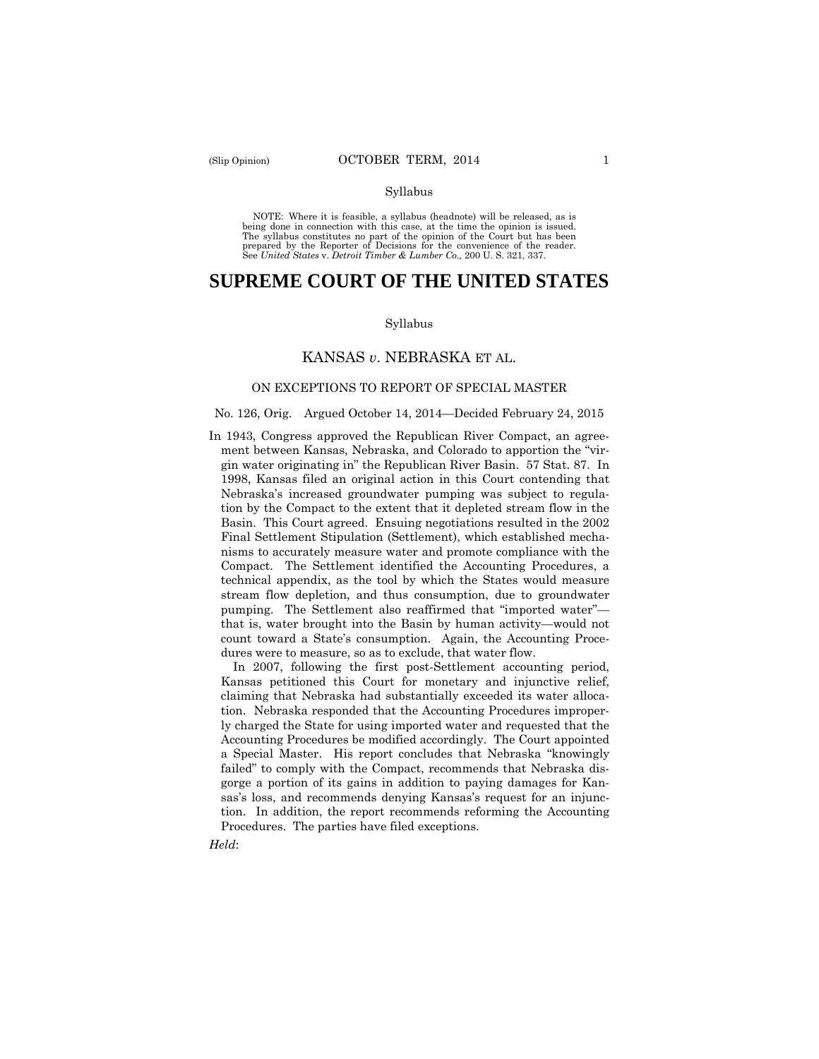Syllabus

NOTE: Where it is feasible, a syllabus (headnote) will be released, as is being done in connection with this case, at the time the opinion is issued. The syllabus constitutes no part of the opinion of the Court but has been prepared by the Reporter of Decisions for the convenience of the reader. See *United States* v. *Detroit Timber & Lumber Co.,* 200 U. S. 321, 337.

# SUPREME COURT OF THE UNITED STATES

Syllabus

## KANSAS *v*. NEBRASKA ET AL.

ON EXCEPTIONS TO REPORT OF SPECIAL MASTER

No. 126, Orig. Argued October 14, 2014—Decided February 24, 2015

In 1943, Congress approved the Republican River Compact, an agreement between Kansas, Nebraska, and Colorado to apportion the "virgin water originating in" the Republican River Basin. 57 Stat. 87. In 1998, Kansas filed an original action in this Court contending that Nebraska's increased groundwater pumping was subject to regulation by the Compact to the extent that it depleted stream flow in the Basin. This Court agreed. Ensuing negotiations resulted in the 2002 Final Settlement Stipulation (Settlement), which established mechanisms to accurately measure water and promote compliance with the Compact. The Settlement identified the Accounting Procedures, a technical appendix, as the tool by which the States would measure stream flow depletion, and thus consumption, due to groundwater pumping. The Settlement also reaffirmed that "imported water"—that is, water brought into the Basin by human activity—would not count toward a State's consumption. Again, the Accounting Procedures were to measure, so as to exclude, that water flow.

In 2007, following the first post-Settlement accounting period, Kansas petitioned this Court for monetary and injunctive relief, claiming that Nebraska had substantially exceeded its water allocation. Nebraska responded that the Accounting Procedures improperly charged the State for using imported water and requested that the Accounting Procedures be modified accordingly. The Court appointed a Special Master. His report concludes that Nebraska "knowingly failed" to comply with the Compact, recommends that Nebraska disgorge a portion of its gains in addition to paying damages for Kansas's loss, and recommends denying Kansas's request for an injunction. In addition, the report recommends reforming the Accounting Procedures. The parties have filed exceptions.

*Held*: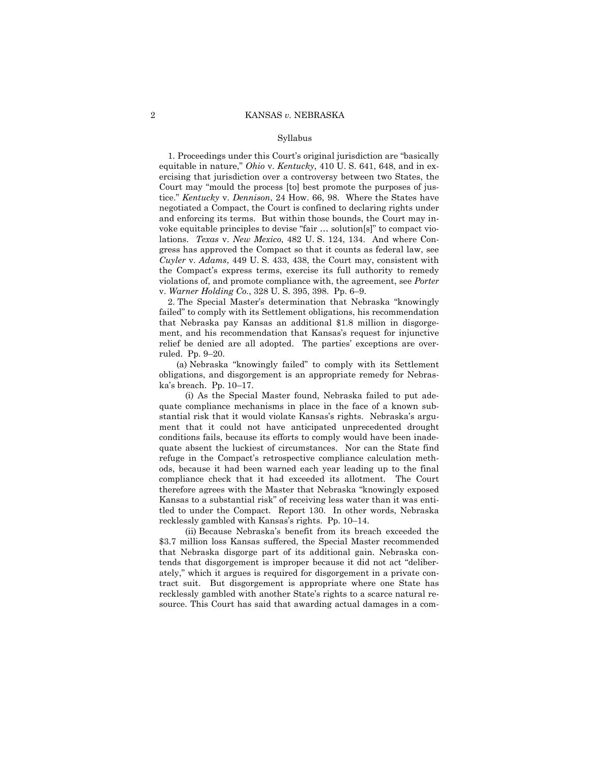Syllabus

1. Proceedings under this Court's original jurisdiction are "basically equitable in nature," *Ohio* v. *Kentucky*, 410 U. S. 641, 648, and in exercising that jurisdiction over a controversy between two States, the Court may "mould the process [to] best promote the purposes of justice." *Kentucky* v. *Dennison*, 24 How. 66, 98. Where the States have negotiated a Compact, the Court is confined to declaring rights under and enforcing its terms. But within those bounds, the Court may invoke equitable principles to devise "fair … solution[s]" to compact violations. *Texas* v. *New Mexico*, 482 U. S. 124, 134. And where Congress has approved the Compact so that it counts as federal law, see *Cuyler* v. *Adams*, 449 U. S. 433, 438, the Court may, consistent with the Compact's express terms, exercise its full authority to remedy violations of, and promote compliance with, the agreement, see *Porter* v. *Warner Holding Co.*, 328 U. S. 395, 398. Pp. 6–9.

2. The Special Master's determination that Nebraska "knowingly failed" to comply with its Settlement obligations, his recommendation that Nebraska pay Kansas an additional $1.8 million in disgorgement, and his recommendation that Kansas's request for injunctive relief be denied are all adopted. The parties' exceptions are overruled. Pp. 9–20.

(a) Nebraska "knowingly failed" to comply with its Settlement obligations, and disgorgement is an appropriate remedy for Nebraska's breach. Pp. 10–17.

(i) As the Special Master found, Nebraska failed to put adequate compliance mechanisms in place in the face of a known substantial risk that it would violate Kansas's rights. Nebraska's argument that it could not have anticipated unprecedented drought conditions fails, because its efforts to comply would have been inadequate absent the luckiest of circumstances. Nor can the State find refuge in the Compact's retrospective compliance calculation methods, because it had been warned each year leading up to the final compliance check that it had exceeded its allotment. The Court therefore agrees with the Master that Nebraska "knowingly exposed Kansas to a substantial risk" of receiving less water than it was entitled to under the Compact. Report 130. In other words, Nebraska recklessly gambled with Kansas's rights. Pp. 10–14.

(ii) Because Nebraska's benefit from its breach exceeded the $3.7 million loss Kansas suffered, the Special Master recommended that Nebraska disgorge part of its additional gain. Nebraska contends that disgorgement is improper because it did not act "deliberately," which it argues is required for disgorgement in a private contract suit. But disgorgement is appropriate where one State has recklessly gambled with another State's rights to a scarce natural resource. This Court has said that awarding actual damages in a com-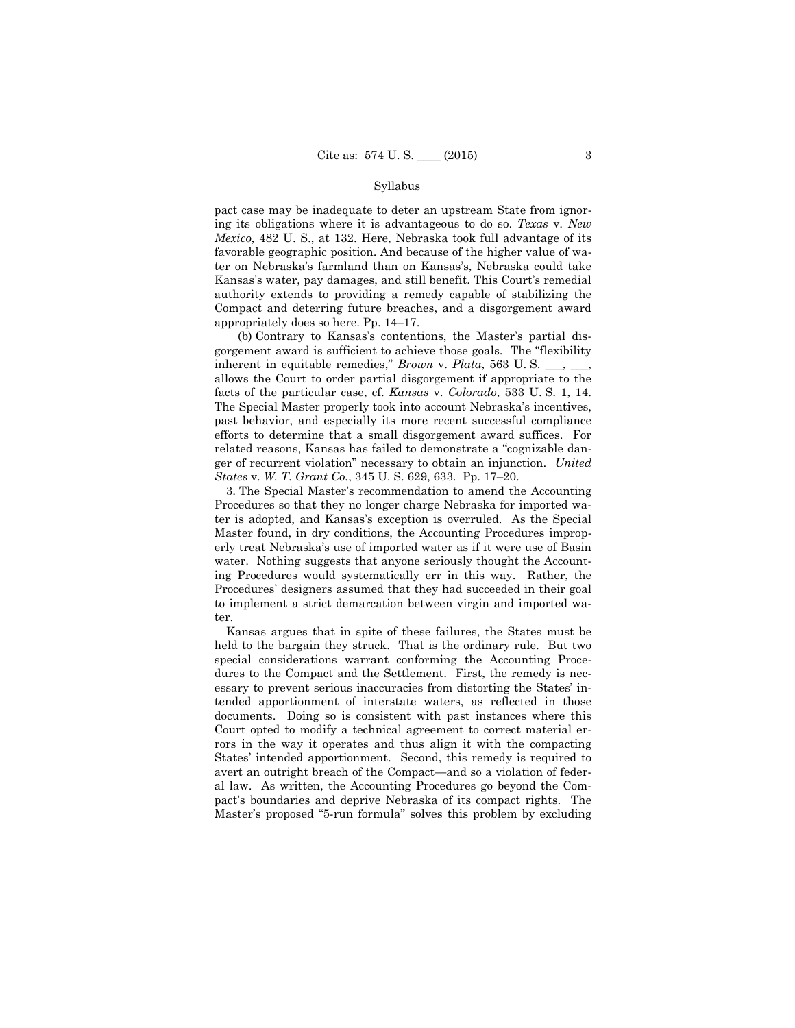pact case may be inadequate to deter an upstream State from ignoring its obligations where it is advantageous to do so. *Texas* v. *New Mexico*, 482 U. S., at 132. Here, Nebraska took full advantage of its favorable geographic position. And because of the higher value of water on Nebraska's farmland than on Kansas's, Nebraska could take Kansas's water, pay damages, and still benefit. This Court's remedial authority extends to providing a remedy capable of stabilizing the Compact and deterring future breaches, and a disgorgement award appropriately does so here. Pp. 14–17.

(b) Contrary to Kansas's contentions, the Master's partial disgorgement award is sufficient to achieve those goals. The "flexibility inherent in equitable remedies," *Brown* v. *Plata*, 563 U. S. \_\_\_, \_\_\_, allows the Court to order partial disgorgement if appropriate to the facts of the particular case, cf. *Kansas* v. *Colorado*, 533 U. S. 1, 14. The Special Master properly took into account Nebraska's incentives, past behavior, and especially its more recent successful compliance efforts to determine that a small disgorgement award suffices. For related reasons, Kansas has failed to demonstrate a "cognizable danger of recurrent violation" necessary to obtain an injunction. *United States* v. *W. T. Grant Co.*, 345 U. S. 629, 633. Pp. 17–20.

3. The Special Master's recommendation to amend the Accounting Procedures so that they no longer charge Nebraska for imported water is adopted, and Kansas's exception is overruled. As the Special Master found, in dry conditions, the Accounting Procedures improperly treat Nebraska's use of imported water as if it were use of Basin water. Nothing suggests that anyone seriously thought the Accounting Procedures would systematically err in this way. Rather, the Procedures' designers assumed that they had succeeded in their goal to implement a strict demarcation between virgin and imported water.

Kansas argues that in spite of these failures, the States must be held to the bargain they struck. That is the ordinary rule. But two special considerations warrant conforming the Accounting Procedures to the Compact and the Settlement. First, the remedy is necessary to prevent serious inaccuracies from distorting the States' intended apportionment of interstate waters, as reflected in those documents. Doing so is consistent with past instances where this Court opted to modify a technical agreement to correct material errors in the way it operates and thus align it with the compacting States' intended apportionment. Second, this remedy is required to avert an outright breach of the Compact—and so a violation of federal law. As written, the Accounting Procedures go beyond the Compact's boundaries and deprive Nebraska of its compact rights. The Master's proposed "5-run formula" solves this problem by excluding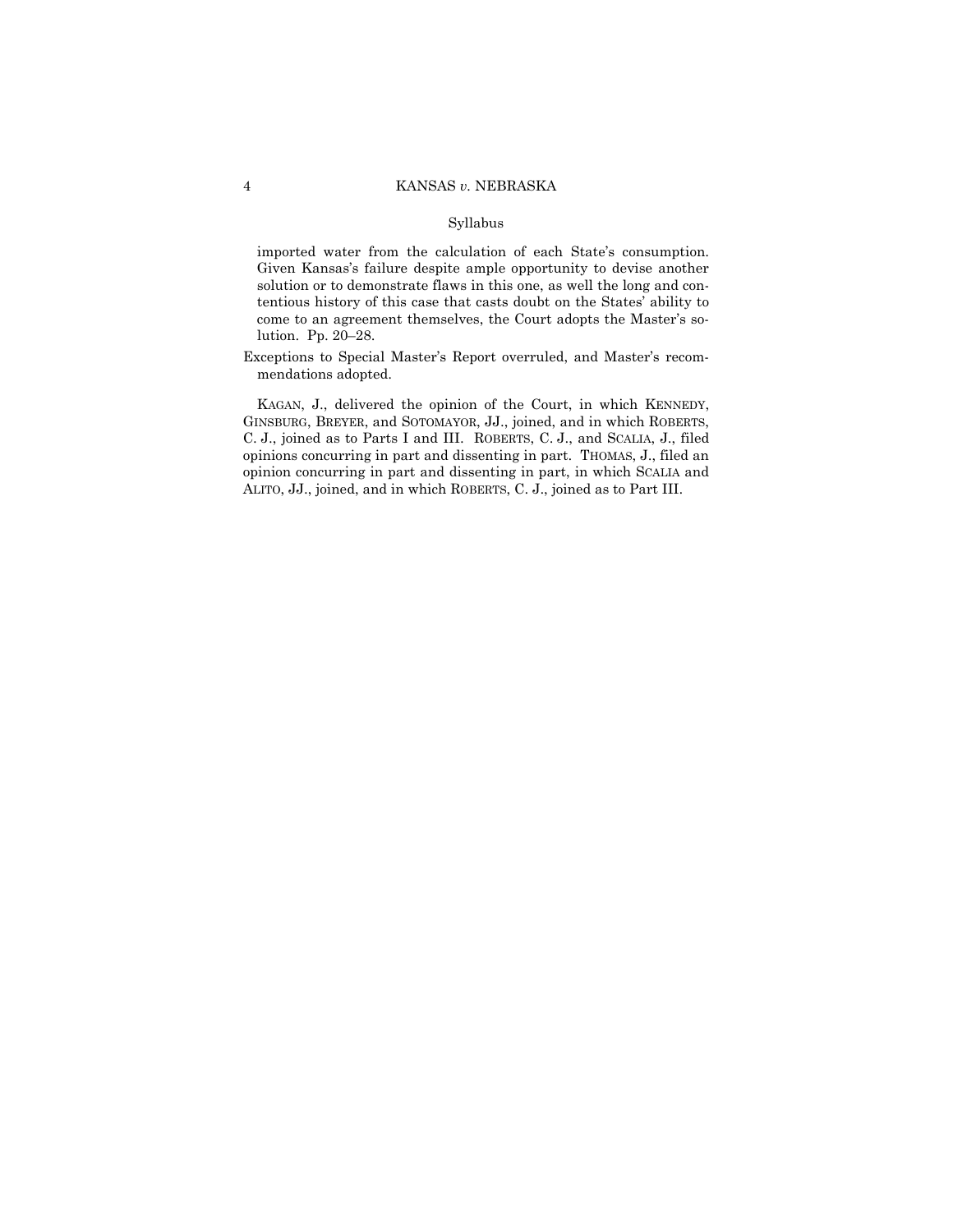Syllabus

imported water from the calculation of each State's consumption. Given Kansas's failure despite ample opportunity to devise another solution or to demonstrate flaws in this one, as well the long and contentious history of this case that casts doubt on the States' ability to come to an agreement themselves, the Court adopts the Master's solution. Pp. 20–28.

Exceptions to Special Master's Report overruled, and Master's recommendations adopted.

KAGAN, J., delivered the opinion of the Court, in which KENNEDY, GINSBURG, BREYER, and SOTOMAYOR, JJ., joined, and in which ROBERTS, C. J., joined as to Parts I and III. ROBERTS, C. J., and SCALIA, J., filed opinions concurring in part and dissenting in part. THOMAS, J., filed an opinion concurring in part and dissenting in part, in which SCALIA and ALITO, JJ., joined, and in which ROBERTS, C. J., joined as to Part III.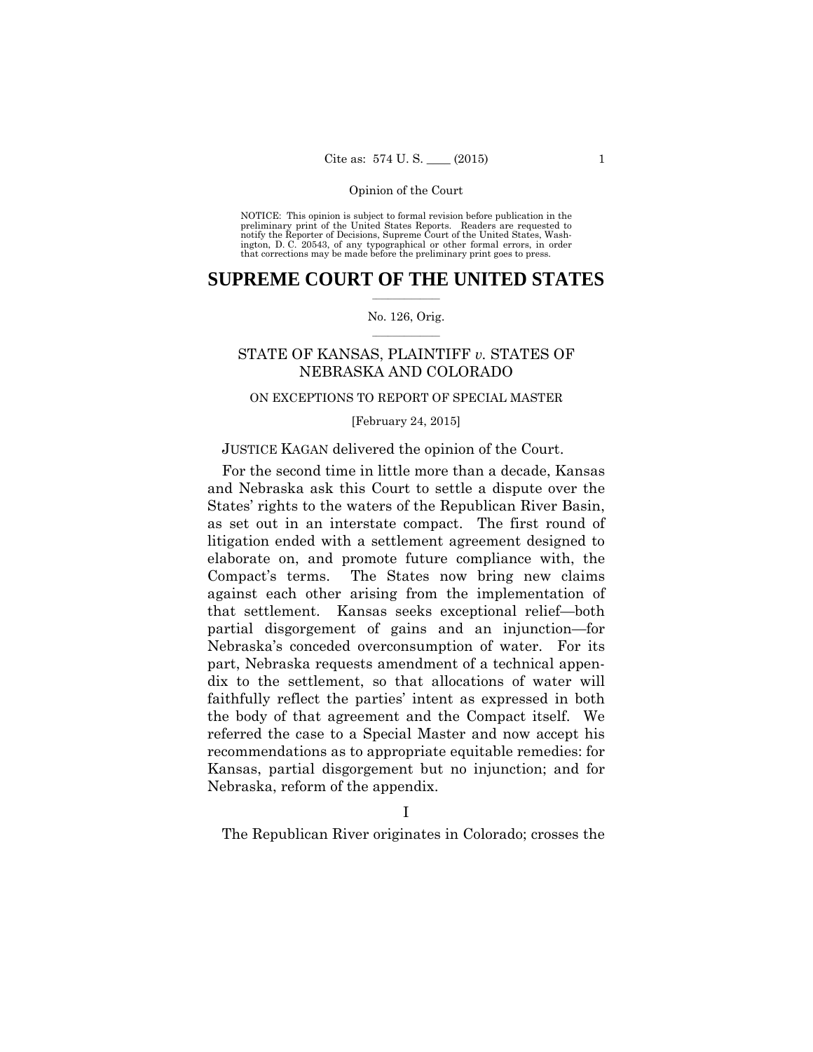Opinion of the Court

NOTICE: This opinion is subject to formal revision before publication in the preliminary print of the United States Reports. Readers are requested to notify the Reporter of Decisions, Supreme Court of the United States, Washington, D. C. 20543, of any typographical or other formal errors, in order that corrections may be made before the preliminary print goes to press.

# SUPREME COURT OF THE UNITED STATES

No. 126, Orig.

## STATE OF KANSAS, PLAINTIFF *v.* STATES OF NEBRASKA AND COLORADO

ON EXCEPTIONS TO REPORT OF SPECIAL MASTER

[February 24, 2015]

JUSTICE KAGAN delivered the opinion of the Court.

For the second time in little more than a decade, Kansas and Nebraska ask this Court to settle a dispute over the States' rights to the waters of the Republican River Basin, as set out in an interstate compact. The first round of litigation ended with a settlement agreement designed to elaborate on, and promote future compliance with, the Compact's terms. The States now bring new claims against each other arising from the implementation of that settlement. Kansas seeks exceptional relief—both partial disgorgement of gains and an injunction—for Nebraska's conceded overconsumption of water. For its part, Nebraska requests amendment of a technical appendix to the settlement, so that allocations of water will faithfully reflect the parties' intent as expressed in both the body of that agreement and the Compact itself. We referred the case to a Special Master and now accept his recommendations as to appropriate equitable remedies: for Kansas, partial disgorgement but no injunction; and for Nebraska, reform of the appendix.

I

The Republican River originates in Colorado; crosses the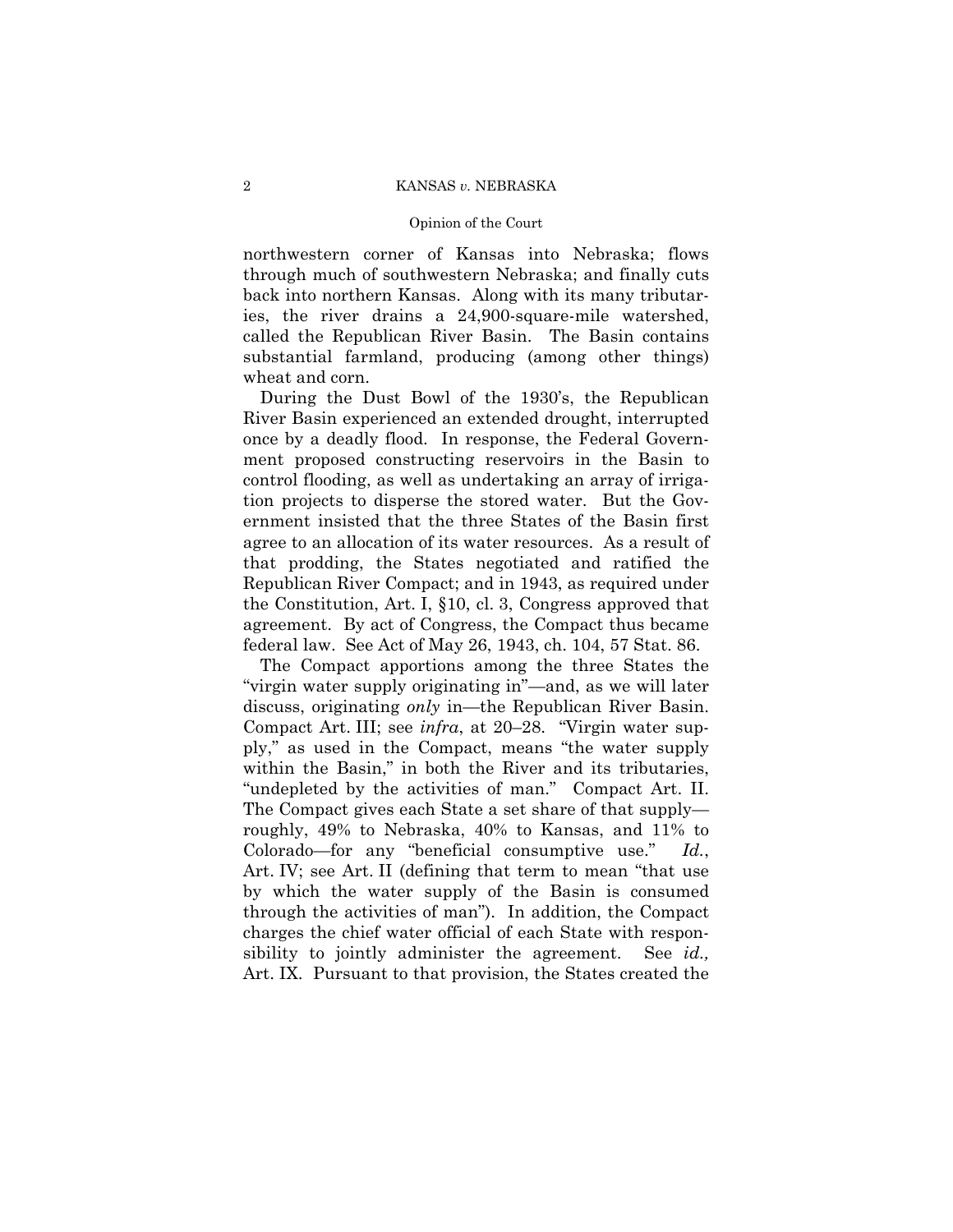northwestern corner of Kansas into Nebraska; flows through much of southwestern Nebraska; and finally cuts back into northern Kansas. Along with its many tributaries, the river drains a 24,900-square-mile watershed, called the Republican River Basin. The Basin contains substantial farmland, producing (among other things) wheat and corn.

During the Dust Bowl of the 1930's, the Republican River Basin experienced an extended drought, interrupted once by a deadly flood. In response, the Federal Government proposed constructing reservoirs in the Basin to control flooding, as well as undertaking an array of irrigation projects to disperse the stored water. But the Government insisted that the three States of the Basin first agree to an allocation of its water resources. As a result of that prodding, the States negotiated and ratified the Republican River Compact; and in 1943, as required under the Constitution, Art. I, §10, cl. 3, Congress approved that agreement. By act of Congress, the Compact thus became federal law. See Act of May 26, 1943, ch. 104, 57 Stat. 86.

The Compact apportions among the three States the "virgin water supply originating in"—and, as we will later discuss, originating *only* in—the Republican River Basin. Compact Art. III; see *infra*, at 20–28. "Virgin water supply," as used in the Compact, means "the water supply within the Basin," in both the River and its tributaries, "undepleted by the activities of man." Compact Art. II. The Compact gives each State a set share of that supply—roughly, 49% to Nebraska, 40% to Kansas, and 11% to Colorado—for any "beneficial consumptive use." *Id.*, Art. IV; see Art. II (defining that term to mean "that use by which the water supply of the Basin is consumed through the activities of man"). In addition, the Compact charges the chief water official of each State with responsibility to jointly administer the agreement. See *id.,* Art. IX. Pursuant to that provision, the States created the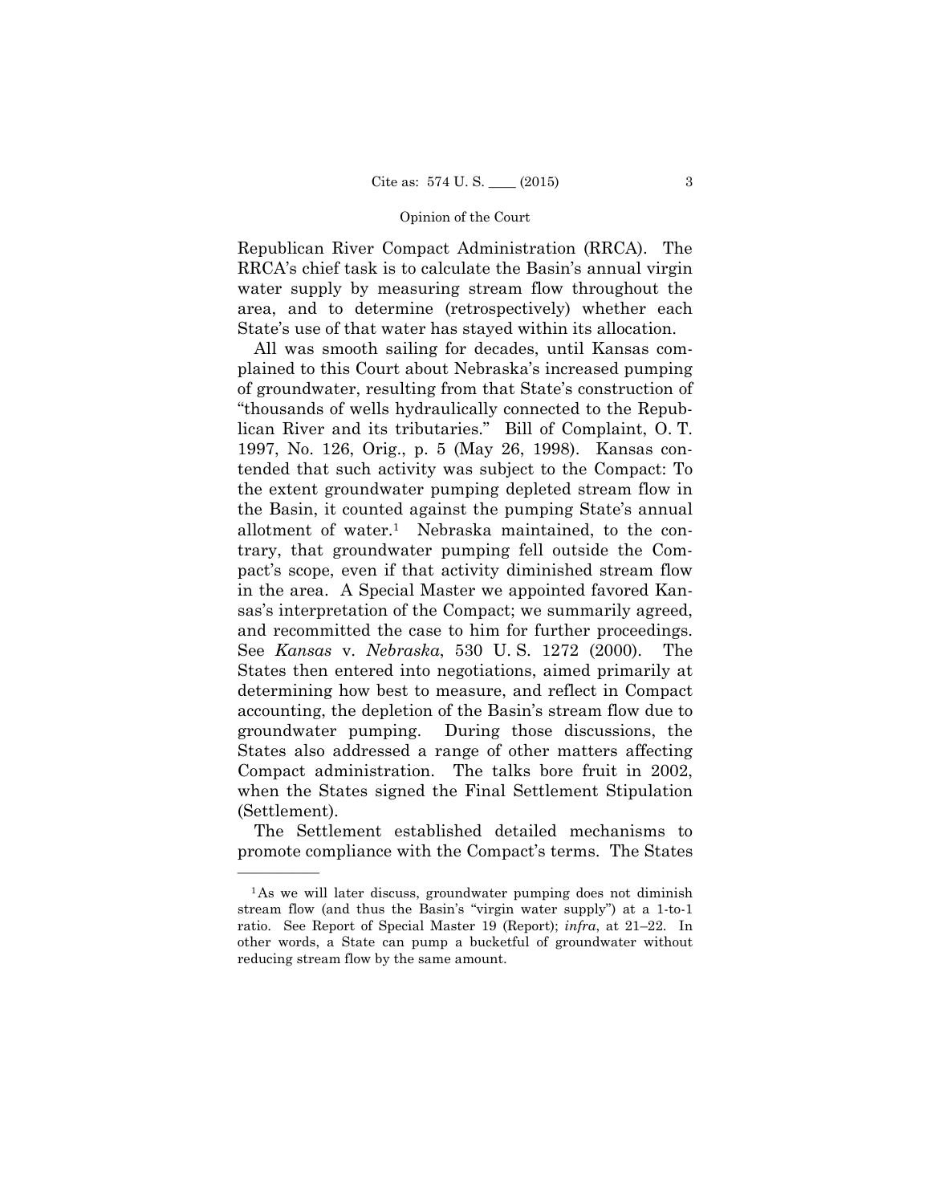Republican River Compact Administration (RRCA). The RRCA's chief task is to calculate the Basin's annual virgin water supply by measuring stream flow throughout the area, and to determine (retrospectively) whether each State's use of that water has stayed within its allocation.

All was smooth sailing for decades, until Kansas complained to this Court about Nebraska's increased pumping of groundwater, resulting from that State's construction of "thousands of wells hydraulically connected to the Republican River and its tributaries." Bill of Complaint, O. T. 1997, No. 126, Orig., p. 5 (May 26, 1998). Kansas contended that such activity was subject to the Compact: To the extent groundwater pumping depleted stream flow in the Basin, it counted against the pumping State's annual allotment of water.[1] Nebraska maintained, to the contrary, that groundwater pumping fell outside the Compact's scope, even if that activity diminished stream flow in the area. A Special Master we appointed favored Kansas's interpretation of the Compact; we summarily agreed, and recommitted the case to him for further proceedings. See *Kansas* v. *Nebraska*, 530 U. S. 1272 (2000). The States then entered into negotiations, aimed primarily at determining how best to measure, and reflect in Compact accounting, the depletion of the Basin's stream flow due to groundwater pumping. During those discussions, the States also addressed a range of other matters affecting Compact administration. The talks bore fruit in 2002, when the States signed the Final Settlement Stipulation (Settlement).

The Settlement established detailed mechanisms to promote compliance with the Compact's terms. The States

---

[1] As we will later discuss, groundwater pumping does not diminish stream flow (and thus the Basin's "virgin water supply") at a 1-to-1 ratio. See Report of Special Master 19 (Report); *infra*, at 21–22. In other words, a State can pump a bucketful of groundwater without reducing stream flow by the same amount.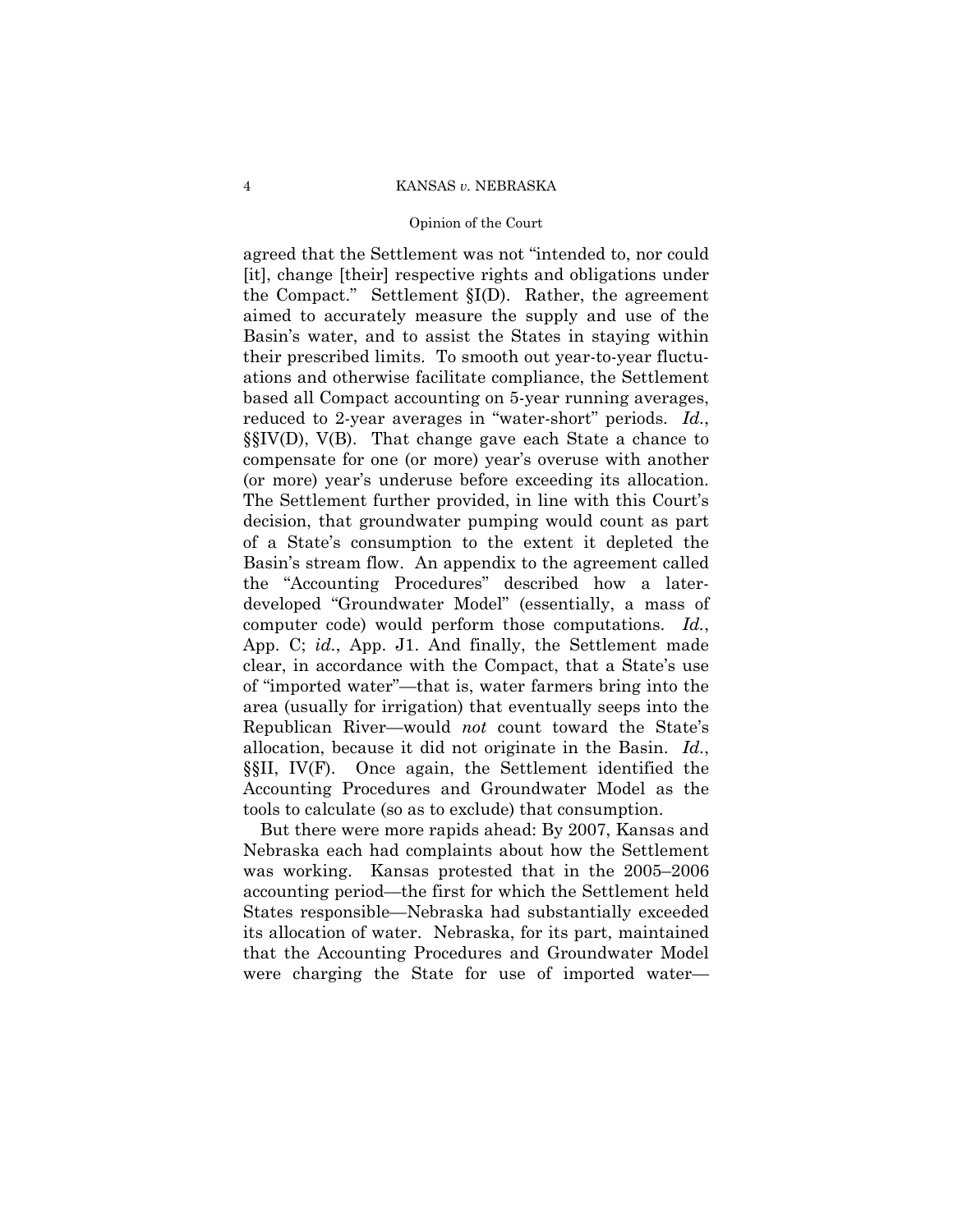agreed that the Settlement was not "intended to, nor could [it], change [their] respective rights and obligations under the Compact." Settlement §I(D). Rather, the agreement aimed to accurately measure the supply and use of the Basin's water, and to assist the States in staying within their prescribed limits. To smooth out year-to-year fluctuations and otherwise facilitate compliance, the Settlement based all Compact accounting on 5-year running averages, reduced to 2-year averages in "water-short" periods. *Id.*, §§IV(D), V(B). That change gave each State a chance to compensate for one (or more) year's overuse with another (or more) year's underuse before exceeding its allocation. The Settlement further provided, in line with this Court's decision, that groundwater pumping would count as part of a State's consumption to the extent it depleted the Basin's stream flow. An appendix to the agreement called the "Accounting Procedures" described how a later-developed "Groundwater Model" (essentially, a mass of computer code) would perform those computations. *Id.*, App. C; *id.*, App. J1. And finally, the Settlement made clear, in accordance with the Compact, that a State's use of "imported water"—that is, water farmers bring into the area (usually for irrigation) that eventually seeps into the Republican River—would *not* count toward the State's allocation, because it did not originate in the Basin. *Id.*, §§II, IV(F). Once again, the Settlement identified the Accounting Procedures and Groundwater Model as the tools to calculate (so as to exclude) that consumption.

But there were more rapids ahead: By 2007, Kansas and Nebraska each had complaints about how the Settlement was working. Kansas protested that in the 2005–2006 accounting period—the first for which the Settlement held States responsible—Nebraska had substantially exceeded its allocation of water. Nebraska, for its part, maintained that the Accounting Procedures and Groundwater Model were charging the State for use of imported water—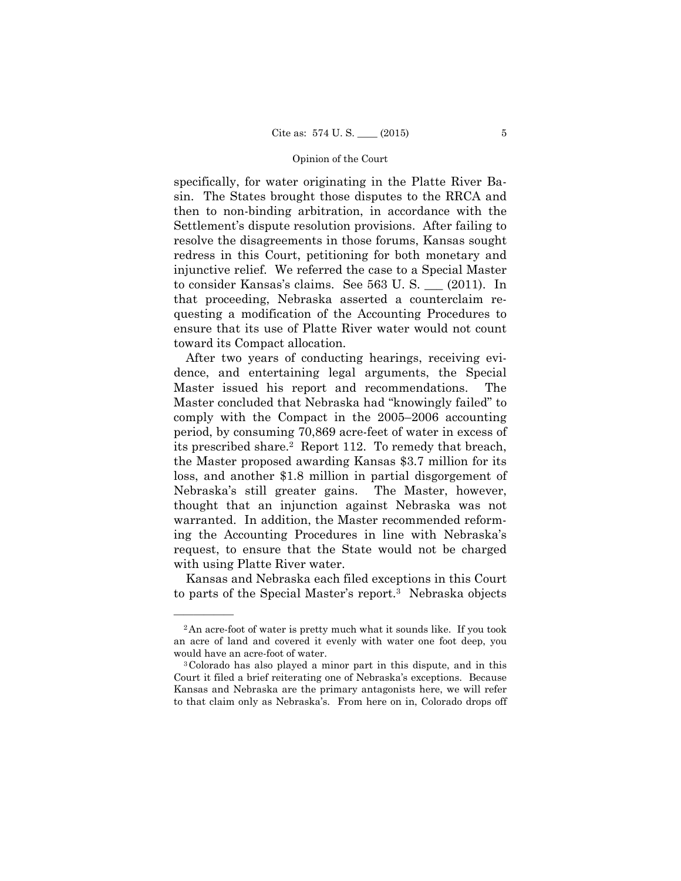specifically, for water originating in the Platte River Basin. The States brought those disputes to the RRCA and then to non-binding arbitration, in accordance with the Settlement's dispute resolution provisions. After failing to resolve the disagreements in those forums, Kansas sought redress in this Court, petitioning for both monetary and injunctive relief. We referred the case to a Special Master to consider Kansas's claims. See 563 U. S. ___ (2011). In that proceeding, Nebraska asserted a counterclaim requesting a modification of the Accounting Procedures to ensure that its use of Platte River water would not count toward its Compact allocation.

After two years of conducting hearings, receiving evidence, and entertaining legal arguments, the Special Master issued his report and recommendations. The Master concluded that Nebraska had "knowingly failed" to comply with the Compact in the 2005–2006 accounting period, by consuming 70,869 acre-feet of water in excess of its prescribed share.[2] Report 112. To remedy that breach, the Master proposed awarding Kansas $3.7 million for its loss, and another $1.8 million in partial disgorgement of Nebraska's still greater gains. The Master, however, thought that an injunction against Nebraska was not warranted. In addition, the Master recommended reforming the Accounting Procedures in line with Nebraska's request, to ensure that the State would not be charged with using Platte River water.

Kansas and Nebraska each filed exceptions in this Court to parts of the Special Master's report.[3] Nebraska objects

---

[2] An acre-foot of water is pretty much what it sounds like. If you took an acre of land and covered it evenly with water one foot deep, you would have an acre-foot of water.

[3] Colorado has also played a minor part in this dispute, and in this Court it filed a brief reiterating one of Nebraska's exceptions. Because Kansas and Nebraska are the primary antagonists here, we will refer to that claim only as Nebraska's. From here on in, Colorado drops off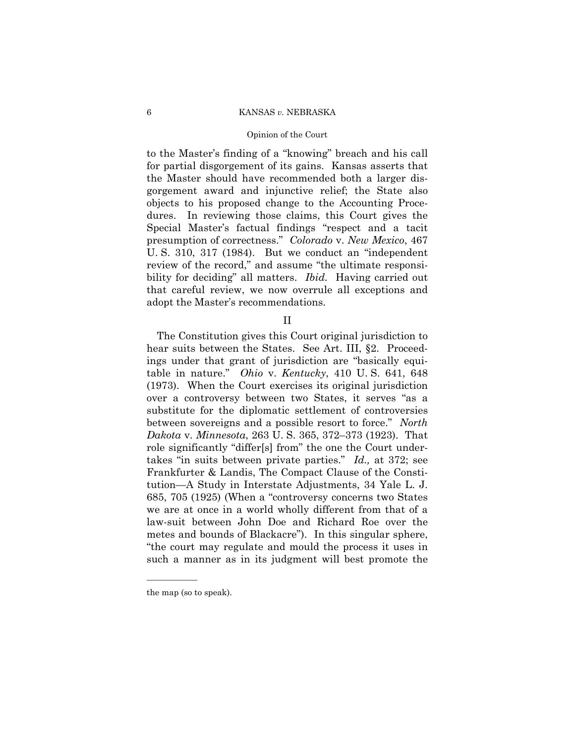to the Master's finding of a "knowing" breach and his call for partial disgorgement of its gains. Kansas asserts that the Master should have recommended both a larger disgorgement award and injunctive relief; the State also objects to his proposed change to the Accounting Procedures. In reviewing those claims, this Court gives the Special Master's factual findings "respect and a tacit presumption of correctness." *Colorado* v. *New Mexico*, 467 U. S. 310, 317 (1984). But we conduct an "independent review of the record," and assume "the ultimate responsibility for deciding" all matters. *Ibid.* Having carried out that careful review, we now overrule all exceptions and adopt the Master's recommendations.

## II

The Constitution gives this Court original jurisdiction to hear suits between the States. See Art. III, §2. Proceedings under that grant of jurisdiction are "basically equitable in nature." *Ohio* v. *Kentucky*, 410 U. S. 641, 648 (1973). When the Court exercises its original jurisdiction over a controversy between two States, it serves "as a substitute for the diplomatic settlement of controversies between sovereigns and a possible resort to force." *North Dakota* v. *Minnesota*, 263 U. S. 365, 372–373 (1923). That role significantly "differ[s] from" the one the Court undertakes "in suits between private parties." *Id.,* at 372; see Frankfurter & Landis, The Compact Clause of the Constitution—A Study in Interstate Adjustments, 34 Yale L. J. 685, 705 (1925) (When a "controversy concerns two States we are at once in a world wholly different from that of a law-suit between John Doe and Richard Roe over the metes and bounds of Blackacre"). In this singular sphere, "the court may regulate and mould the process it uses in such a manner as in its judgment will best promote the

---

the map (so to speak).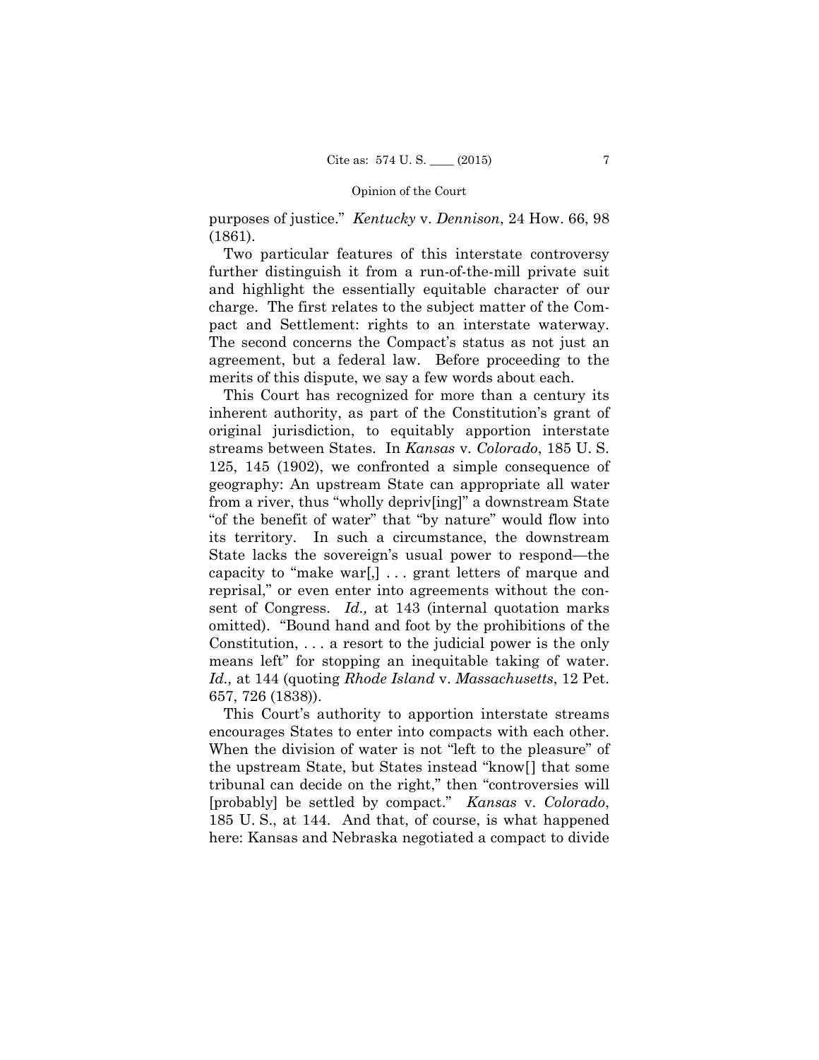purposes of justice." *Kentucky* v. *Dennison*, 24 How. 66, 98 (1861).

Two particular features of this interstate controversy further distinguish it from a run-of-the-mill private suit and highlight the essentially equitable character of our charge. The first relates to the subject matter of the Compact and Settlement: rights to an interstate waterway. The second concerns the Compact's status as not just an agreement, but a federal law. Before proceeding to the merits of this dispute, we say a few words about each.

This Court has recognized for more than a century its inherent authority, as part of the Constitution's grant of original jurisdiction, to equitably apportion interstate streams between States. In *Kansas* v. *Colorado*, 185 U. S. 125, 145 (1902), we confronted a simple consequence of geography: An upstream State can appropriate all water from a river, thus "wholly depriv[ing]" a downstream State "of the benefit of water" that "by nature" would flow into its territory. In such a circumstance, the downstream State lacks the sovereign's usual power to respond—the capacity to "make war[,] . . . grant letters of marque and reprisal," or even enter into agreements without the consent of Congress. *Id.,* at 143 (internal quotation marks omitted). "Bound hand and foot by the prohibitions of the Constitution, . . . a resort to the judicial power is the only means left" for stopping an inequitable taking of water. *Id.,* at 144 (quoting *Rhode Island* v. *Massachusetts*, 12 Pet. 657, 726 (1838)).

This Court's authority to apportion interstate streams encourages States to enter into compacts with each other. When the division of water is not "left to the pleasure" of the upstream State, but States instead "know[] that some tribunal can decide on the right," then "controversies will [probably] be settled by compact." *Kansas* v. *Colorado*, 185 U. S., at 144. And that, of course, is what happened here: Kansas and Nebraska negotiated a compact to divide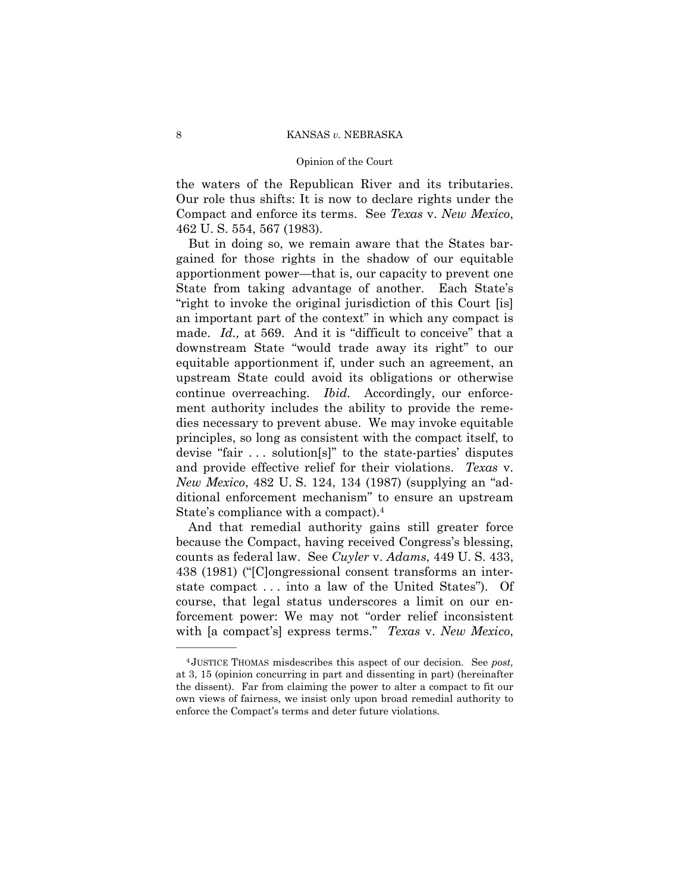the waters of the Republican River and its tributaries. Our role thus shifts: It is now to declare rights under the Compact and enforce its terms. See *Texas* v. *New Mexico*, 462 U. S. 554, 567 (1983).

But in doing so, we remain aware that the States bargained for those rights in the shadow of our equitable apportionment power—that is, our capacity to prevent one State from taking advantage of another. Each State's "right to invoke the original jurisdiction of this Court [is] an important part of the context" in which any compact is made. *Id.,* at 569. And it is "difficult to conceive" that a downstream State "would trade away its right" to our equitable apportionment if, under such an agreement, an upstream State could avoid its obligations or otherwise continue overreaching. *Ibid.* Accordingly, our enforcement authority includes the ability to provide the remedies necessary to prevent abuse. We may invoke equitable principles, so long as consistent with the compact itself, to devise "fair . . . solution[s]" to the state-parties' disputes and provide effective relief for their violations. *Texas* v. *New Mexico*, 482 U. S. 124, 134 (1987) (supplying an "additional enforcement mechanism" to ensure an upstream State's compliance with a compact).[4]

And that remedial authority gains still greater force because the Compact, having received Congress's blessing, counts as federal law. See *Cuyler* v. *Adams*, 449 U. S. 433, 438 (1981) ("[C]ongressional consent transforms an interstate compact . . . into a law of the United States"). Of course, that legal status underscores a limit on our enforcement power: We may not "order relief inconsistent with [a compact's] express terms." *Texas* v. *New Mexico*,

---

[4] JUSTICE THOMAS misdescribes this aspect of our decision. See *post,* at 3, 15 (opinion concurring in part and dissenting in part) (hereinafter the dissent). Far from claiming the power to alter a compact to fit our own views of fairness, we insist only upon broad remedial authority to enforce the Compact's terms and deter future violations.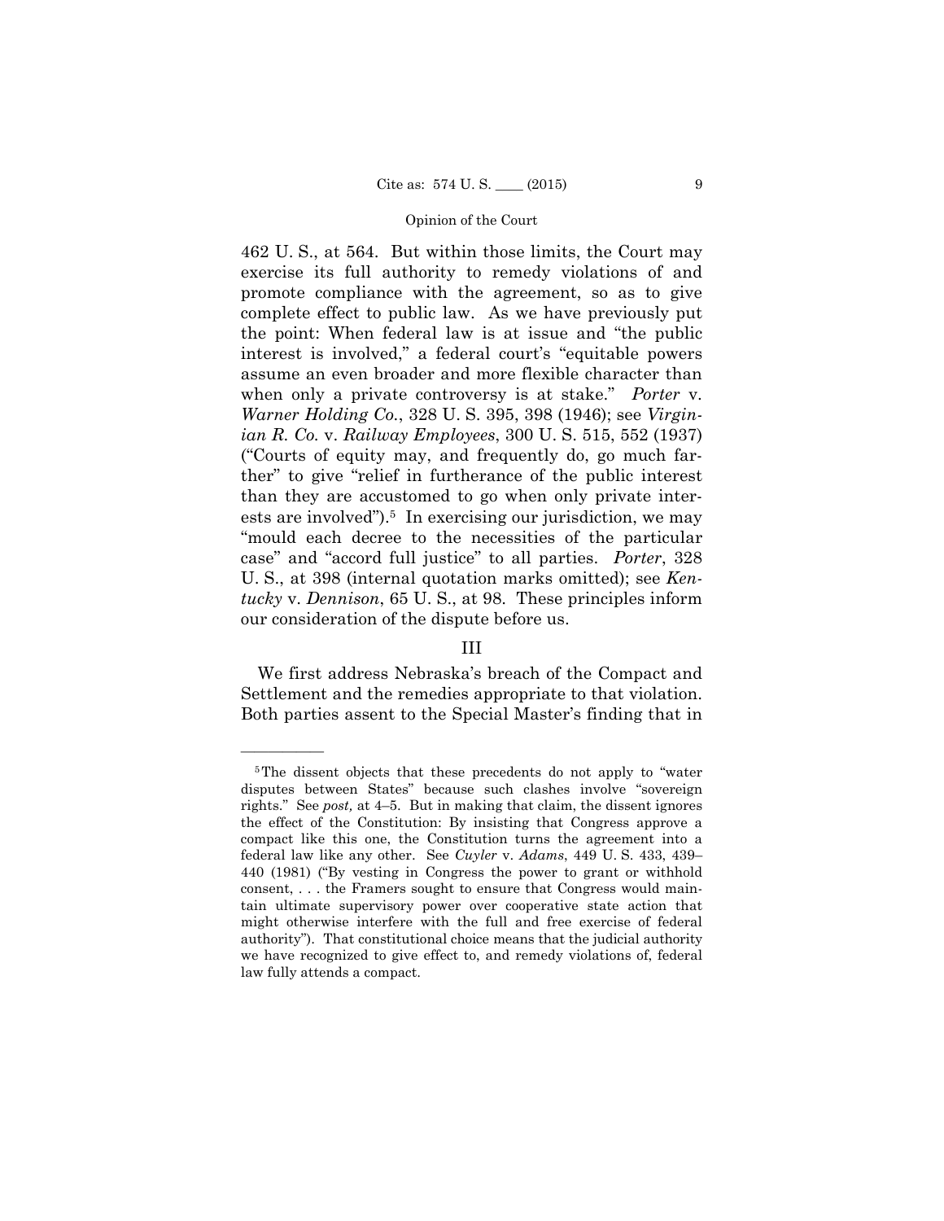462 U. S., at 564. But within those limits, the Court may exercise its full authority to remedy violations of and promote compliance with the agreement, so as to give complete effect to public law. As we have previously put the point: When federal law is at issue and "the public interest is involved," a federal court's "equitable powers assume an even broader and more flexible character than when only a private controversy is at stake." *Porter* v. *Warner Holding Co.*, 328 U. S. 395, 398 (1946); see *Virginian R. Co.* v. *Railway Employees*, 300 U. S. 515, 552 (1937) ("Courts of equity may, and frequently do, go much farther" to give "relief in furtherance of the public interest than they are accustomed to go when only private interests are involved").[5] In exercising our jurisdiction, we may "mould each decree to the necessities of the particular case" and "accord full justice" to all parties. *Porter*, 328 U. S., at 398 (internal quotation marks omitted); see *Kentucky* v. *Dennison*, 65 U. S., at 98. These principles inform our consideration of the dispute before us.

## III

We first address Nebraska's breach of the Compact and Settlement and the remedies appropriate to that violation. Both parties assent to the Special Master's finding that in

---

[5] The dissent objects that these precedents do not apply to "water disputes between States" because such clashes involve "sovereign rights." See *post,* at 4–5. But in making that claim, the dissent ignores the effect of the Constitution: By insisting that Congress approve a compact like this one, the Constitution turns the agreement into a federal law like any other. See *Cuyler* v. *Adams*, 449 U. S. 433, 439–440 (1981) ("By vesting in Congress the power to grant or withhold consent, . . . the Framers sought to ensure that Congress would maintain ultimate supervisory power over cooperative state action that might otherwise interfere with the full and free exercise of federal authority"). That constitutional choice means that the judicial authority we have recognized to give effect to, and remedy violations of, federal law fully attends a compact.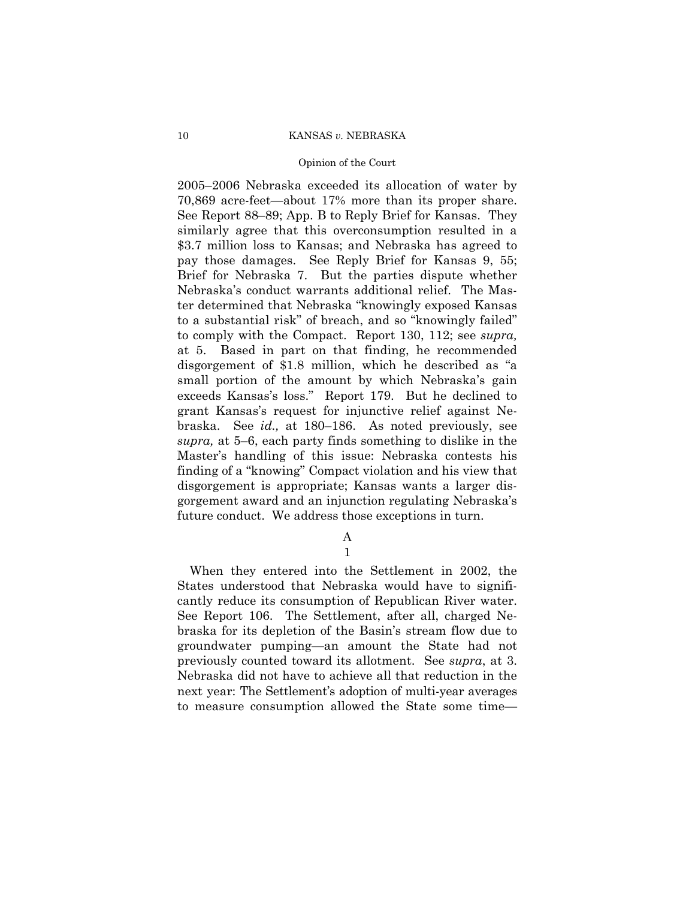2005–2006 Nebraska exceeded its allocation of water by 70,869 acre-feet—about 17% more than its proper share. See Report 88–89; App. B to Reply Brief for Kansas. They similarly agree that this overconsumption resulted in a \$3.7 million loss to Kansas; and Nebraska has agreed to pay those damages. See Reply Brief for Kansas 9, 55; Brief for Nebraska 7. But the parties dispute whether Nebraska's conduct warrants additional relief. The Master determined that Nebraska "knowingly exposed Kansas to a substantial risk" of breach, and so "knowingly failed" to comply with the Compact. Report 130, 112; see *supra,* at 5. Based in part on that finding, he recommended disgorgement of \$1.8 million, which he described as "a small portion of the amount by which Nebraska's gain exceeds Kansas's loss." Report 179. But he declined to grant Kansas's request for injunctive relief against Nebraska. See *id.,* at 180–186. As noted previously, see *supra,* at 5–6, each party finds something to dislike in the Master's handling of this issue: Nebraska contests his finding of a "knowing" Compact violation and his view that disgorgement is appropriate; Kansas wants a larger disgorgement award and an injunction regulating Nebraska's future conduct. We address those exceptions in turn.

### A

#### 1

When they entered into the Settlement in 2002, the States understood that Nebraska would have to significantly reduce its consumption of Republican River water. See Report 106. The Settlement, after all, charged Nebraska for its depletion of the Basin's stream flow due to groundwater pumping—an amount the State had not previously counted toward its allotment. See *supra*, at 3. Nebraska did not have to achieve all that reduction in the next year: The Settlement's adoption of multi-year averages to measure consumption allowed the State some time—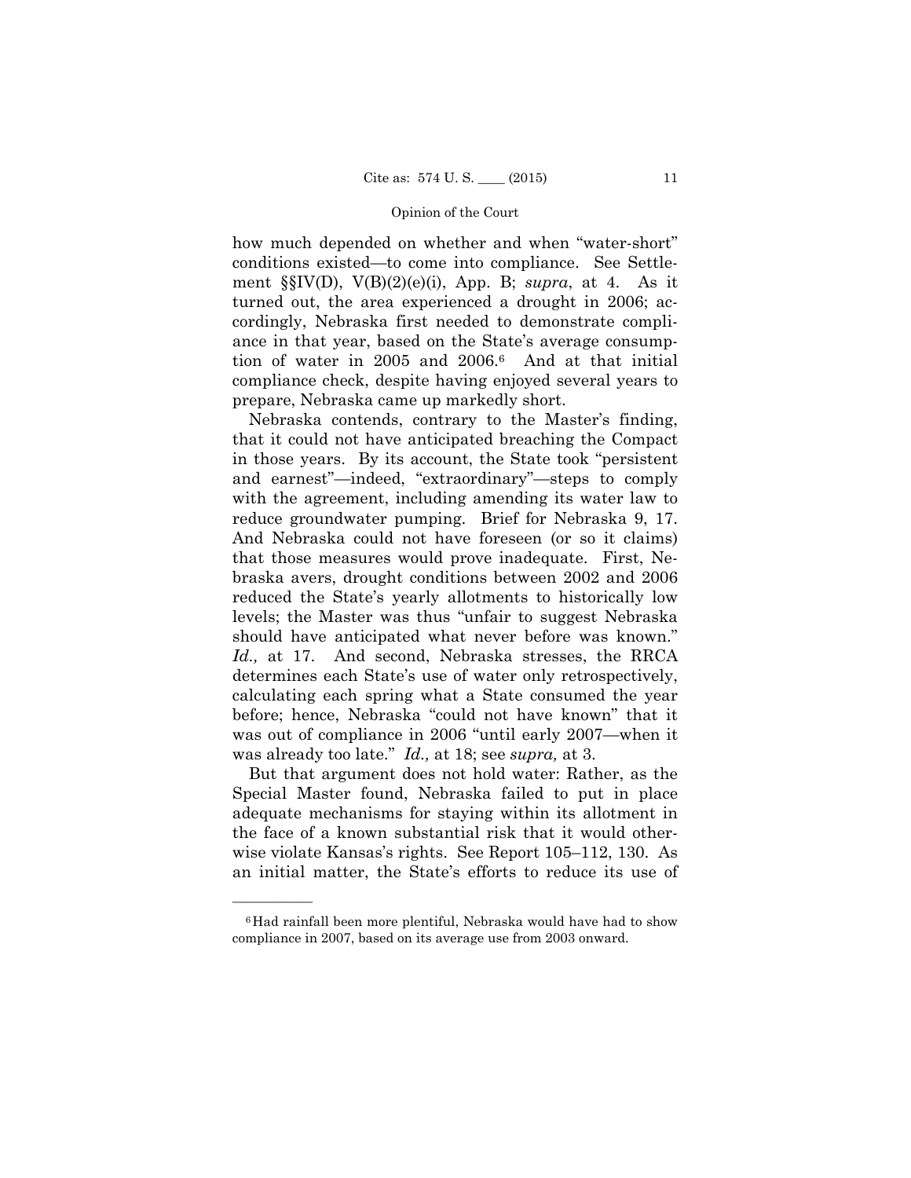how much depended on whether and when "water-short" conditions existed—to come into compliance. See Settlement §§IV(D), V(B)(2)(e)(i), App. B; *supra*, at 4. As it turned out, the area experienced a drought in 2006; accordingly, Nebraska first needed to demonstrate compliance in that year, based on the State's average consumption of water in 2005 and 2006.[6] And at that initial compliance check, despite having enjoyed several years to prepare, Nebraska came up markedly short.

Nebraska contends, contrary to the Master's finding, that it could not have anticipated breaching the Compact in those years. By its account, the State took "persistent and earnest"—indeed, "extraordinary"—steps to comply with the agreement, including amending its water law to reduce groundwater pumping. Brief for Nebraska 9, 17. And Nebraska could not have foreseen (or so it claims) that those measures would prove inadequate. First, Nebraska avers, drought conditions between 2002 and 2006 reduced the State's yearly allotments to historically low levels; the Master was thus "unfair to suggest Nebraska should have anticipated what never before was known." *Id.,* at 17. And second, Nebraska stresses, the RRCA determines each State's use of water only retrospectively, calculating each spring what a State consumed the year before; hence, Nebraska "could not have known" that it was out of compliance in 2006 "until early 2007—when it was already too late." *Id.,* at 18; see *supra,* at 3.

But that argument does not hold water: Rather, as the Special Master found, Nebraska failed to put in place adequate mechanisms for staying within its allotment in the face of a known substantial risk that it would otherwise violate Kansas's rights. See Report 105–112, 130. As an initial matter, the State's efforts to reduce its use of

---

[6] Had rainfall been more plentiful, Nebraska would have had to show compliance in 2007, based on its average use from 2003 onward.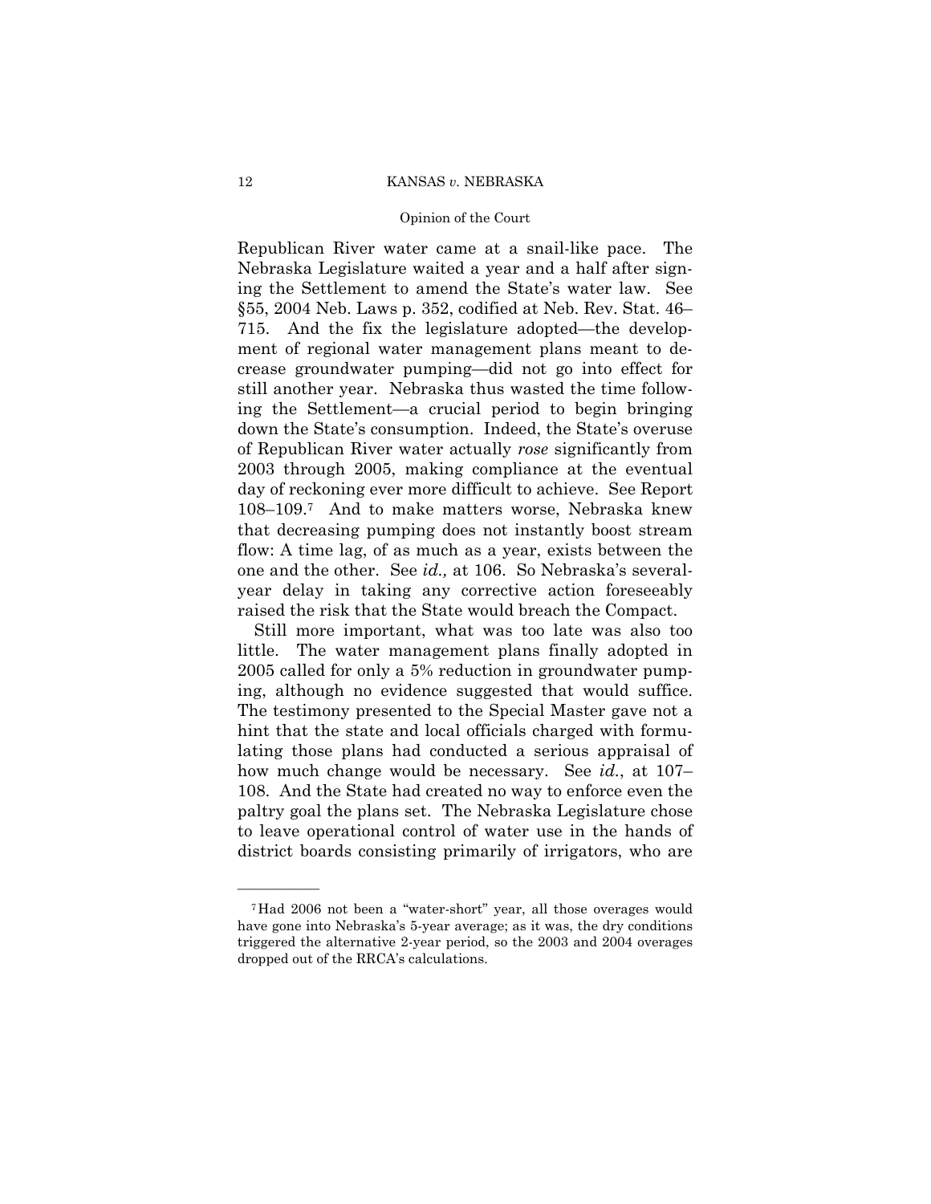Republican River water came at a snail-like pace. The Nebraska Legislature waited a year and a half after signing the Settlement to amend the State's water law. See §55, 2004 Neb. Laws p. 352, codified at Neb. Rev. Stat. 46–715. And the fix the legislature adopted—the development of regional water management plans meant to decrease groundwater pumping—did not go into effect for still another year. Nebraska thus wasted the time following the Settlement—a crucial period to begin bringing down the State's consumption. Indeed, the State's overuse of Republican River water actually *rose* significantly from 2003 through 2005, making compliance at the eventual day of reckoning ever more difficult to achieve. See Report 108–109.[7] And to make matters worse, Nebraska knew that decreasing pumping does not instantly boost stream flow: A time lag, of as much as a year, exists between the one and the other. See *id.,* at 106. So Nebraska's several-year delay in taking any corrective action foreseeably raised the risk that the State would breach the Compact.

Still more important, what was too late was also too little. The water management plans finally adopted in 2005 called for only a 5% reduction in groundwater pumping, although no evidence suggested that would suffice. The testimony presented to the Special Master gave not a hint that the state and local officials charged with formulating those plans had conducted a serious appraisal of how much change would be necessary. See *id.*, at 107–108. And the State had created no way to enforce even the paltry goal the plans set. The Nebraska Legislature chose to leave operational control of water use in the hands of district boards consisting primarily of irrigators, who are

---

[7] Had 2006 not been a "water-short" year, all those overages would have gone into Nebraska's 5-year average; as it was, the dry conditions triggered the alternative 2-year period, so the 2003 and 2004 overages dropped out of the RRCA's calculations.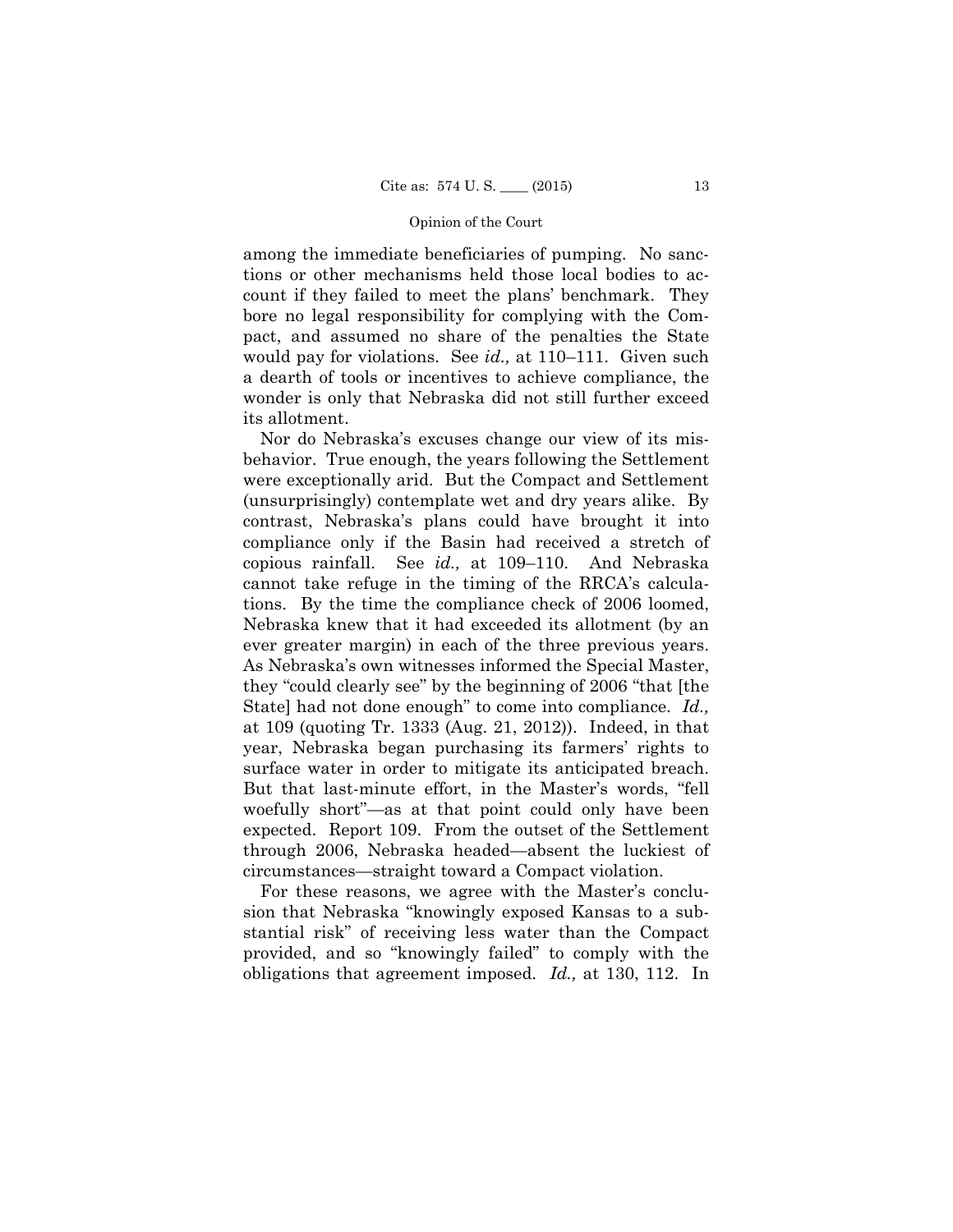among the immediate beneficiaries of pumping. No sanctions or other mechanisms held those local bodies to account if they failed to meet the plans' benchmark. They bore no legal responsibility for complying with the Compact, and assumed no share of the penalties the State would pay for violations. See *id.,* at 110–111. Given such a dearth of tools or incentives to achieve compliance, the wonder is only that Nebraska did not still further exceed its allotment.

Nor do Nebraska's excuses change our view of its misbehavior. True enough, the years following the Settlement were exceptionally arid. But the Compact and Settlement (unsurprisingly) contemplate wet and dry years alike. By contrast, Nebraska's plans could have brought it into compliance only if the Basin had received a stretch of copious rainfall. See *id.,* at 109–110. And Nebraska cannot take refuge in the timing of the RRCA's calculations. By the time the compliance check of 2006 loomed, Nebraska knew that it had exceeded its allotment (by an ever greater margin) in each of the three previous years. As Nebraska's own witnesses informed the Special Master, they "could clearly see" by the beginning of 2006 "that [the State] had not done enough" to come into compliance. *Id.,* at 109 (quoting Tr. 1333 (Aug. 21, 2012)). Indeed, in that year, Nebraska began purchasing its farmers' rights to surface water in order to mitigate its anticipated breach. But that last-minute effort, in the Master's words, "fell woefully short"—as at that point could only have been expected. Report 109. From the outset of the Settlement through 2006, Nebraska headed—absent the luckiest of circumstances—straight toward a Compact violation.

For these reasons, we agree with the Master's conclusion that Nebraska "knowingly exposed Kansas to a substantial risk" of receiving less water than the Compact provided, and so "knowingly failed" to comply with the obligations that agreement imposed. *Id.,* at 130, 112. In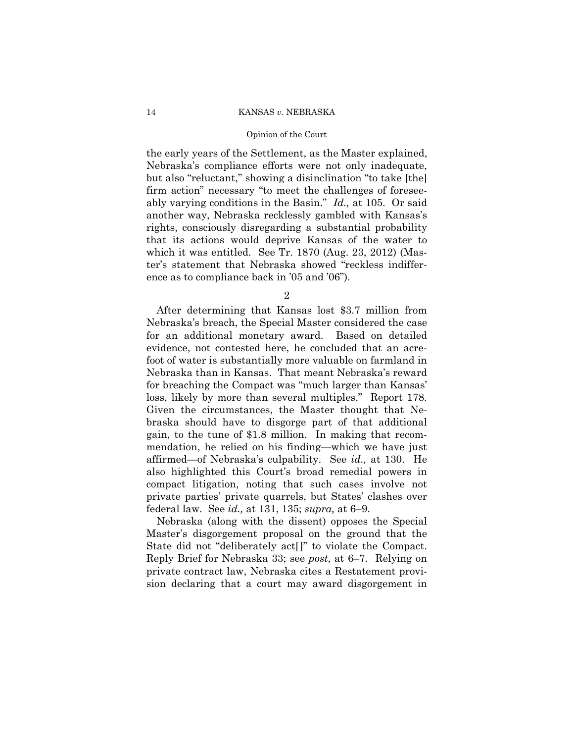the early years of the Settlement, as the Master explained, Nebraska's compliance efforts were not only inadequate, but also "reluctant," showing a disinclination "to take [the] firm action" necessary "to meet the challenges of foreseeably varying conditions in the Basin." *Id.,* at 105. Or said another way, Nebraska recklessly gambled with Kansas's rights, consciously disregarding a substantial probability that its actions would deprive Kansas of the water to which it was entitled. See Tr. 1870 (Aug. 23, 2012) (Master's statement that Nebraska showed "reckless indifference as to compliance back in '05 and '06").

2

After determining that Kansas lost $3.7 million from Nebraska's breach, the Special Master considered the case for an additional monetary award. Based on detailed evidence, not contested here, he concluded that an acre-foot of water is substantially more valuable on farmland in Nebraska than in Kansas. That meant Nebraska's reward for breaching the Compact was "much larger than Kansas' loss, likely by more than several multiples." Report 178. Given the circumstances, the Master thought that Nebraska should have to disgorge part of that additional gain, to the tune of $1.8 million. In making that recommendation, he relied on his finding—which we have just affirmed—of Nebraska's culpability. See *id.,* at 130. He also highlighted this Court's broad remedial powers in compact litigation, noting that such cases involve not private parties' private quarrels, but States' clashes over federal law. See *id.,* at 131, 135; *supra,* at 6–9.

Nebraska (along with the dissent) opposes the Special Master's disgorgement proposal on the ground that the State did not "deliberately act[]" to violate the Compact. Reply Brief for Nebraska 33; see *post*, at 6–7. Relying on private contract law, Nebraska cites a Restatement provision declaring that a court may award disgorgement in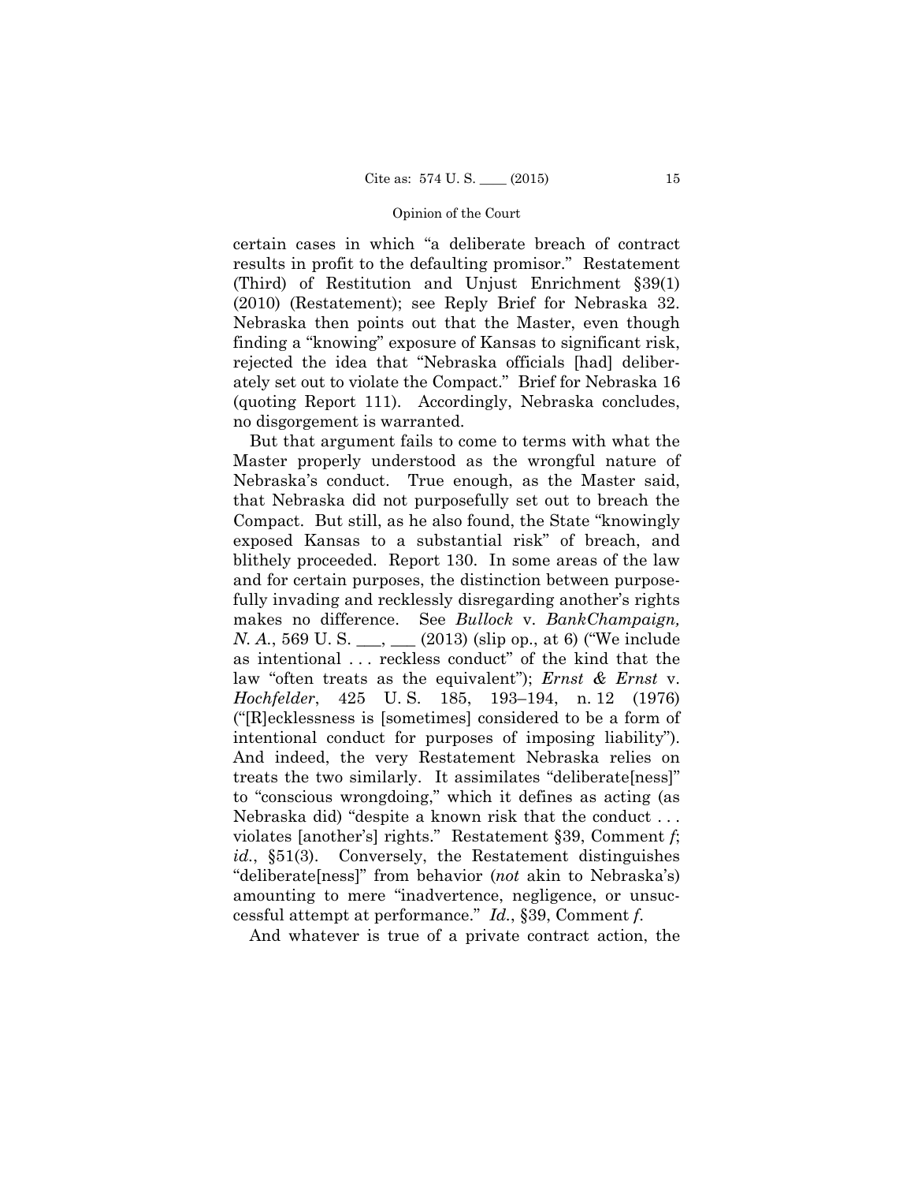certain cases in which "a deliberate breach of contract results in profit to the defaulting promisor." Restatement (Third) of Restitution and Unjust Enrichment §39(1) (2010) (Restatement); see Reply Brief for Nebraska 32. Nebraska then points out that the Master, even though finding a "knowing" exposure of Kansas to significant risk, rejected the idea that "Nebraska officials [had] deliberately set out to violate the Compact." Brief for Nebraska 16 (quoting Report 111). Accordingly, Nebraska concludes, no disgorgement is warranted.

But that argument fails to come to terms with what the Master properly understood as the wrongful nature of Nebraska's conduct. True enough, as the Master said, that Nebraska did not purposefully set out to breach the Compact. But still, as he also found, the State "knowingly exposed Kansas to a substantial risk" of breach, and blithely proceeded. Report 130. In some areas of the law and for certain purposes, the distinction between purposefully invading and recklessly disregarding another's rights makes no difference. See *Bullock* v. *BankChampaign, N. A.*, 569 U. S. \_\_\_, \_\_\_ (2013) (slip op., at 6) ("We include as intentional . . . reckless conduct" of the kind that the law "often treats as the equivalent"); *Ernst & Ernst* v. *Hochfelder*, 425 U. S. 185, 193–194, n. 12 (1976) ("[R]ecklessness is [sometimes] considered to be a form of intentional conduct for purposes of imposing liability"). And indeed, the very Restatement Nebraska relies on treats the two similarly. It assimilates "deliberate[ness]" to "conscious wrongdoing," which it defines as acting (as Nebraska did) "despite a known risk that the conduct . . . violates [another's] rights." Restatement §39, Comment *f*; *id.*, §51(3). Conversely, the Restatement distinguishes "deliberate[ness]" from behavior (*not* akin to Nebraska's) amounting to mere "inadvertence, negligence, or unsuccessful attempt at performance." *Id.*, §39, Comment *f*.

And whatever is true of a private contract action, the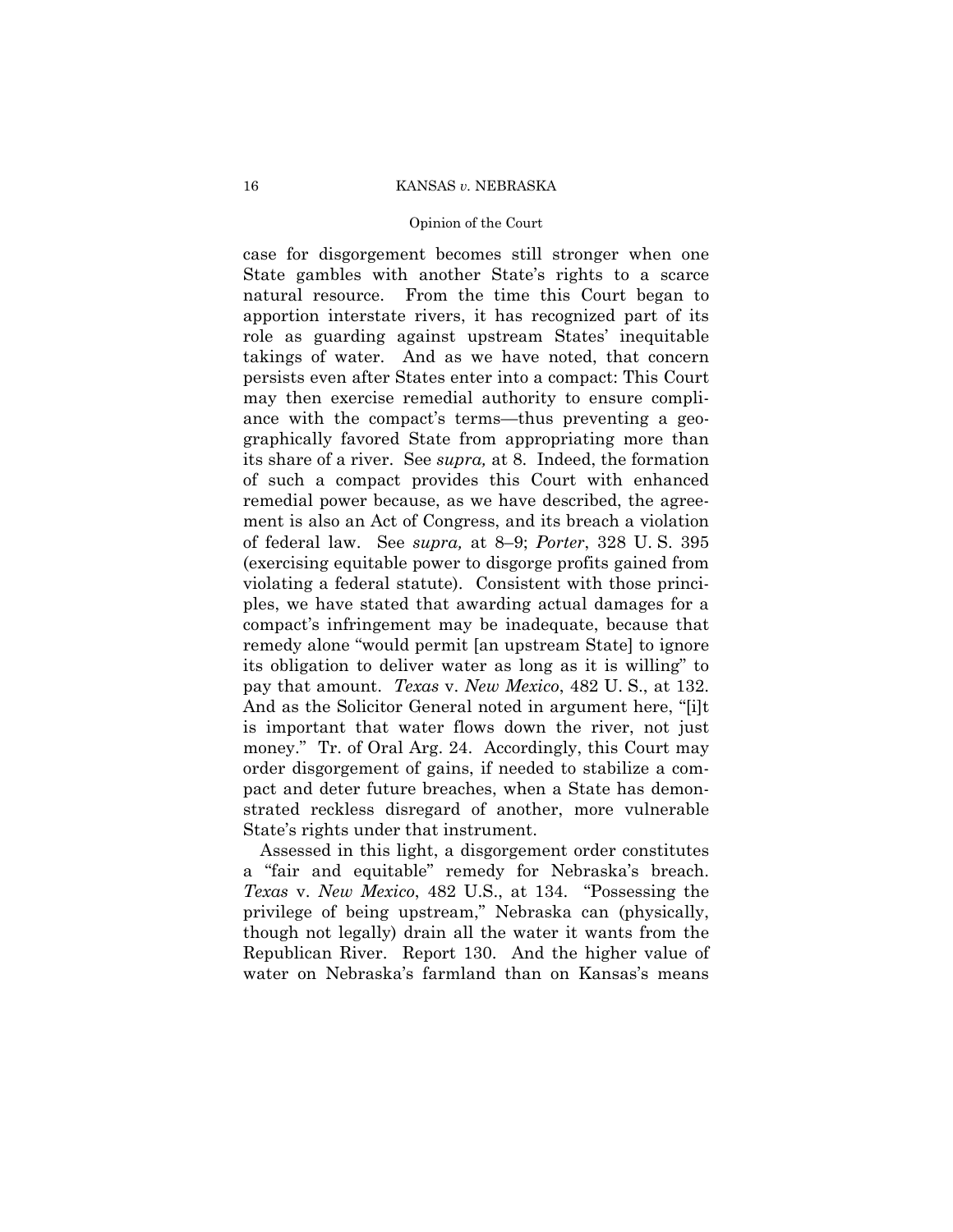case for disgorgement becomes still stronger when one State gambles with another State's rights to a scarce natural resource. From the time this Court began to apportion interstate rivers, it has recognized part of its role as guarding against upstream States' inequitable takings of water. And as we have noted, that concern persists even after States enter into a compact: This Court may then exercise remedial authority to ensure compliance with the compact's terms—thus preventing a geographically favored State from appropriating more than its share of a river. See *supra,* at 8. Indeed, the formation of such a compact provides this Court with enhanced remedial power because, as we have described, the agreement is also an Act of Congress, and its breach a violation of federal law. See *supra,* at 8–9; *Porter*, 328 U. S. 395 (exercising equitable power to disgorge profits gained from violating a federal statute). Consistent with those principles, we have stated that awarding actual damages for a compact's infringement may be inadequate, because that remedy alone "would permit [an upstream State] to ignore its obligation to deliver water as long as it is willing" to pay that amount. *Texas* v. *New Mexico*, 482 U. S., at 132. And as the Solicitor General noted in argument here, "[i]t is important that water flows down the river, not just money." Tr. of Oral Arg. 24. Accordingly, this Court may order disgorgement of gains, if needed to stabilize a compact and deter future breaches, when a State has demonstrated reckless disregard of another, more vulnerable State's rights under that instrument.

Assessed in this light, a disgorgement order constitutes a "fair and equitable" remedy for Nebraska's breach. *Texas* v. *New Mexico*, 482 U.S., at 134. "Possessing the privilege of being upstream," Nebraska can (physically, though not legally) drain all the water it wants from the Republican River. Report 130. And the higher value of water on Nebraska's farmland than on Kansas's means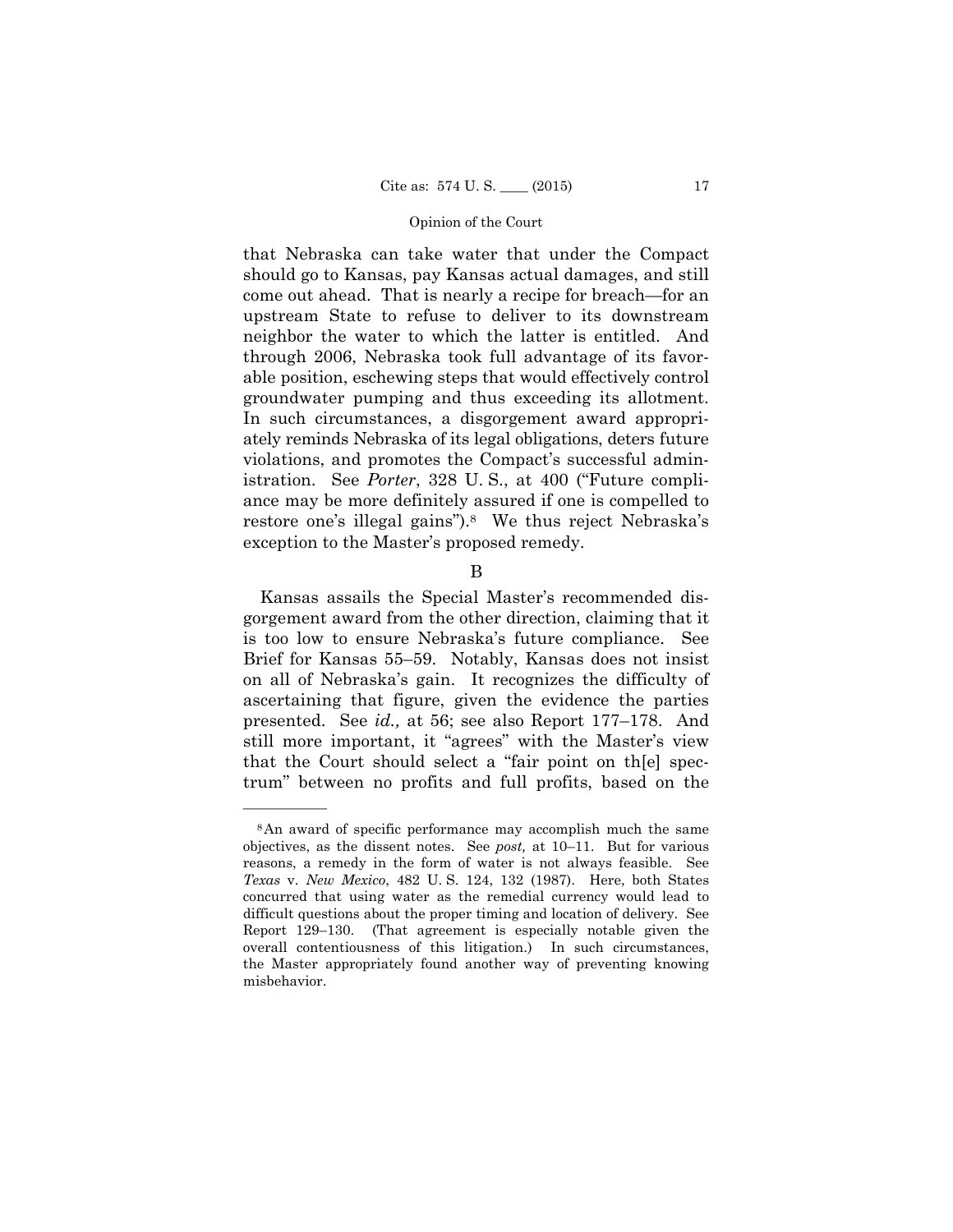that Nebraska can take water that under the Compact should go to Kansas, pay Kansas actual damages, and still come out ahead. That is nearly a recipe for breach—for an upstream State to refuse to deliver to its downstream neighbor the water to which the latter is entitled. And through 2006, Nebraska took full advantage of its favorable position, eschewing steps that would effectively control groundwater pumping and thus exceeding its allotment. In such circumstances, a disgorgement award appropriately reminds Nebraska of its legal obligations, deters future violations, and promotes the Compact's successful administration. See *Porter*, 328 U. S., at 400 ("Future compliance may be more definitely assured if one is compelled to restore one's illegal gains").[8] We thus reject Nebraska's exception to the Master's proposed remedy.

B

Kansas assails the Special Master's recommended disgorgement award from the other direction, claiming that it is too low to ensure Nebraska's future compliance. See Brief for Kansas 55–59. Notably, Kansas does not insist on all of Nebraska's gain. It recognizes the difficulty of ascertaining that figure, given the evidence the parties presented. See *id.,* at 56; see also Report 177–178. And still more important, it "agrees" with the Master's view that the Court should select a "fair point on th[e] spectrum" between no profits and full profits, based on the

———————

[8] An award of specific performance may accomplish much the same objectives, as the dissent notes. See *post,* at 10–11. But for various reasons, a remedy in the form of water is not always feasible. See *Texas* v. *New Mexico*, 482 U. S. 124, 132 (1987). Here, both States concurred that using water as the remedial currency would lead to difficult questions about the proper timing and location of delivery. See Report 129–130. (That agreement is especially notable given the overall contentiousness of this litigation.) In such circumstances, the Master appropriately found another way of preventing knowing misbehavior.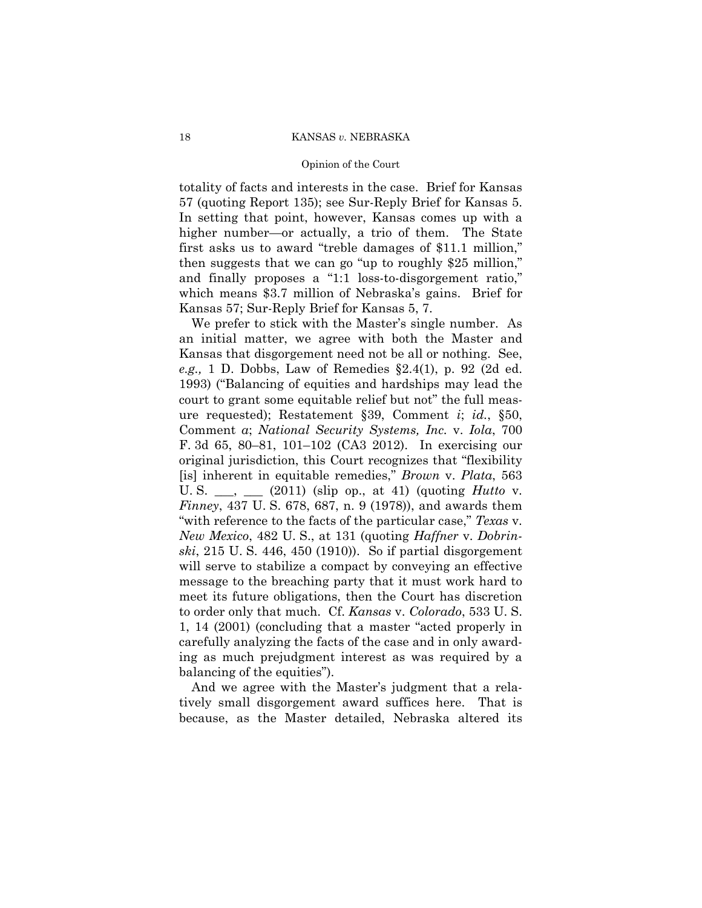totality of facts and interests in the case. Brief for Kansas 57 (quoting Report 135); see Sur-Reply Brief for Kansas 5. In setting that point, however, Kansas comes up with a higher number—or actually, a trio of them. The State first asks us to award "treble damages of $11.1 million," then suggests that we can go "up to roughly $25 million," and finally proposes a "1:1 loss-to-disgorgement ratio," which means $3.7 million of Nebraska's gains. Brief for Kansas 57; Sur-Reply Brief for Kansas 5, 7.

We prefer to stick with the Master's single number. As an initial matter, we agree with both the Master and Kansas that disgorgement need not be all or nothing. See, *e.g.,* 1 D. Dobbs, Law of Remedies §2.4(1), p. 92 (2d ed. 1993) ("Balancing of equities and hardships may lead the court to grant some equitable relief but not" the full measure requested); Restatement §39, Comment *i*; *id.*, §50, Comment *a*; *National Security Systems, Inc.* v. *Iola*, 700 F. 3d 65, 80–81, 101–102 (CA3 2012). In exercising our original jurisdiction, this Court recognizes that "flexibility [is] inherent in equitable remedies," *Brown* v. *Plata*, 563 U. S. ___, ___ (2011) (slip op., at 41) (quoting *Hutto* v. *Finney*, 437 U. S. 678, 687, n. 9 (1978)), and awards them "with reference to the facts of the particular case," *Texas* v. *New Mexico*, 482 U. S., at 131 (quoting *Haffner* v. *Dobrinski*, 215 U. S. 446, 450 (1910)). So if partial disgorgement will serve to stabilize a compact by conveying an effective message to the breaching party that it must work hard to meet its future obligations, then the Court has discretion to order only that much. Cf. *Kansas* v. *Colorado*, 533 U. S. 1, 14 (2001) (concluding that a master "acted properly in carefully analyzing the facts of the case and in only awarding as much prejudgment interest as was required by a balancing of the equities").

And we agree with the Master's judgment that a relatively small disgorgement award suffices here. That is because, as the Master detailed, Nebraska altered its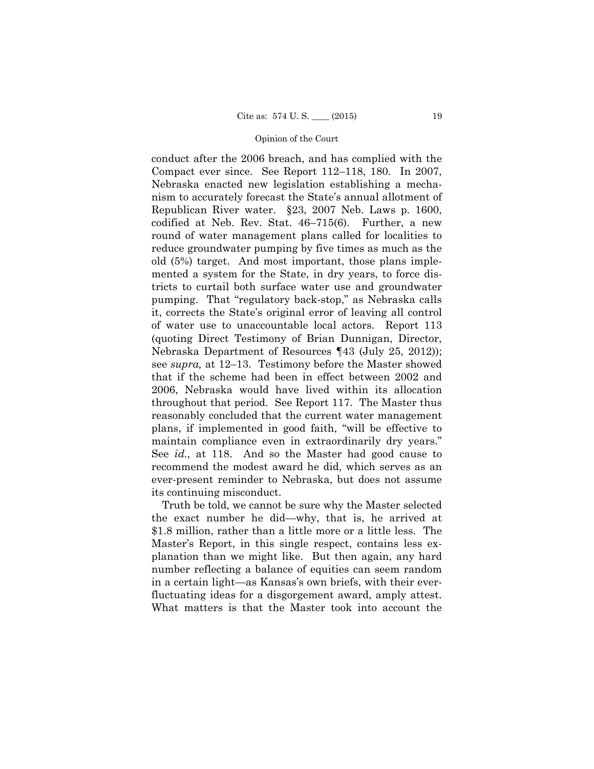conduct after the 2006 breach, and has complied with the Compact ever since. See Report 112–118, 180. In 2007, Nebraska enacted new legislation establishing a mechanism to accurately forecast the State's annual allotment of Republican River water. §23, 2007 Neb. Laws p. 1600, codified at Neb. Rev. Stat. 46–715(6). Further, a new round of water management plans called for localities to reduce groundwater pumping by five times as much as the old (5%) target. And most important, those plans implemented a system for the State, in dry years, to force districts to curtail both surface water use and groundwater pumping. That "regulatory back-stop," as Nebraska calls it, corrects the State's original error of leaving all control of water use to unaccountable local actors. Report 113 (quoting Direct Testimony of Brian Dunnigan, Director, Nebraska Department of Resources ¶43 (July 25, 2012)); see *supra,* at 12–13. Testimony before the Master showed that if the scheme had been in effect between 2002 and 2006, Nebraska would have lived within its allocation throughout that period. See Report 117. The Master thus reasonably concluded that the current water management plans, if implemented in good faith, "will be effective to maintain compliance even in extraordinarily dry years." See *id.,* at 118. And so the Master had good cause to recommend the modest award he did, which serves as an ever-present reminder to Nebraska, but does not assume its continuing misconduct.

Truth be told, we cannot be sure why the Master selected the exact number he did—why, that is, he arrived at $1.8 million, rather than a little more or a little less. The Master's Report, in this single respect, contains less explanation than we might like. But then again, any hard number reflecting a balance of equities can seem random in a certain light—as Kansas's own briefs, with their ever-fluctuating ideas for a disgorgement award, amply attest. What matters is that the Master took into account the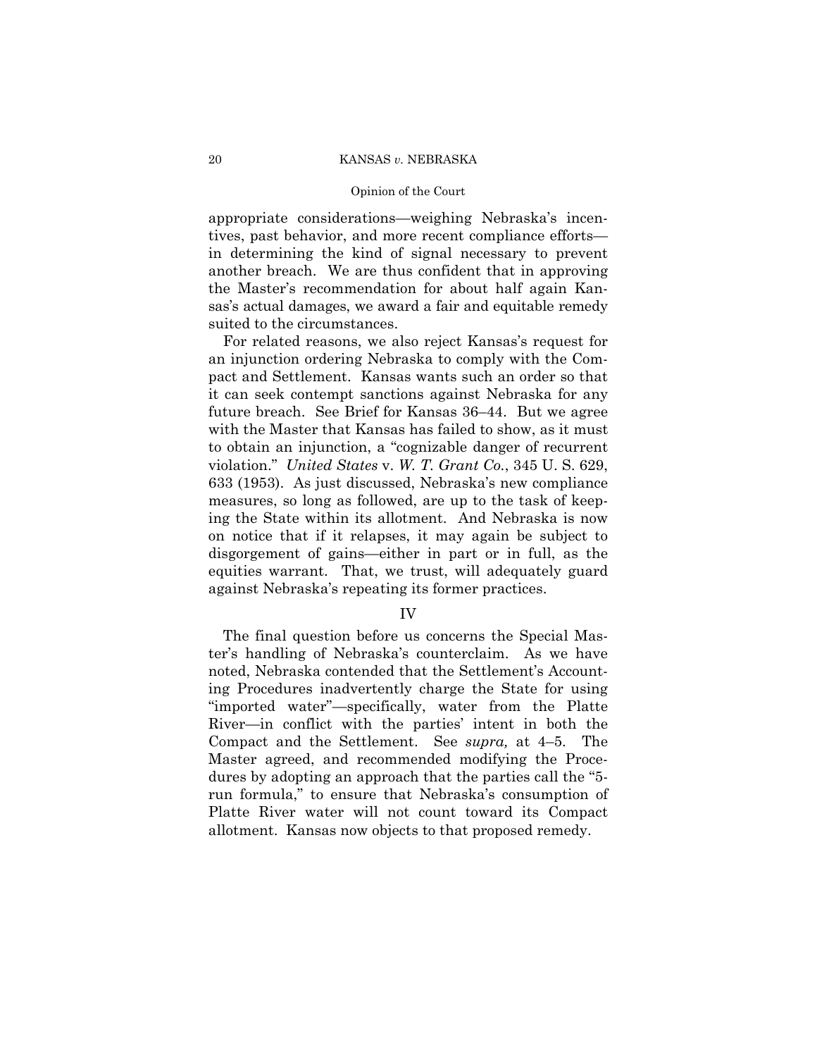appropriate considerations—weighing Nebraska's incentives, past behavior, and more recent compliance efforts—in determining the kind of signal necessary to prevent another breach. We are thus confident that in approving the Master's recommendation for about half again Kansas's actual damages, we award a fair and equitable remedy suited to the circumstances.

For related reasons, we also reject Kansas's request for an injunction ordering Nebraska to comply with the Compact and Settlement. Kansas wants such an order so that it can seek contempt sanctions against Nebraska for any future breach. See Brief for Kansas 36–44. But we agree with the Master that Kansas has failed to show, as it must to obtain an injunction, a "cognizable danger of recurrent violation." *United States* v. *W. T. Grant Co.*, 345 U. S. 629, 633 (1953). As just discussed, Nebraska's new compliance measures, so long as followed, are up to the task of keeping the State within its allotment. And Nebraska is now on notice that if it relapses, it may again be subject to disgorgement of gains—either in part or in full, as the equities warrant. That, we trust, will adequately guard against Nebraska's repeating its former practices.

## IV

The final question before us concerns the Special Master's handling of Nebraska's counterclaim. As we have noted, Nebraska contended that the Settlement's Accounting Procedures inadvertently charge the State for using "imported water"—specifically, water from the Platte River—in conflict with the parties' intent in both the Compact and the Settlement. See *supra,* at 4–5. The Master agreed, and recommended modifying the Procedures by adopting an approach that the parties call the "5-run formula," to ensure that Nebraska's consumption of Platte River water will not count toward its Compact allotment. Kansas now objects to that proposed remedy.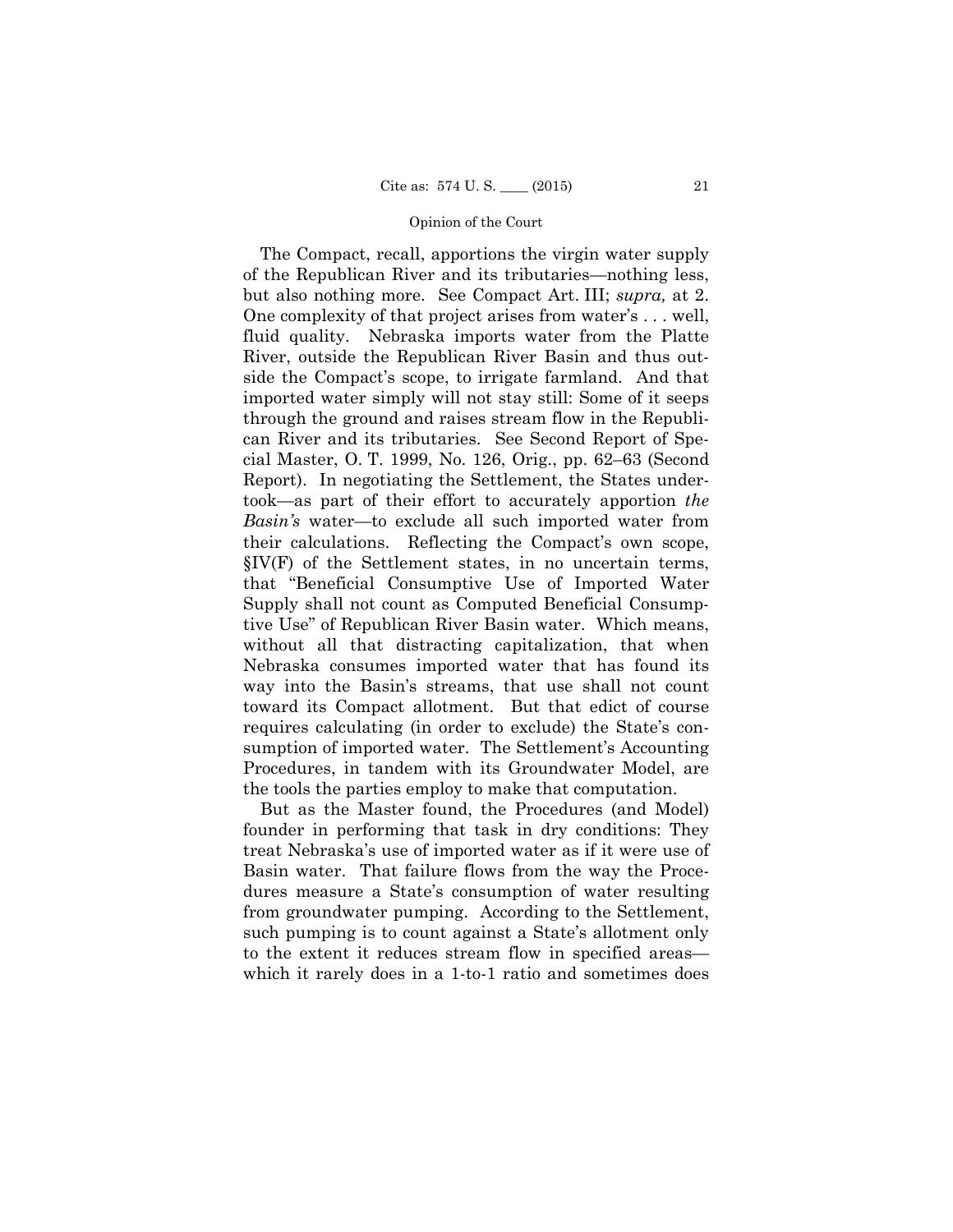The Compact, recall, apportions the virgin water supply of the Republican River and its tributaries—nothing less, but also nothing more. See Compact Art. III; *supra,* at 2. One complexity of that project arises from water's . . . well, fluid quality. Nebraska imports water from the Platte River, outside the Republican River Basin and thus outside the Compact's scope, to irrigate farmland. And that imported water simply will not stay still: Some of it seeps through the ground and raises stream flow in the Republican River and its tributaries. See Second Report of Special Master, O. T. 1999, No. 126, Orig., pp. 62–63 (Second Report). In negotiating the Settlement, the States undertook—as part of their effort to accurately apportion *the Basin's* water—to exclude all such imported water from their calculations. Reflecting the Compact's own scope, §IV(F) of the Settlement states, in no uncertain terms, that "Beneficial Consumptive Use of Imported Water Supply shall not count as Computed Beneficial Consumptive Use" of Republican River Basin water. Which means, without all that distracting capitalization, that when Nebraska consumes imported water that has found its way into the Basin's streams, that use shall not count toward its Compact allotment. But that edict of course requires calculating (in order to exclude) the State's consumption of imported water. The Settlement's Accounting Procedures, in tandem with its Groundwater Model, are the tools the parties employ to make that computation.

But as the Master found, the Procedures (and Model) founder in performing that task in dry conditions: They treat Nebraska's use of imported water as if it were use of Basin water. That failure flows from the way the Procedures measure a State's consumption of water resulting from groundwater pumping. According to the Settlement, such pumping is to count against a State's allotment only to the extent it reduces stream flow in specified areas—which it rarely does in a 1-to-1 ratio and sometimes does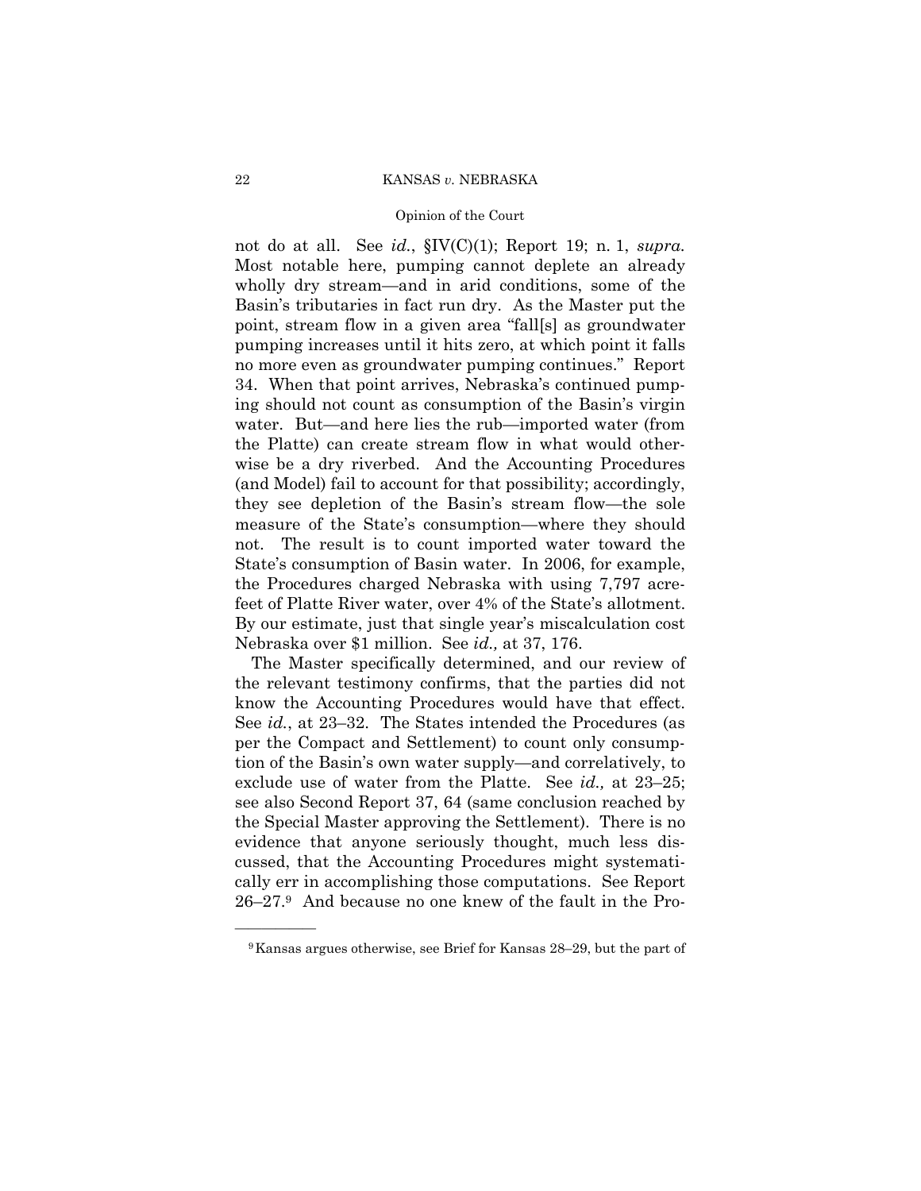not do at all. See *id.*, §IV(C)(1); Report 19; n. 1, *supra.* Most notable here, pumping cannot deplete an already wholly dry stream—and in arid conditions, some of the Basin's tributaries in fact run dry. As the Master put the point, stream flow in a given area "fall[s] as groundwater pumping increases until it hits zero, at which point it falls no more even as groundwater pumping continues." Report 34. When that point arrives, Nebraska's continued pumping should not count as consumption of the Basin's virgin water. But—and here lies the rub—imported water (from the Platte) can create stream flow in what would otherwise be a dry riverbed. And the Accounting Procedures (and Model) fail to account for that possibility; accordingly, they see depletion of the Basin's stream flow—the sole measure of the State's consumption—where they should not. The result is to count imported water toward the State's consumption of Basin water. In 2006, for example, the Procedures charged Nebraska with using 7,797 acre-feet of Platte River water, over 4% of the State's allotment. By our estimate, just that single year's miscalculation cost Nebraska over $1 million. See *id.,* at 37, 176.

The Master specifically determined, and our review of the relevant testimony confirms, that the parties did not know the Accounting Procedures would have that effect. See *id.*, at 23–32. The States intended the Procedures (as per the Compact and Settlement) to count only consumption of the Basin's own water supply—and correlatively, to exclude use of water from the Platte. See *id.,* at 23–25; see also Second Report 37, 64 (same conclusion reached by the Special Master approving the Settlement). There is no evidence that anyone seriously thought, much less discussed, that the Accounting Procedures might systematically err in accomplishing those computations. See Report 26–27.[9] And because no one knew of the fault in the Pro-

[9] Kansas argues otherwise, see Brief for Kansas 28–29, but the part of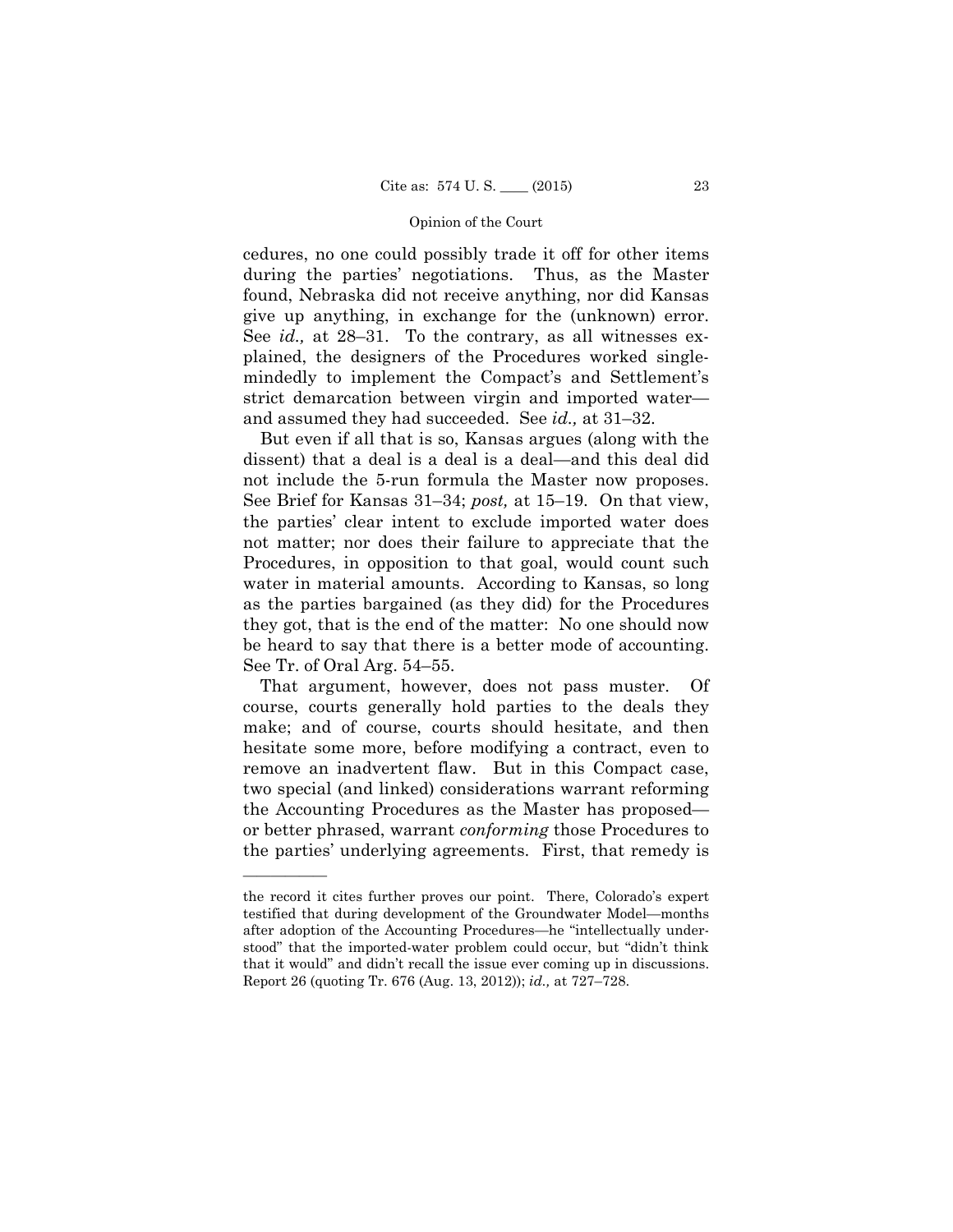cedures, no one could possibly trade it off for other items during the parties' negotiations. Thus, as the Master found, Nebraska did not receive anything, nor did Kansas give up anything, in exchange for the (unknown) error. See *id.,* at 28–31. To the contrary, as all witnesses explained, the designers of the Procedures worked single-mindedly to implement the Compact's and Settlement's strict demarcation between virgin and imported water—and assumed they had succeeded. See *id.,* at 31–32.

But even if all that is so, Kansas argues (along with the dissent) that a deal is a deal is a deal—and this deal did not include the 5-run formula the Master now proposes. See Brief for Kansas 31–34; *post,* at 15–19. On that view, the parties' clear intent to exclude imported water does not matter; nor does their failure to appreciate that the Procedures, in opposition to that goal, would count such water in material amounts. According to Kansas, so long as the parties bargained (as they did) for the Procedures they got, that is the end of the matter: No one should now be heard to say that there is a better mode of accounting. See Tr. of Oral Arg. 54–55.

That argument, however, does not pass muster. Of course, courts generally hold parties to the deals they make; and of course, courts should hesitate, and then hesitate some more, before modifying a contract, even to remove an inadvertent flaw. But in this Compact case, two special (and linked) considerations warrant reforming the Accounting Procedures as the Master has proposed—or better phrased, warrant *conforming* those Procedures to the parties' underlying agreements. First, that remedy is

---

the record it cites further proves our point. There, Colorado's expert testified that during development of the Groundwater Model—months after adoption of the Accounting Procedures—he "intellectually understood" that the imported-water problem could occur, but "didn't think that it would" and didn't recall the issue ever coming up in discussions. Report 26 (quoting Tr. 676 (Aug. 13, 2012)); *id.,* at 727–728.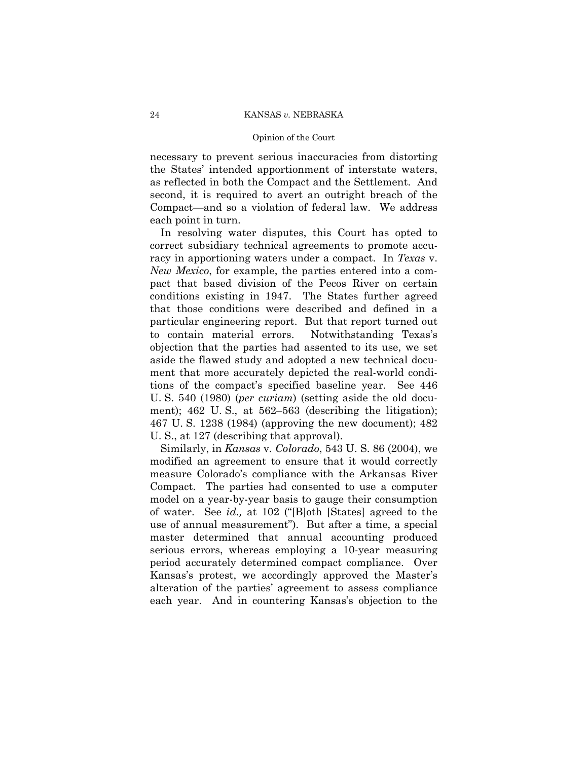necessary to prevent serious inaccuracies from distorting the States' intended apportionment of interstate waters, as reflected in both the Compact and the Settlement. And second, it is required to avert an outright breach of the Compact—and so a violation of federal law. We address each point in turn.

In resolving water disputes, this Court has opted to correct subsidiary technical agreements to promote accuracy in apportioning waters under a compact. In *Texas* v. *New Mexico*, for example, the parties entered into a compact that based division of the Pecos River on certain conditions existing in 1947. The States further agreed that those conditions were described and defined in a particular engineering report. But that report turned out to contain material errors. Notwithstanding Texas's objection that the parties had assented to its use, we set aside the flawed study and adopted a new technical document that more accurately depicted the real-world conditions of the compact's specified baseline year. See 446 U. S. 540 (1980) (*per curiam*) (setting aside the old document); 462 U. S., at 562–563 (describing the litigation); 467 U. S. 1238 (1984) (approving the new document); 482 U. S., at 127 (describing that approval).

Similarly, in *Kansas* v. *Colorado*, 543 U. S. 86 (2004), we modified an agreement to ensure that it would correctly measure Colorado's compliance with the Arkansas River Compact. The parties had consented to use a computer model on a year-by-year basis to gauge their consumption of water. See *id.,* at 102 ("[B]oth [States] agreed to the use of annual measurement"). But after a time, a special master determined that annual accounting produced serious errors, whereas employing a 10-year measuring period accurately determined compact compliance. Over Kansas's protest, we accordingly approved the Master's alteration of the parties' agreement to assess compliance each year. And in countering Kansas's objection to the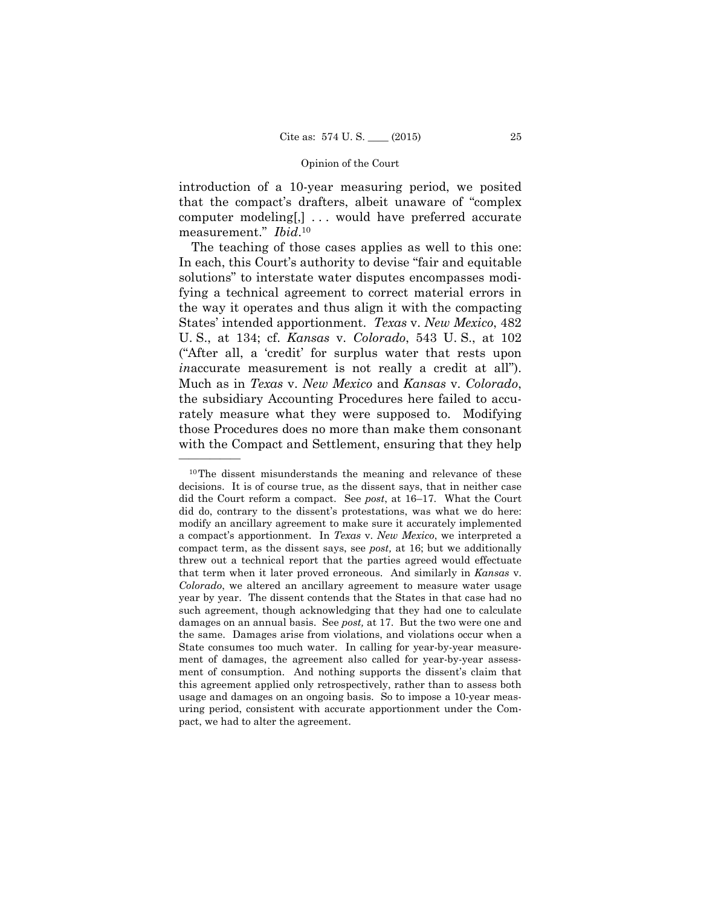introduction of a 10-year measuring period, we posited that the compact's drafters, albeit unaware of "complex computer modeling[,] . . . would have preferred accurate measurement." *Ibid*.[10]

The teaching of those cases applies as well to this one: In each, this Court's authority to devise "fair and equitable solutions" to interstate water disputes encompasses modifying a technical agreement to correct material errors in the way it operates and thus align it with the compacting States' intended apportionment. *Texas* v. *New Mexico*, 482 U. S., at 134; cf. *Kansas* v. *Colorado*, 543 U. S., at 102 ("After all, a 'credit' for surplus water that rests upon *in*accurate measurement is not really a credit at all"). Much as in *Texas* v. *New Mexico* and *Kansas* v. *Colorado*, the subsidiary Accounting Procedures here failed to accurately measure what they were supposed to. Modifying those Procedures does no more than make them consonant with the Compact and Settlement, ensuring that they help

---

[10] The dissent misunderstands the meaning and relevance of these decisions. It is of course true, as the dissent says, that in neither case did the Court reform a compact. See *post*, at 16–17. What the Court did do, contrary to the dissent's protestations, was what we do here: modify an ancillary agreement to make sure it accurately implemented a compact's apportionment. In *Texas* v. *New Mexico*, we interpreted a compact term, as the dissent says, see *post,* at 16; but we additionally threw out a technical report that the parties agreed would effectuate that term when it later proved erroneous. And similarly in *Kansas* v. *Colorado*, we altered an ancillary agreement to measure water usage year by year. The dissent contends that the States in that case had no such agreement, though acknowledging that they had one to calculate damages on an annual basis. See *post,* at 17. But the two were one and the same. Damages arise from violations, and violations occur when a State consumes too much water. In calling for year-by-year measurement of damages, the agreement also called for year-by-year assessment of consumption. And nothing supports the dissent's claim that this agreement applied only retrospectively, rather than to assess both usage and damages on an ongoing basis. So to impose a 10-year measuring period, consistent with accurate apportionment under the Compact, we had to alter the agreement.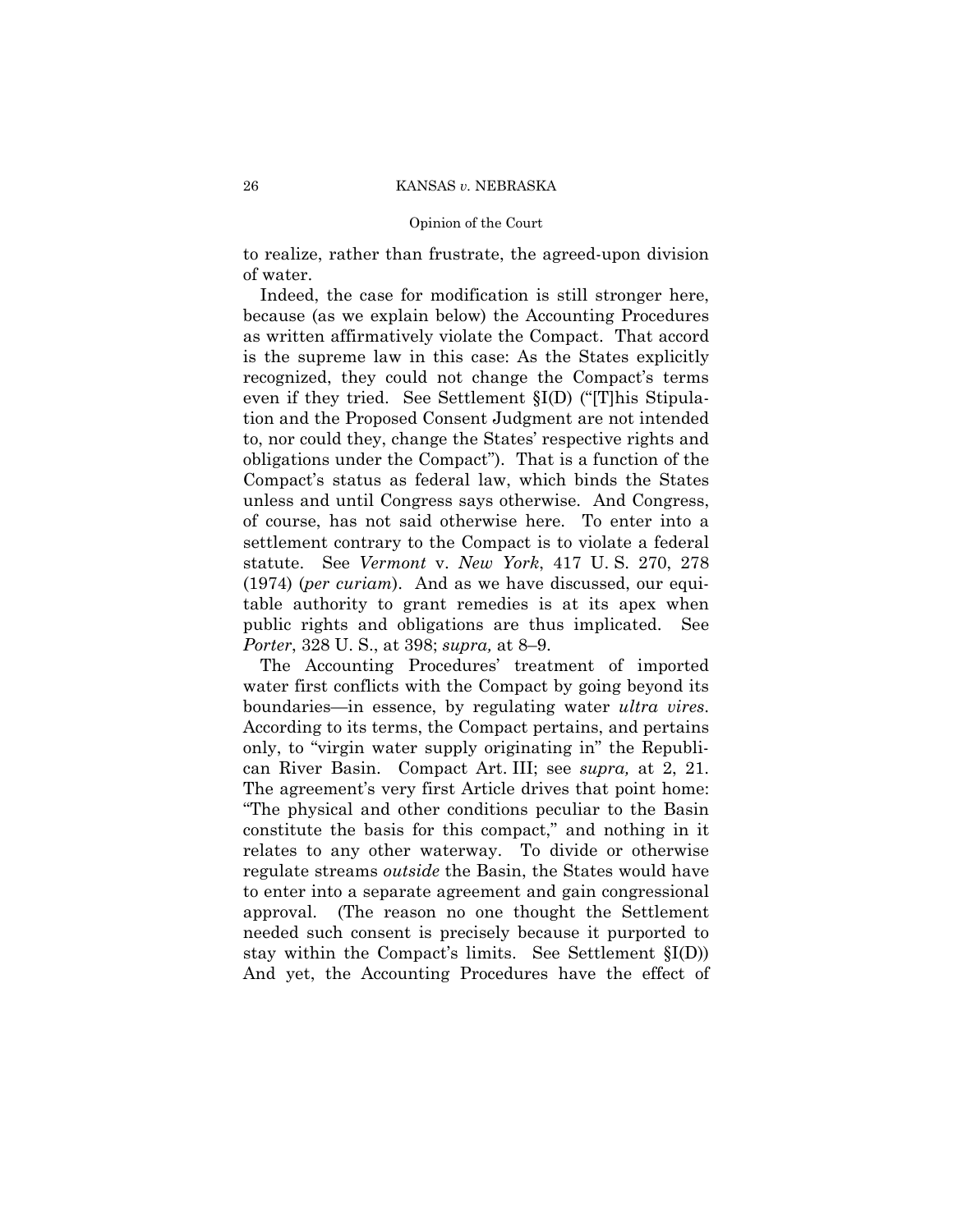to realize, rather than frustrate, the agreed-upon division of water.

Indeed, the case for modification is still stronger here, because (as we explain below) the Accounting Procedures as written affirmatively violate the Compact. That accord is the supreme law in this case: As the States explicitly recognized, they could not change the Compact's terms even if they tried. See Settlement §I(D) ("[T]his Stipulation and the Proposed Consent Judgment are not intended to, nor could they, change the States' respective rights and obligations under the Compact"). That is a function of the Compact's status as federal law, which binds the States unless and until Congress says otherwise. And Congress, of course, has not said otherwise here. To enter into a settlement contrary to the Compact is to violate a federal statute. See *Vermont* v. *New York*, 417 U. S. 270, 278 (1974) (*per curiam*). And as we have discussed, our equitable authority to grant remedies is at its apex when public rights and obligations are thus implicated. See *Porter*, 328 U. S., at 398; *supra,* at 8–9.

The Accounting Procedures' treatment of imported water first conflicts with the Compact by going beyond its boundaries—in essence, by regulating water *ultra vires*. According to its terms, the Compact pertains, and pertains only, to "virgin water supply originating in" the Republican River Basin. Compact Art. III; see *supra,* at 2, 21. The agreement's very first Article drives that point home: "The physical and other conditions peculiar to the Basin constitute the basis for this compact," and nothing in it relates to any other waterway. To divide or otherwise regulate streams *outside* the Basin, the States would have to enter into a separate agreement and gain congressional approval. (The reason no one thought the Settlement needed such consent is precisely because it purported to stay within the Compact's limits. See Settlement §I(D)) And yet, the Accounting Procedures have the effect of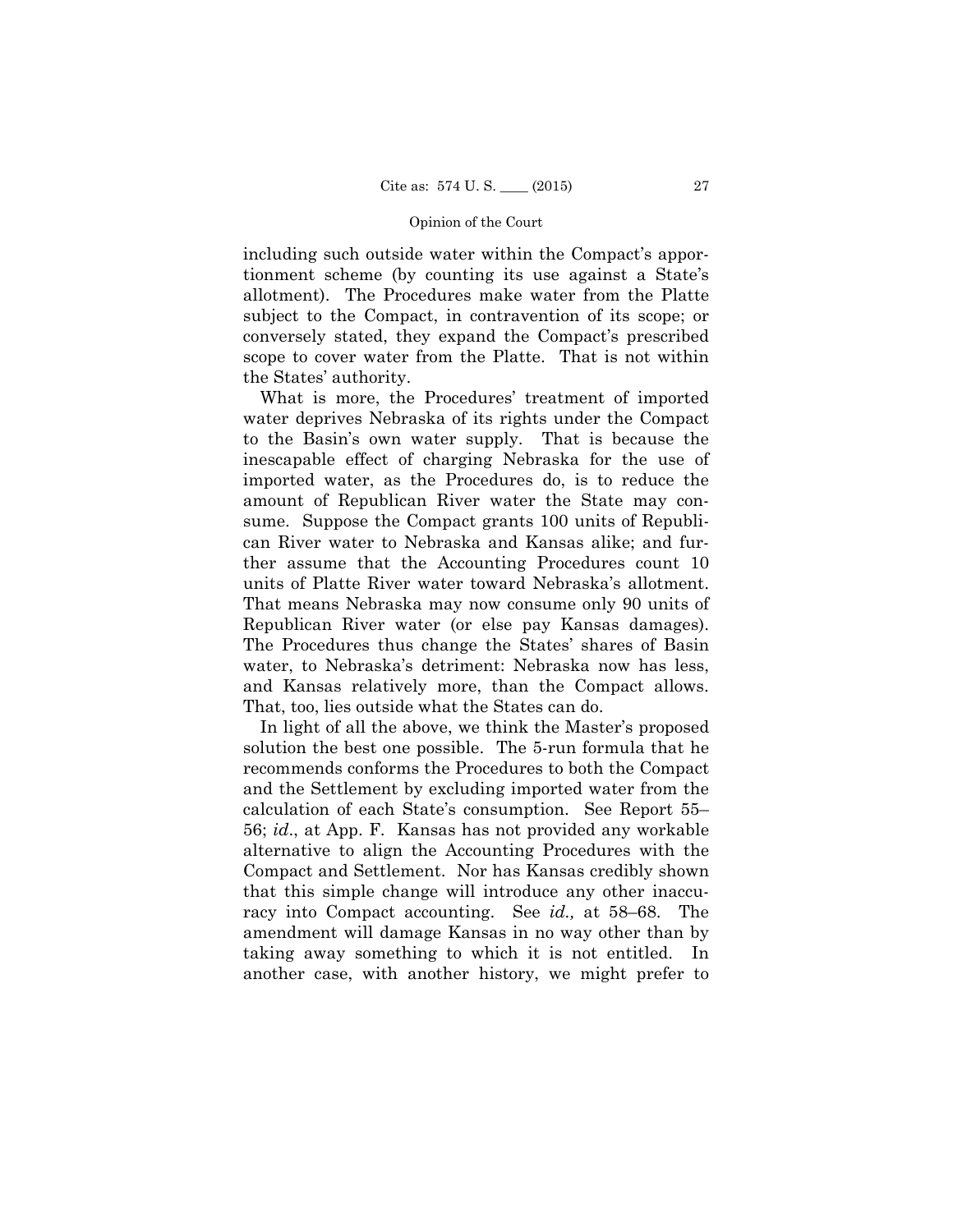including such outside water within the Compact's apportionment scheme (by counting its use against a State's allotment). The Procedures make water from the Platte subject to the Compact, in contravention of its scope; or conversely stated, they expand the Compact's prescribed scope to cover water from the Platte. That is not within the States' authority.

What is more, the Procedures' treatment of imported water deprives Nebraska of its rights under the Compact to the Basin's own water supply. That is because the inescapable effect of charging Nebraska for the use of imported water, as the Procedures do, is to reduce the amount of Republican River water the State may consume. Suppose the Compact grants 100 units of Republican River water to Nebraska and Kansas alike; and further assume that the Accounting Procedures count 10 units of Platte River water toward Nebraska's allotment. That means Nebraska may now consume only 90 units of Republican River water (or else pay Kansas damages). The Procedures thus change the States' shares of Basin water, to Nebraska's detriment: Nebraska now has less, and Kansas relatively more, than the Compact allows. That, too, lies outside what the States can do.

In light of all the above, we think the Master's proposed solution the best one possible. The 5-run formula that he recommends conforms the Procedures to both the Compact and the Settlement by excluding imported water from the calculation of each State's consumption. See Report 55–56; *id*., at App. F. Kansas has not provided any workable alternative to align the Accounting Procedures with the Compact and Settlement. Nor has Kansas credibly shown that this simple change will introduce any other inaccuracy into Compact accounting. See *id.,* at 58–68. The amendment will damage Kansas in no way other than by taking away something to which it is not entitled. In another case, with another history, we might prefer to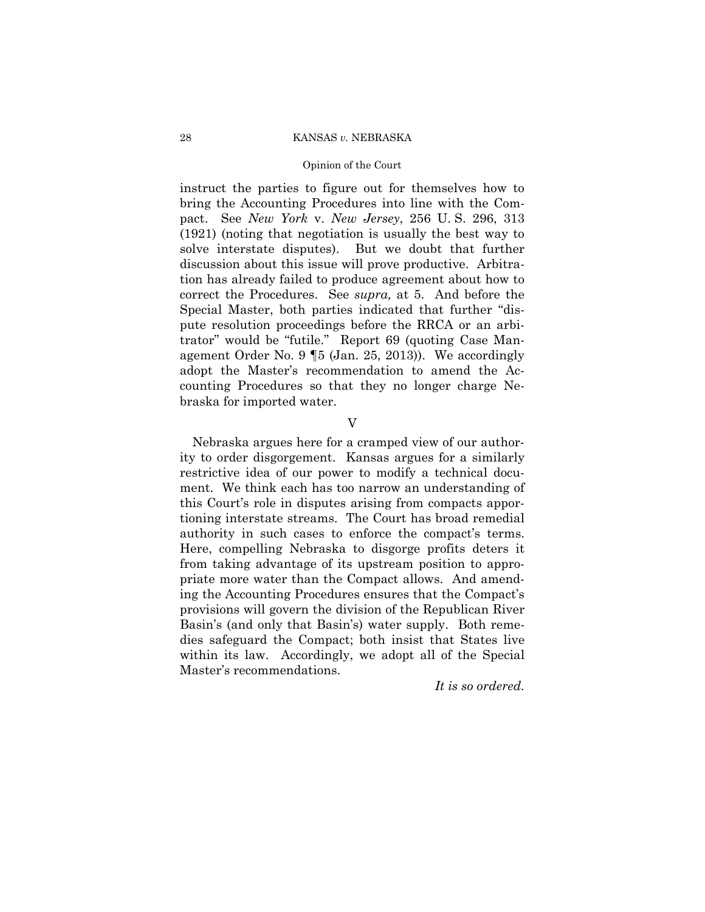instruct the parties to figure out for themselves how to bring the Accounting Procedures into line with the Compact. See *New York* v. *New Jersey*, 256 U. S. 296, 313 (1921) (noting that negotiation is usually the best way to solve interstate disputes). But we doubt that further discussion about this issue will prove productive. Arbitration has already failed to produce agreement about how to correct the Procedures. See *supra,* at 5. And before the Special Master, both parties indicated that further "dispute resolution proceedings before the RRCA or an arbitrator" would be "futile." Report 69 (quoting Case Management Order No. 9 ¶5 (Jan. 25, 2013)). We accordingly adopt the Master's recommendation to amend the Accounting Procedures so that they no longer charge Nebraska for imported water.

## V

Nebraska argues here for a cramped view of our authority to order disgorgement. Kansas argues for a similarly restrictive idea of our power to modify a technical document. We think each has too narrow an understanding of this Court's role in disputes arising from compacts apportioning interstate streams. The Court has broad remedial authority in such cases to enforce the compact's terms. Here, compelling Nebraska to disgorge profits deters it from taking advantage of its upstream position to appropriate more water than the Compact allows. And amending the Accounting Procedures ensures that the Compact's provisions will govern the division of the Republican River Basin's (and only that Basin's) water supply. Both remedies safeguard the Compact; both insist that States live within its law. Accordingly, we adopt all of the Special Master's recommendations.

*It is so ordered.*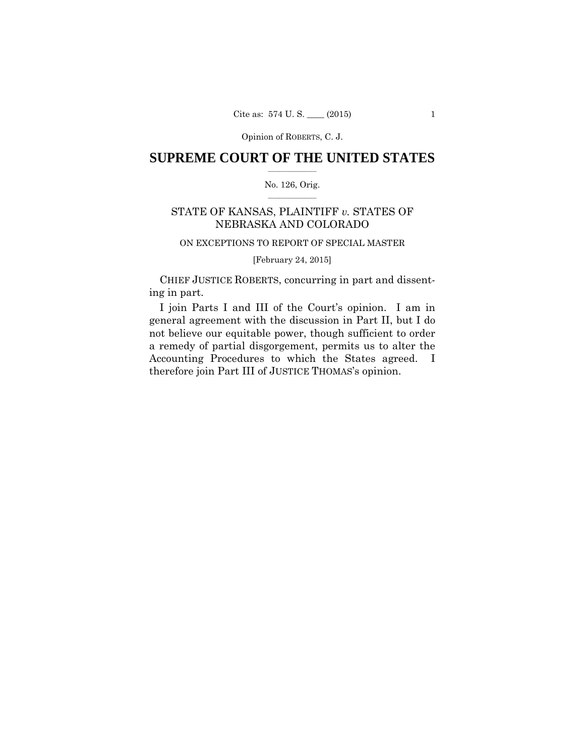Opinion of ROBERTS, C. J.

# SUPREME COURT OF THE UNITED STATES

No. 126, Orig.

## STATE OF KANSAS, PLAINTIFF *v.* STATES OF NEBRASKA AND COLORADO

ON EXCEPTIONS TO REPORT OF SPECIAL MASTER

[February 24, 2015]

CHIEF JUSTICE ROBERTS, concurring in part and dissenting in part.

I join Parts I and III of the Court's opinion. I am in general agreement with the discussion in Part II, but I do not believe our equitable power, though sufficient to order a remedy of partial disgorgement, permits us to alter the Accounting Procedures to which the States agreed. I therefore join Part III of JUSTICE THOMAS's opinion.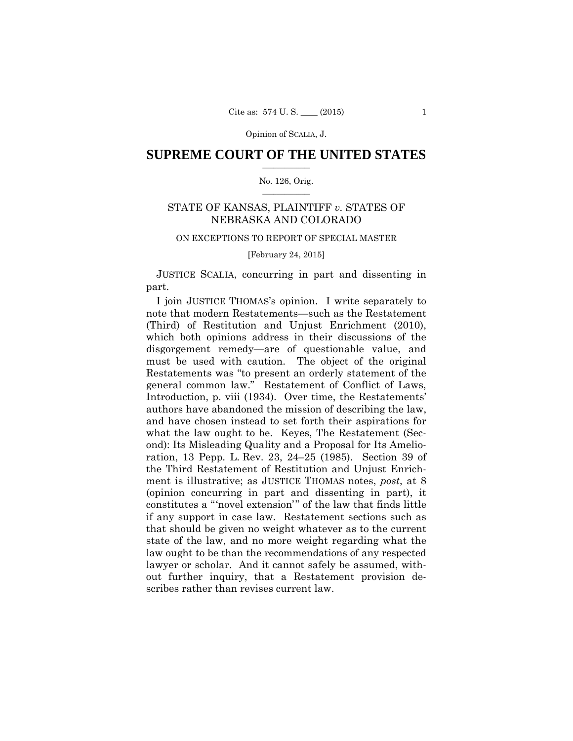# SUPREME COURT OF THE UNITED STATES

No. 126, Orig.

## STATE OF KANSAS, PLAINTIFF *v.* STATES OF NEBRASKA AND COLORADO

ON EXCEPTIONS TO REPORT OF SPECIAL MASTER

[February 24, 2015]

JUSTICE SCALIA, concurring in part and dissenting in part.

I join JUSTICE THOMAS's opinion. I write separately to note that modern Restatements—such as the Restatement (Third) of Restitution and Unjust Enrichment (2010), which both opinions address in their discussions of the disgorgement remedy—are of questionable value, and must be used with caution. The object of the original Restatements was "to present an orderly statement of the general common law." Restatement of Conflict of Laws, Introduction, p. viii (1934). Over time, the Restatements' authors have abandoned the mission of describing the law, and have chosen instead to set forth their aspirations for what the law ought to be. Keyes, The Restatement (Second): Its Misleading Quality and a Proposal for Its Amelioration, 13 Pepp. L. Rev. 23, 24–25 (1985). Section 39 of the Third Restatement of Restitution and Unjust Enrichment is illustrative; as JUSTICE THOMAS notes, *post*, at 8 (opinion concurring in part and dissenting in part), it constitutes a "'novel extension'" of the law that finds little if any support in case law. Restatement sections such as that should be given no weight whatever as to the current state of the law, and no more weight regarding what the law ought to be than the recommendations of any respected lawyer or scholar. And it cannot safely be assumed, without further inquiry, that a Restatement provision describes rather than revises current law.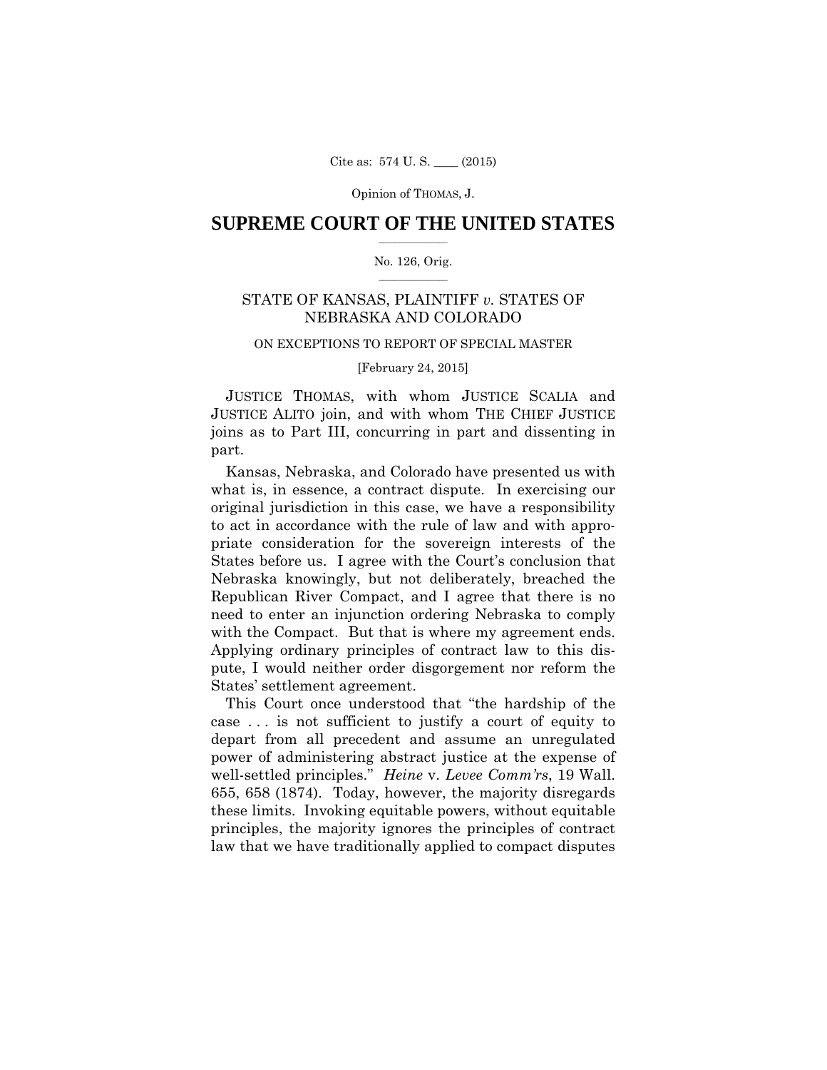# SUPREME COURT OF THE UNITED STATES

No. 126, Orig.

STATE OF KANSAS, PLAINTIFF *v.* STATES OF NEBRASKA AND COLORADO

ON EXCEPTIONS TO REPORT OF SPECIAL MASTER

[February 24, 2015]

JUSTICE THOMAS, with whom JUSTICE SCALIA and JUSTICE ALITO join, and with whom THE CHIEF JUSTICE joins as to Part III, concurring in part and dissenting in part.

Kansas, Nebraska, and Colorado have presented us with what is, in essence, a contract dispute. In exercising our original jurisdiction in this case, we have a responsibility to act in accordance with the rule of law and with appropriate consideration for the sovereign interests of the States before us. I agree with the Court's conclusion that Nebraska knowingly, but not deliberately, breached the Republican River Compact, and I agree that there is no need to enter an injunction ordering Nebraska to comply with the Compact. But that is where my agreement ends. Applying ordinary principles of contract law to this dispute, I would neither order disgorgement nor reform the States' settlement agreement.

This Court once understood that "the hardship of the case . . . is not sufficient to justify a court of equity to depart from all precedent and assume an unregulated power of administering abstract justice at the expense of well-settled principles." *Heine* v. *Levee Comm'rs*, 19 Wall. 655, 658 (1874). Today, however, the majority disregards these limits. Invoking equitable powers, without equitable principles, the majority ignores the principles of contract law that we have traditionally applied to compact disputes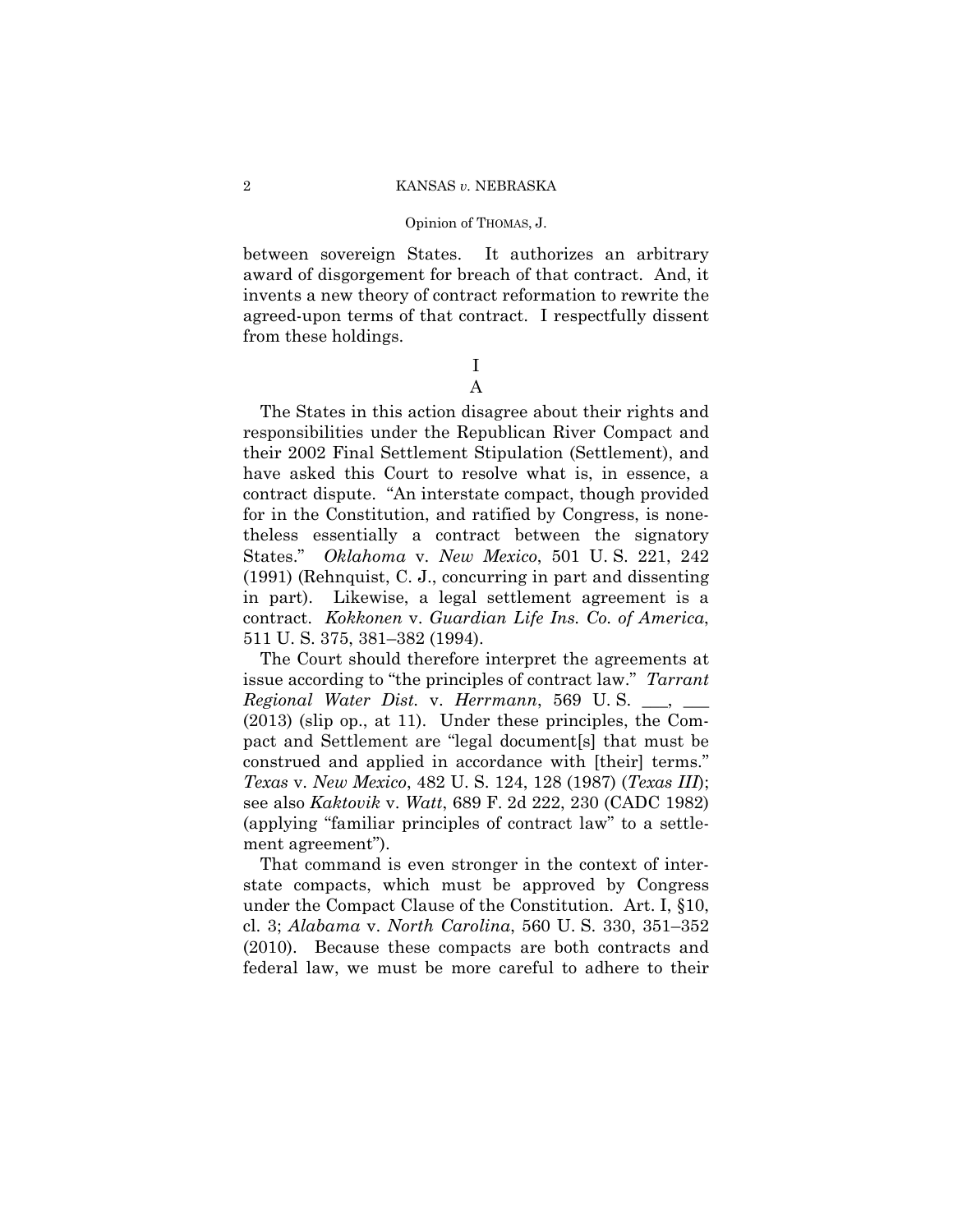between sovereign States. It authorizes an arbitrary award of disgorgement for breach of that contract. And, it invents a new theory of contract reformation to rewrite the agreed-upon terms of that contract. I respectfully dissent from these holdings.

I

A

The States in this action disagree about their rights and responsibilities under the Republican River Compact and their 2002 Final Settlement Stipulation (Settlement), and have asked this Court to resolve what is, in essence, a contract dispute. "An interstate compact, though provided for in the Constitution, and ratified by Congress, is nonetheless essentially a contract between the signatory States." *Oklahoma* v. *New Mexico*, 501 U. S. 221, 242 (1991) (Rehnquist, C. J., concurring in part and dissenting in part). Likewise, a legal settlement agreement is a contract. *Kokkonen* v. *Guardian Life Ins. Co. of America*, 511 U. S. 375, 381–382 (1994).

The Court should therefore interpret the agreements at issue according to "the principles of contract law." *Tarrant Regional Water Dist.* v. *Herrmann*, 569 U. S. ___, ___ (2013) (slip op., at 11). Under these principles, the Compact and Settlement are "legal document[s] that must be construed and applied in accordance with [their] terms." *Texas* v. *New Mexico*, 482 U. S. 124, 128 (1987) (*Texas III*); see also *Kaktovik* v. *Watt*, 689 F. 2d 222, 230 (CADC 1982) (applying "familiar principles of contract law" to a settlement agreement").

That command is even stronger in the context of interstate compacts, which must be approved by Congress under the Compact Clause of the Constitution. Art. I, §10, cl. 3; *Alabama* v. *North Carolina*, 560 U. S. 330, 351–352 (2010). Because these compacts are both contracts and federal law, we must be more careful to adhere to their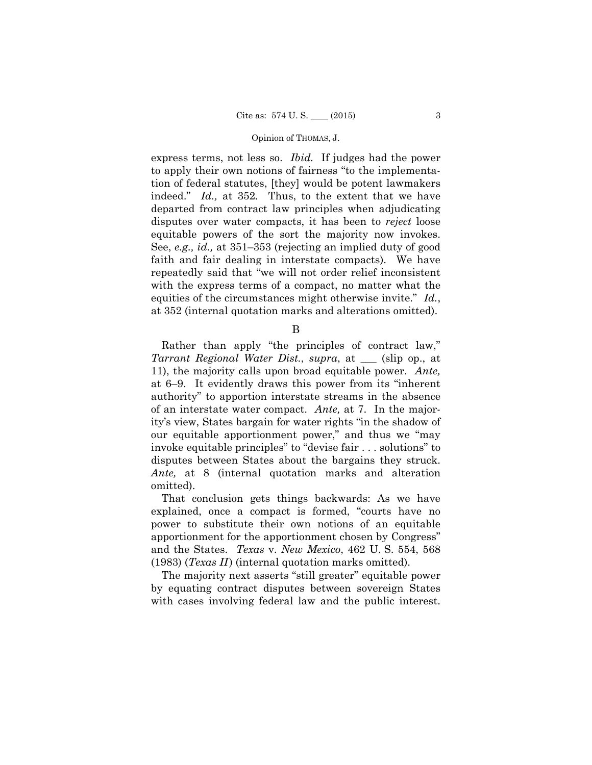express terms, not less so. *Ibid.* If judges had the power to apply their own notions of fairness "to the implementation of federal statutes, [they] would be potent lawmakers indeed." *Id.,* at 352. Thus, to the extent that we have departed from contract law principles when adjudicating disputes over water compacts, it has been to *reject* loose equitable powers of the sort the majority now invokes. See, *e.g., id.,* at 351–353 (rejecting an implied duty of good faith and fair dealing in interstate compacts). We have repeatedly said that "we will not order relief inconsistent with the express terms of a compact, no matter what the equities of the circumstances might otherwise invite." *Id.*, at 352 (internal quotation marks and alterations omitted).

B

Rather than apply "the principles of contract law," *Tarrant Regional Water Dist.*, *supra*, at ___ (slip op., at 11), the majority calls upon broad equitable power. *Ante,* at 6–9. It evidently draws this power from its "inherent authority" to apportion interstate streams in the absence of an interstate water compact. *Ante,* at 7. In the majority's view, States bargain for water rights "in the shadow of our equitable apportionment power," and thus we "may invoke equitable principles" to "devise fair . . . solutions" to disputes between States about the bargains they struck. *Ante,* at 8 (internal quotation marks and alteration omitted).

That conclusion gets things backwards: As we have explained, once a compact is formed, "courts have no power to substitute their own notions of an equitable apportionment for the apportionment chosen by Congress" and the States. *Texas* v. *New Mexico*, 462 U. S. 554, 568 (1983) (*Texas II*) (internal quotation marks omitted).

The majority next asserts "still greater" equitable power by equating contract disputes between sovereign States with cases involving federal law and the public interest.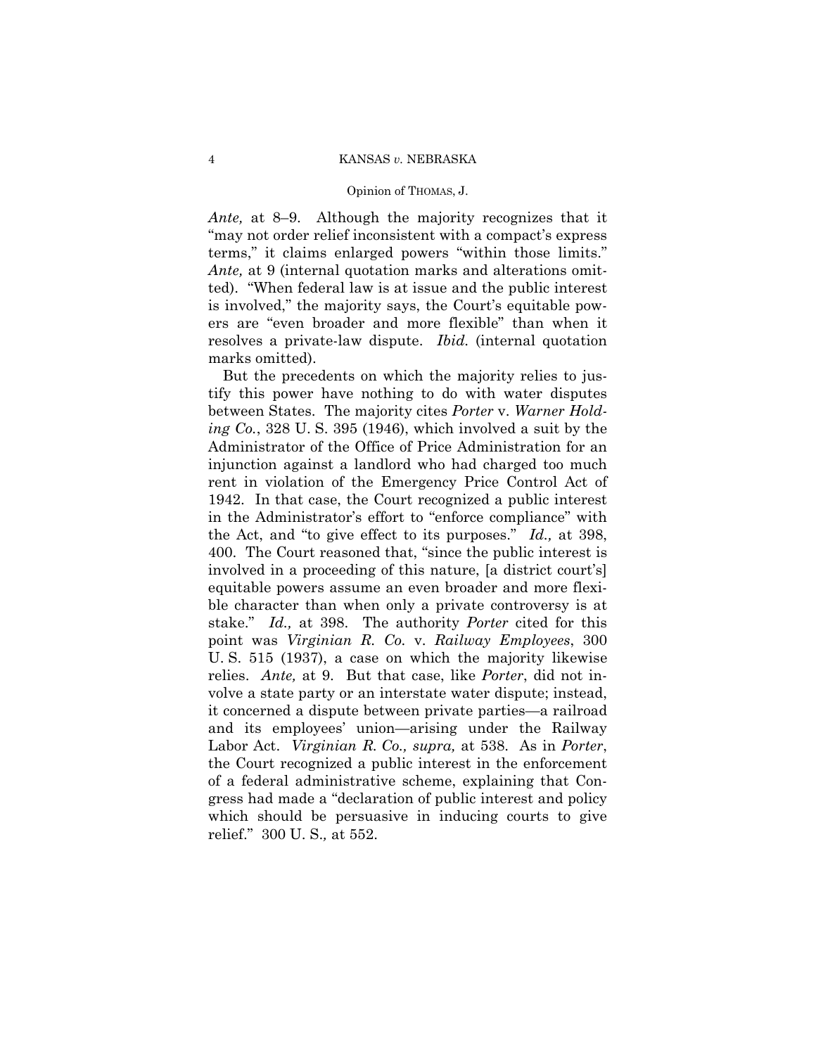*Ante,* at 8–9. Although the majority recognizes that it "may not order relief inconsistent with a compact's express terms," it claims enlarged powers "within those limits." *Ante,* at 9 (internal quotation marks and alterations omitted). "When federal law is at issue and the public interest is involved," the majority says, the Court's equitable powers are "even broader and more flexible" than when it resolves a private-law dispute. *Ibid.* (internal quotation marks omitted).

But the precedents on which the majority relies to justify this power have nothing to do with water disputes between States. The majority cites *Porter* v. *Warner Holding Co.*, 328 U. S. 395 (1946), which involved a suit by the Administrator of the Office of Price Administration for an injunction against a landlord who had charged too much rent in violation of the Emergency Price Control Act of 1942. In that case, the Court recognized a public interest in the Administrator's effort to "enforce compliance" with the Act, and "to give effect to its purposes." *Id.,* at 398, 400. The Court reasoned that, "since the public interest is involved in a proceeding of this nature, [a district court's] equitable powers assume an even broader and more flexible character than when only a private controversy is at stake." *Id.,* at 398. The authority *Porter* cited for this point was *Virginian R. Co.* v. *Railway Employees*, 300 U. S. 515 (1937), a case on which the majority likewise relies. *Ante,* at 9. But that case, like *Porter*, did not involve a state party or an interstate water dispute; instead, it concerned a dispute between private parties—a railroad and its employees' union—arising under the Railway Labor Act. *Virginian R. Co., supra,* at 538. As in *Porter*, the Court recognized a public interest in the enforcement of a federal administrative scheme, explaining that Congress had made a "declaration of public interest and policy which should be persuasive in inducing courts to give relief." 300 U. S.*,* at 552.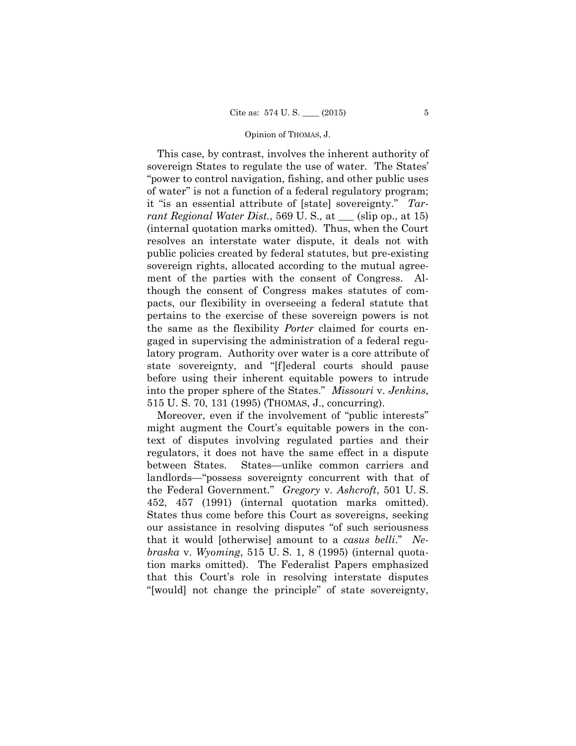This case, by contrast, involves the inherent authority of sovereign States to regulate the use of water. The States' "power to control navigation, fishing, and other public uses of water" is not a function of a federal regulatory program; it "is an essential attribute of [state] sovereignty." *Tarrant Regional Water Dist.*, 569 U. S., at ___ (slip op., at 15) (internal quotation marks omitted). Thus, when the Court resolves an interstate water dispute, it deals not with public policies created by federal statutes, but pre-existing sovereign rights, allocated according to the mutual agreement of the parties with the consent of Congress. Although the consent of Congress makes statutes of compacts, our flexibility in overseeing a federal statute that pertains to the exercise of these sovereign powers is not the same as the flexibility *Porter* claimed for courts engaged in supervising the administration of a federal regulatory program. Authority over water is a core attribute of state sovereignty, and "[f]ederal courts should pause before using their inherent equitable powers to intrude into the proper sphere of the States." *Missouri* v. *Jenkins*, 515 U. S. 70, 131 (1995) (THOMAS, J., concurring).

Moreover, even if the involvement of "public interests" might augment the Court's equitable powers in the context of disputes involving regulated parties and their regulators, it does not have the same effect in a dispute between States. States—unlike common carriers and landlords—"possess sovereignty concurrent with that of the Federal Government." *Gregory* v. *Ashcroft*, 501 U. S. 452, 457 (1991) (internal quotation marks omitted). States thus come before this Court as sovereigns, seeking our assistance in resolving disputes "of such seriousness that it would [otherwise] amount to a *casus belli*." *Nebraska* v. *Wyoming*, 515 U. S. 1, 8 (1995) (internal quotation marks omitted). The Federalist Papers emphasized that this Court's role in resolving interstate disputes "[would] not change the principle" of state sovereignty,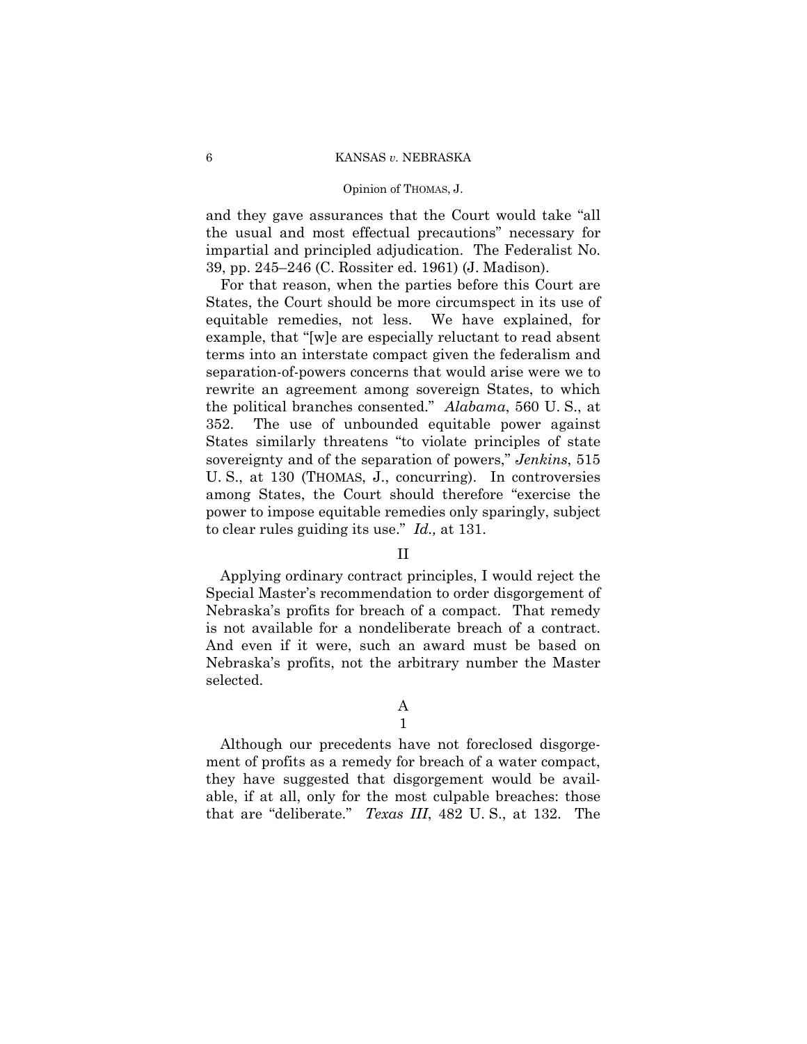and they gave assurances that the Court would take "all the usual and most effectual precautions" necessary for impartial and principled adjudication. The Federalist No. 39, pp. 245–246 (C. Rossiter ed. 1961) (J. Madison).

For that reason, when the parties before this Court are States, the Court should be more circumspect in its use of equitable remedies, not less. We have explained, for example, that "[w]e are especially reluctant to read absent terms into an interstate compact given the federalism and separation-of-powers concerns that would arise were we to rewrite an agreement among sovereign States, to which the political branches consented." *Alabama*, 560 U. S., at 352. The use of unbounded equitable power against States similarly threatens "to violate principles of state sovereignty and of the separation of powers," *Jenkins*, 515 U. S., at 130 (THOMAS, J., concurring). In controversies among States, the Court should therefore "exercise the power to impose equitable remedies only sparingly, subject to clear rules guiding its use." *Id.,* at 131.

## II

Applying ordinary contract principles, I would reject the Special Master's recommendation to order disgorgement of Nebraska's profits for breach of a compact. That remedy is not available for a nondeliberate breach of a contract. And even if it were, such an award must be based on Nebraska's profits, not the arbitrary number the Master selected.

### A

#### 1

Although our precedents have not foreclosed disgorgement of profits as a remedy for breach of a water compact, they have suggested that disgorgement would be available, if at all, only for the most culpable breaches: those that are "deliberate." *Texas III*, 482 U. S., at 132. The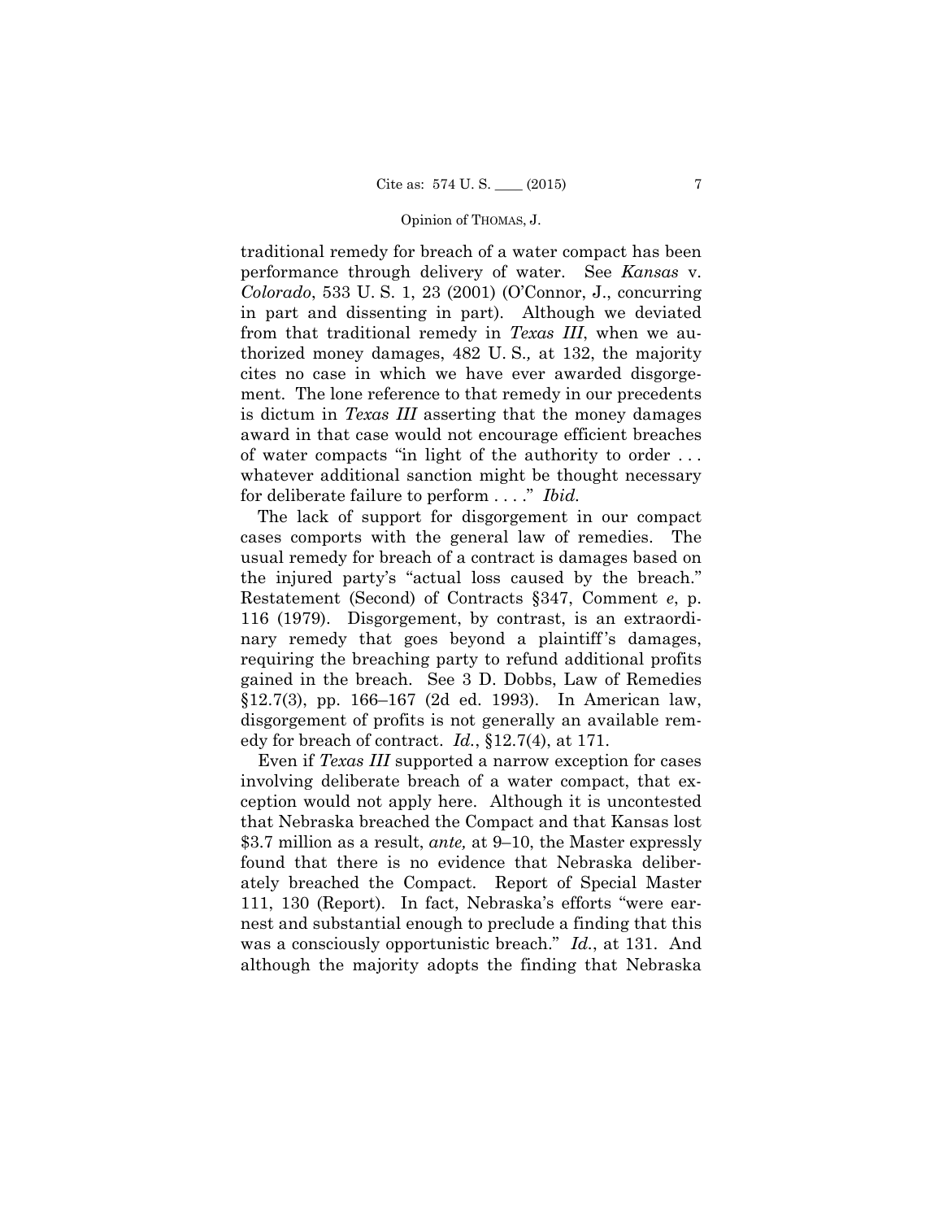traditional remedy for breach of a water compact has been performance through delivery of water. See *Kansas* v. *Colorado*, 533 U. S. 1, 23 (2001) (O'Connor, J., concurring in part and dissenting in part). Although we deviated from that traditional remedy in *Texas III*, when we authorized money damages, 482 U. S., at 132, the majority cites no case in which we have ever awarded disgorgement. The lone reference to that remedy in our precedents is dictum in *Texas III* asserting that the money damages award in that case would not encourage efficient breaches of water compacts "in light of the authority to order . . . whatever additional sanction might be thought necessary for deliberate failure to perform . . . ." *Ibid.*

The lack of support for disgorgement in our compact cases comports with the general law of remedies. The usual remedy for breach of a contract is damages based on the injured party's "actual loss caused by the breach." Restatement (Second) of Contracts §347, Comment *e*, p. 116 (1979). Disgorgement, by contrast, is an extraordinary remedy that goes beyond a plaintiff's damages, requiring the breaching party to refund additional profits gained in the breach. See 3 D. Dobbs, Law of Remedies §12.7(3), pp. 166–167 (2d ed. 1993). In American law, disgorgement of profits is not generally an available remedy for breach of contract. *Id.*, §12.7(4), at 171.

Even if *Texas III* supported a narrow exception for cases involving deliberate breach of a water compact, that exception would not apply here. Although it is uncontested that Nebraska breached the Compact and that Kansas lost $3.7 million as a result, *ante,* at 9–10, the Master expressly found that there is no evidence that Nebraska deliberately breached the Compact. Report of Special Master 111, 130 (Report). In fact, Nebraska's efforts "were earnest and substantial enough to preclude a finding that this was a consciously opportunistic breach." *Id.*, at 131. And although the majority adopts the finding that Nebraska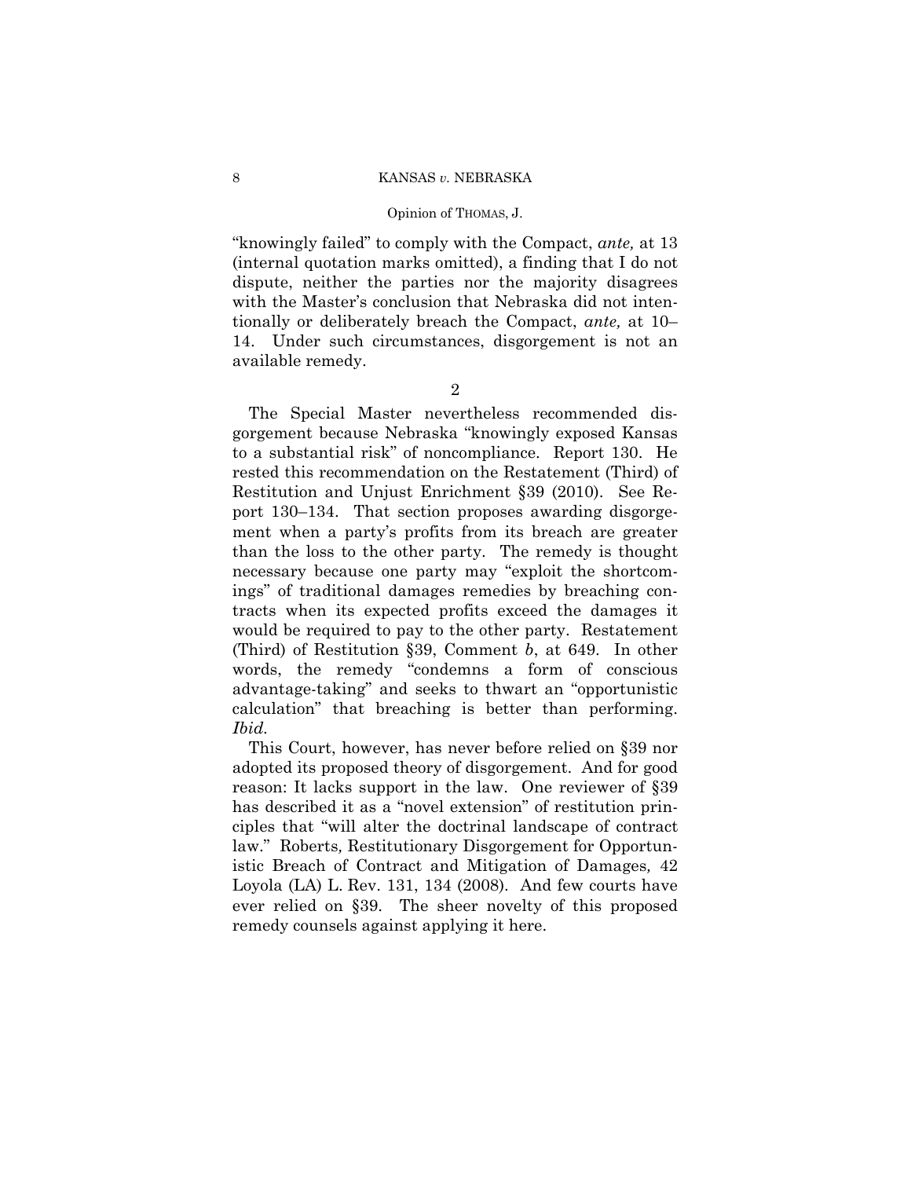"knowingly failed" to comply with the Compact, *ante,* at 13 (internal quotation marks omitted), a finding that I do not dispute, neither the parties nor the majority disagrees with the Master's conclusion that Nebraska did not intentionally or deliberately breach the Compact, *ante,* at 10–14. Under such circumstances, disgorgement is not an available remedy.

2

The Special Master nevertheless recommended disgorgement because Nebraska "knowingly exposed Kansas to a substantial risk" of noncompliance. Report 130. He rested this recommendation on the Restatement (Third) of Restitution and Unjust Enrichment §39 (2010). See Report 130–134. That section proposes awarding disgorgement when a party's profits from its breach are greater than the loss to the other party. The remedy is thought necessary because one party may "exploit the shortcomings" of traditional damages remedies by breaching contracts when its expected profits exceed the damages it would be required to pay to the other party. Restatement (Third) of Restitution §39, Comment *b*, at 649. In other words, the remedy "condemns a form of conscious advantage-taking" and seeks to thwart an "opportunistic calculation" that breaching is better than performing. *Ibid.*

This Court, however, has never before relied on §39 nor adopted its proposed theory of disgorgement. And for good reason: It lacks support in the law. One reviewer of §39 has described it as a "novel extension" of restitution principles that "will alter the doctrinal landscape of contract law." Roberts*,* Restitutionary Disgorgement for Opportunistic Breach of Contract and Mitigation of Damages*,* 42 Loyola (LA) L. Rev. 131, 134 (2008). And few courts have ever relied on §39. The sheer novelty of this proposed remedy counsels against applying it here.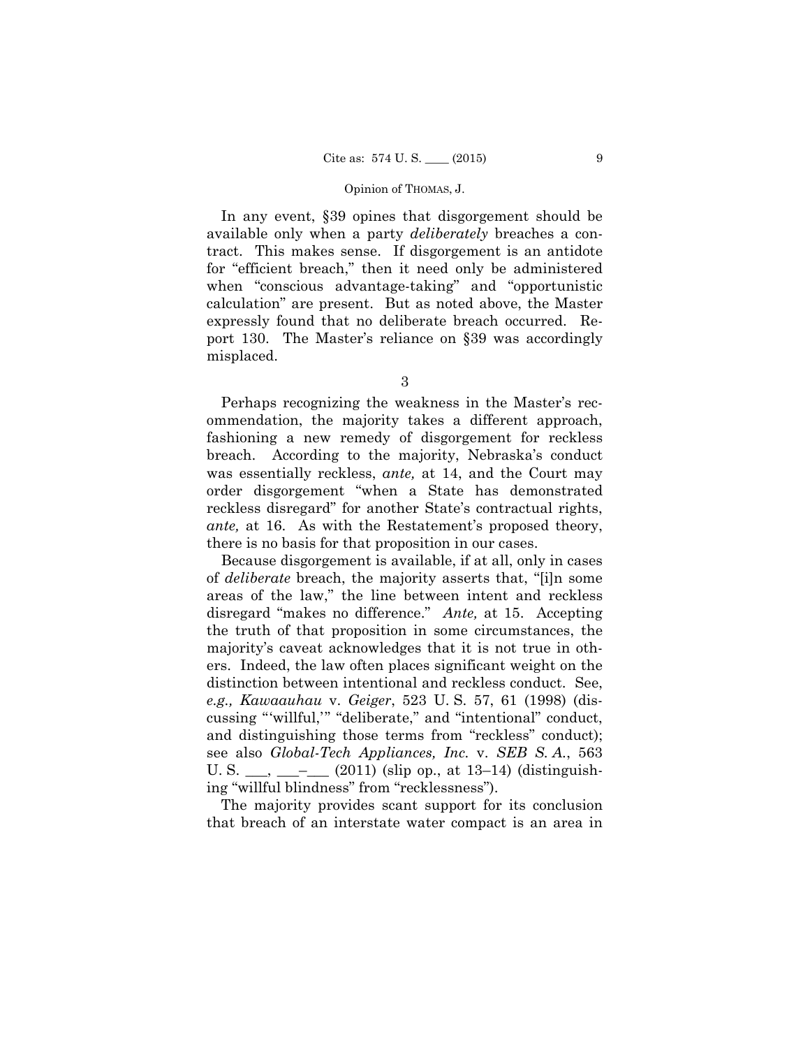In any event, §39 opines that disgorgement should be available only when a party *deliberately* breaches a contract. This makes sense. If disgorgement is an antidote for "efficient breach," then it need only be administered when "conscious advantage-taking" and "opportunistic calculation" are present. But as noted above, the Master expressly found that no deliberate breach occurred. Report 130. The Master's reliance on §39 was accordingly misplaced.

3

Perhaps recognizing the weakness in the Master's recommendation, the majority takes a different approach, fashioning a new remedy of disgorgement for reckless breach. According to the majority, Nebraska's conduct was essentially reckless, *ante,* at 14, and the Court may order disgorgement "when a State has demonstrated reckless disregard" for another State's contractual rights, *ante,* at 16. As with the Restatement's proposed theory, there is no basis for that proposition in our cases.

Because disgorgement is available, if at all, only in cases of *deliberate* breach, the majority asserts that, "[i]n some areas of the law," the line between intent and reckless disregard "makes no difference." *Ante,* at 15. Accepting the truth of that proposition in some circumstances, the majority's caveat acknowledges that it is not true in others. Indeed, the law often places significant weight on the distinction between intentional and reckless conduct. See, *e.g., Kawaauhau* v. *Geiger*, 523 U. S. 57, 61 (1998) (discussing "'willful,'" "deliberate," and "intentional" conduct, and distinguishing those terms from "reckless" conduct); see also *Global-Tech Appliances, Inc.* v. *SEB S. A.*, 563 U. S. \_\_\_, \_\_\_–\_\_\_ (2011) (slip op., at 13–14) (distinguishing "willful blindness" from "recklessness").

The majority provides scant support for its conclusion that breach of an interstate water compact is an area in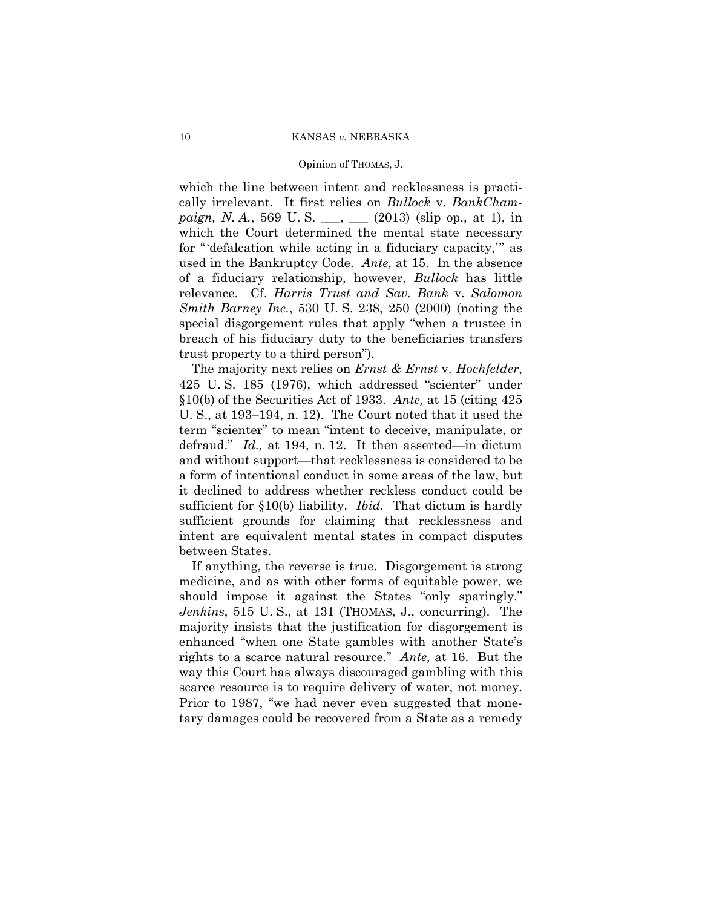which the line between intent and recklessness is practically irrelevant. It first relies on *Bullock* v. *BankChampaign, N. A.*, 569 U. S. \_\_\_, \_\_\_ (2013) (slip op., at 1), in which the Court determined the mental state necessary for "'defalcation while acting in a fiduciary capacity,'" as used in the Bankruptcy Code. *Ante,* at 15. In the absence of a fiduciary relationship, however, *Bullock* has little relevance. Cf. *Harris Trust and Sav. Bank* v. *Salomon Smith Barney Inc.*, 530 U. S. 238, 250 (2000) (noting the special disgorgement rules that apply "when a trustee in breach of his fiduciary duty to the beneficiaries transfers trust property to a third person").

The majority next relies on *Ernst & Ernst* v. *Hochfelder*, 425 U. S. 185 (1976), which addressed "scienter" under §10(b) of the Securities Act of 1933. *Ante,* at 15 (citing 425 U. S., at 193–194, n. 12). The Court noted that it used the term "scienter" to mean "intent to deceive, manipulate, or defraud." *Id.,* at 194, n. 12. It then asserted—in dictum and without support—that recklessness is considered to be a form of intentional conduct in some areas of the law, but it declined to address whether reckless conduct could be sufficient for §10(b) liability. *Ibid.* That dictum is hardly sufficient grounds for claiming that recklessness and intent are equivalent mental states in compact disputes between States.

If anything, the reverse is true. Disgorgement is strong medicine, and as with other forms of equitable power, we should impose it against the States "only sparingly." *Jenkins*, 515 U. S., at 131 (THOMAS, J., concurring). The majority insists that the justification for disgorgement is enhanced "when one State gambles with another State's rights to a scarce natural resource." *Ante,* at 16. But the way this Court has always discouraged gambling with this scarce resource is to require delivery of water, not money. Prior to 1987, "we had never even suggested that monetary damages could be recovered from a State as a remedy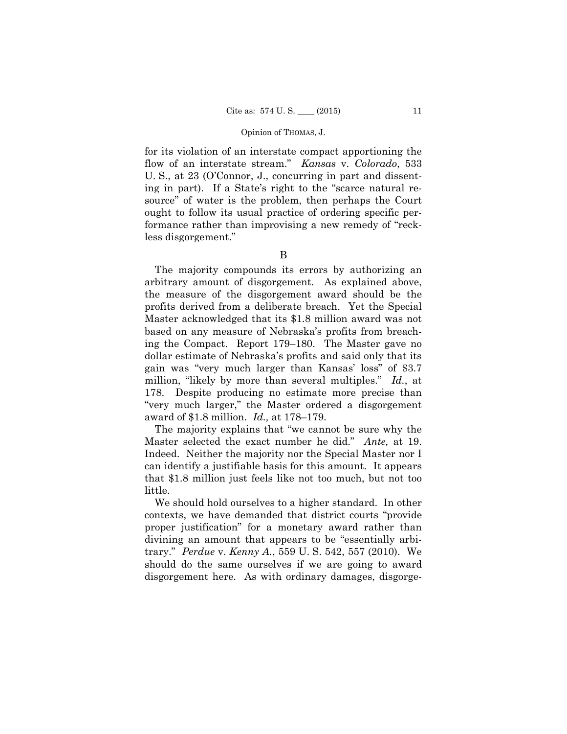for its violation of an interstate compact apportioning the flow of an interstate stream." *Kansas* v. *Colorado*, 533 U. S., at 23 (O'Connor, J., concurring in part and dissenting in part). If a State's right to the "scarce natural resource" of water is the problem, then perhaps the Court ought to follow its usual practice of ordering specific performance rather than improvising a new remedy of "reckless disgorgement."

B

The majority compounds its errors by authorizing an arbitrary amount of disgorgement. As explained above, the measure of the disgorgement award should be the profits derived from a deliberate breach. Yet the Special Master acknowledged that its $1.8 million award was not based on any measure of Nebraska's profits from breaching the Compact. Report 179–180. The Master gave no dollar estimate of Nebraska's profits and said only that its gain was "very much larger than Kansas' loss" of $3.7 million, "likely by more than several multiples." *Id.*, at 178. Despite producing no estimate more precise than "very much larger," the Master ordered a disgorgement award of $1.8 million. *Id.,* at 178–179.

The majority explains that "we cannot be sure why the Master selected the exact number he did." *Ante,* at 19. Indeed. Neither the majority nor the Special Master nor I can identify a justifiable basis for this amount. It appears that $1.8 million just feels like not too much, but not too little.

We should hold ourselves to a higher standard. In other contexts, we have demanded that district courts "provide proper justification" for a monetary award rather than divining an amount that appears to be "essentially arbitrary." *Perdue* v. *Kenny A.*, 559 U. S. 542, 557 (2010). We should do the same ourselves if we are going to award disgorgement here. As with ordinary damages, disgorge-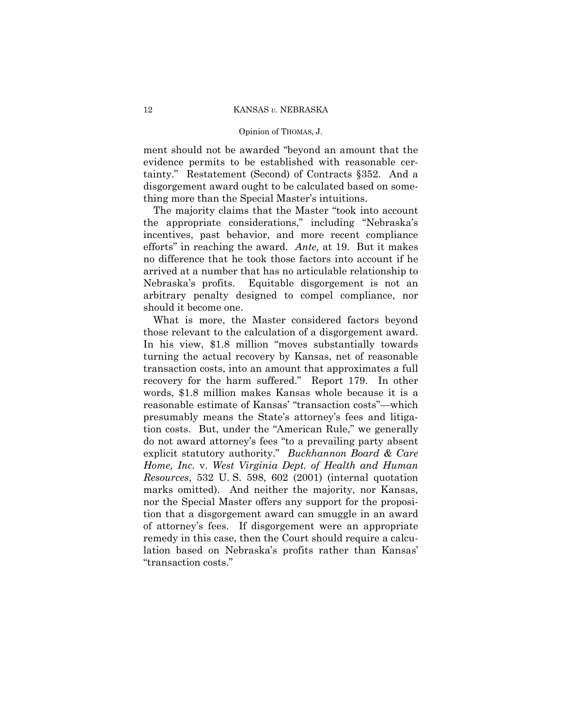ment should not be awarded "beyond an amount that the evidence permits to be established with reasonable certainty." Restatement (Second) of Contracts §352. And a disgorgement award ought to be calculated based on something more than the Special Master's intuitions.

The majority claims that the Master "took into account the appropriate considerations," including "Nebraska's incentives, past behavior, and more recent compliance efforts" in reaching the award. *Ante,* at 19. But it makes no difference that he took those factors into account if he arrived at a number that has no articulable relationship to Nebraska's profits. Equitable disgorgement is not an arbitrary penalty designed to compel compliance, nor should it become one.

What is more, the Master considered factors beyond those relevant to the calculation of a disgorgement award. In his view, \$1.8 million "moves substantially towards turning the actual recovery by Kansas, net of reasonable transaction costs, into an amount that approximates a full recovery for the harm suffered." Report 179. In other words, \$1.8 million makes Kansas whole because it is a reasonable estimate of Kansas' "transaction costs"—which presumably means the State's attorney's fees and litigation costs. But, under the "American Rule," we generally do not award attorney's fees "to a prevailing party absent explicit statutory authority." *Buckhannon Board & Care Home, Inc.* v. *West Virginia Dept. of Health and Human Resources*, 532 U. S. 598, 602 (2001) (internal quotation marks omitted). And neither the majority, nor Kansas, nor the Special Master offers any support for the proposition that a disgorgement award can smuggle in an award of attorney's fees. If disgorgement were an appropriate remedy in this case, then the Court should require a calculation based on Nebraska's profits rather than Kansas' "transaction costs."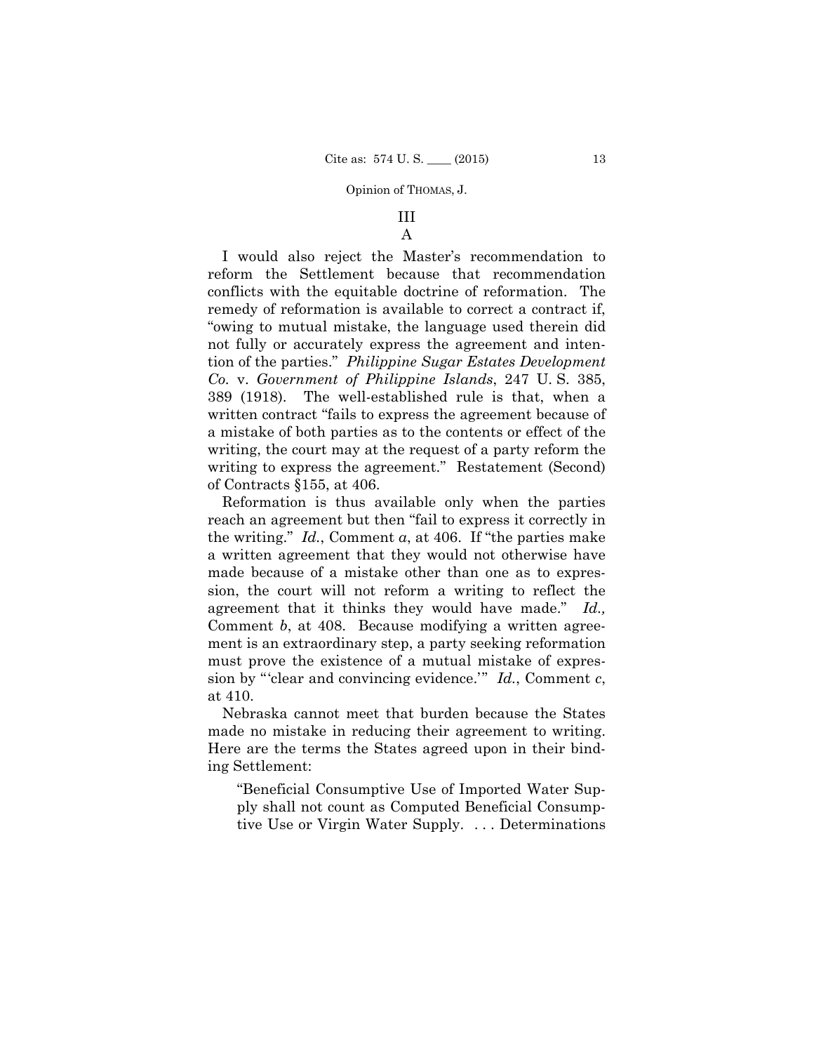## III

### A

I would also reject the Master's recommendation to reform the Settlement because that recommendation conflicts with the equitable doctrine of reformation. The remedy of reformation is available to correct a contract if, "owing to mutual mistake, the language used therein did not fully or accurately express the agreement and intention of the parties." *Philippine Sugar Estates Development Co.* v. *Government of Philippine Islands*, 247 U. S. 385, 389 (1918). The well-established rule is that, when a written contract "fails to express the agreement because of a mistake of both parties as to the contents or effect of the writing, the court may at the request of a party reform the writing to express the agreement." Restatement (Second) of Contracts §155, at 406.

Reformation is thus available only when the parties reach an agreement but then "fail to express it correctly in the writing." *Id.*, Comment *a*, at 406. If "the parties make a written agreement that they would not otherwise have made because of a mistake other than one as to expression, the court will not reform a writing to reflect the agreement that it thinks they would have made." *Id.,* Comment *b*, at 408. Because modifying a written agreement is an extraordinary step, a party seeking reformation must prove the existence of a mutual mistake of expression by "'clear and convincing evidence.'" *Id.*, Comment *c*, at 410.

Nebraska cannot meet that burden because the States made no mistake in reducing their agreement to writing. Here are the terms the States agreed upon in their binding Settlement:

> "Beneficial Consumptive Use of Imported Water Supply shall not count as Computed Beneficial Consumptive Use or Virgin Water Supply. . . . Determinations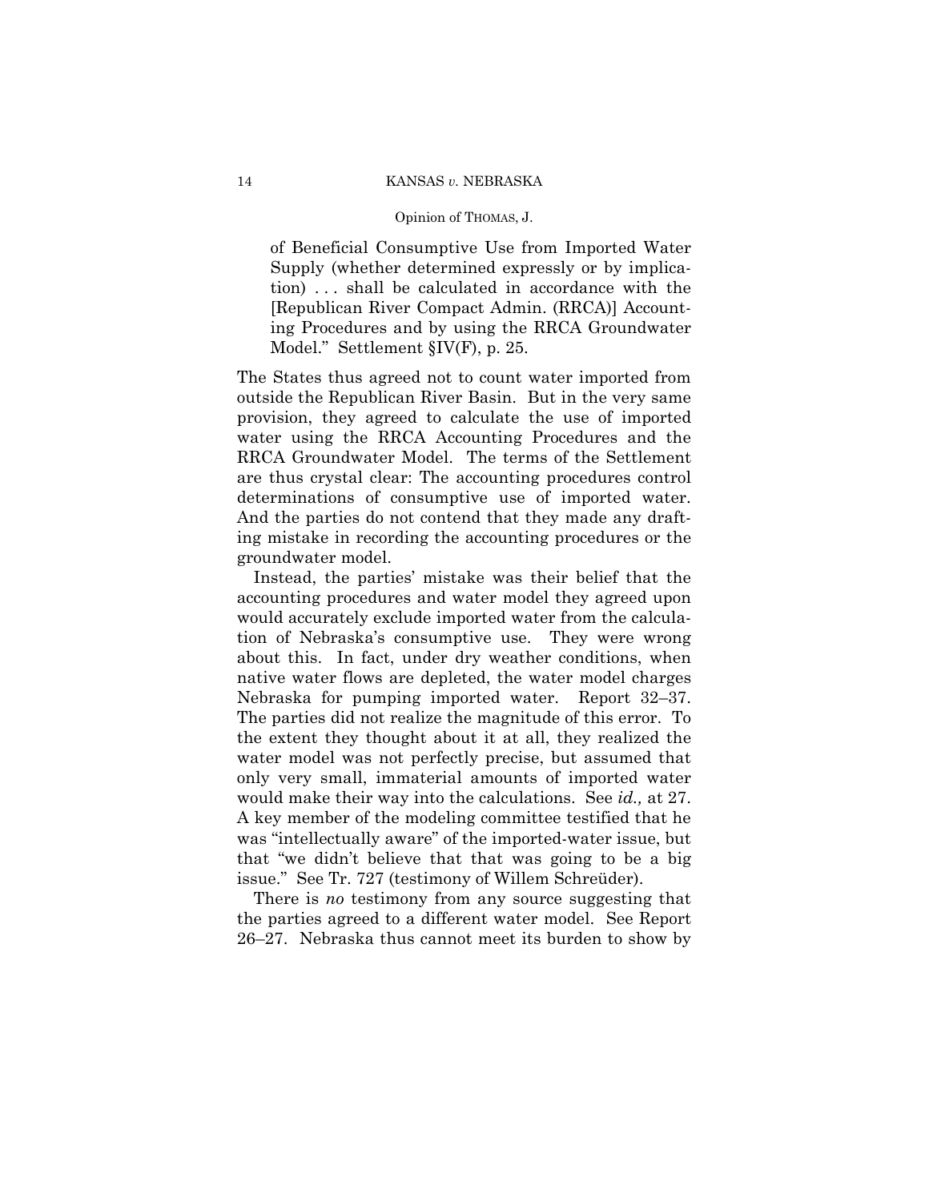of Beneficial Consumptive Use from Imported Water Supply (whether determined expressly or by implication) . . . shall be calculated in accordance with the [Republican River Compact Admin. (RRCA)] Accounting Procedures and by using the RRCA Groundwater Model." Settlement §IV(F), p. 25.

The States thus agreed not to count water imported from outside the Republican River Basin. But in the very same provision, they agreed to calculate the use of imported water using the RRCA Accounting Procedures and the RRCA Groundwater Model. The terms of the Settlement are thus crystal clear: The accounting procedures control determinations of consumptive use of imported water. And the parties do not contend that they made any drafting mistake in recording the accounting procedures or the groundwater model.

Instead, the parties' mistake was their belief that the accounting procedures and water model they agreed upon would accurately exclude imported water from the calculation of Nebraska's consumptive use. They were wrong about this. In fact, under dry weather conditions, when native water flows are depleted, the water model charges Nebraska for pumping imported water. Report 32–37. The parties did not realize the magnitude of this error. To the extent they thought about it at all, they realized the water model was not perfectly precise, but assumed that only very small, immaterial amounts of imported water would make their way into the calculations. See *id.,* at 27. A key member of the modeling committee testified that he was "intellectually aware" of the imported-water issue, but that "we didn't believe that that was going to be a big issue." See Tr. 727 (testimony of Willem Schreüder).

There is *no* testimony from any source suggesting that the parties agreed to a different water model. See Report 26–27. Nebraska thus cannot meet its burden to show by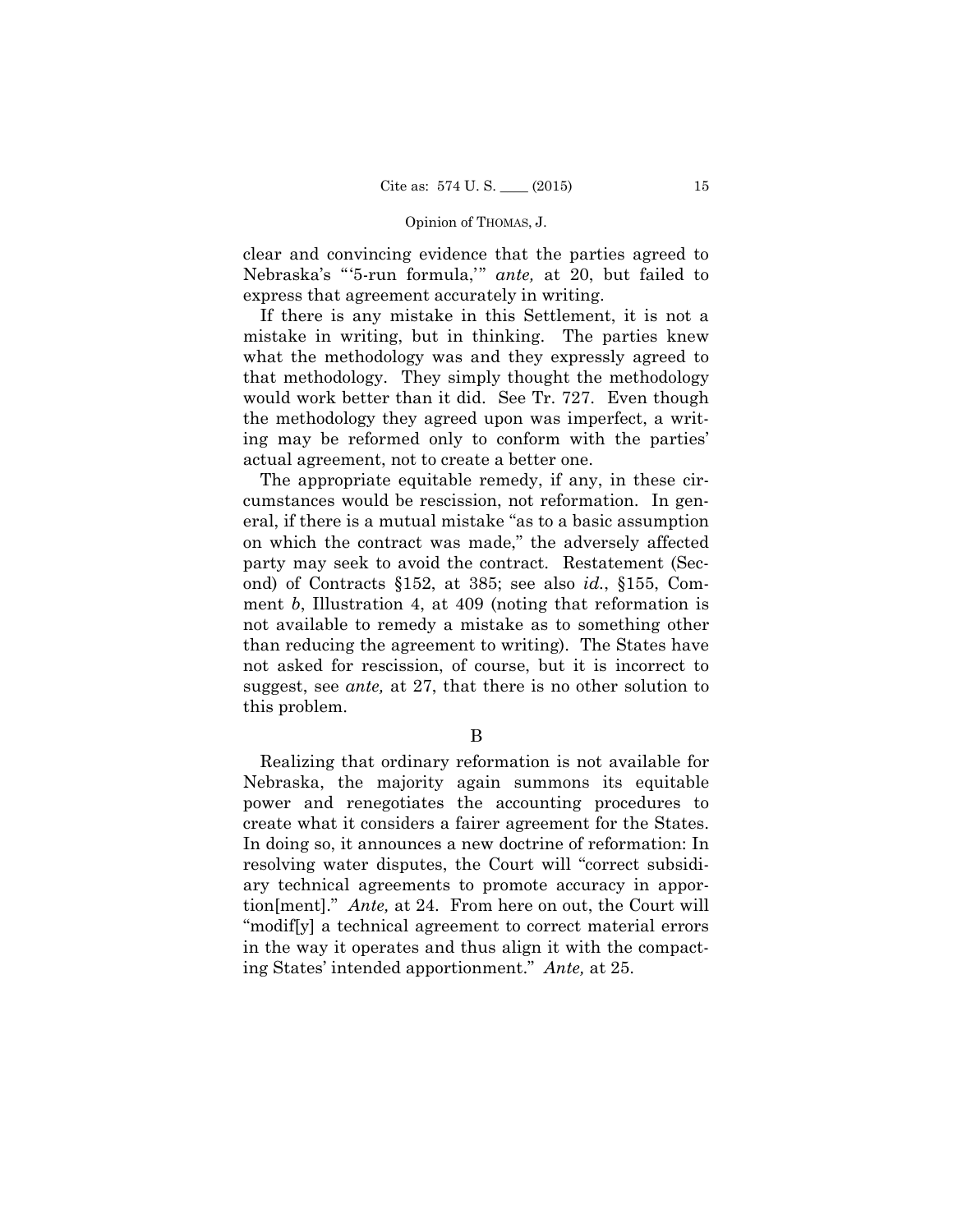clear and convincing evidence that the parties agreed to Nebraska's "'5-run formula,'" *ante,* at 20, but failed to express that agreement accurately in writing.

If there is any mistake in this Settlement, it is not a mistake in writing, but in thinking. The parties knew what the methodology was and they expressly agreed to that methodology. They simply thought the methodology would work better than it did. See Tr. 727. Even though the methodology they agreed upon was imperfect, a writing may be reformed only to conform with the parties' actual agreement, not to create a better one.

The appropriate equitable remedy, if any, in these circumstances would be rescission, not reformation. In general, if there is a mutual mistake "as to a basic assumption on which the contract was made," the adversely affected party may seek to avoid the contract. Restatement (Second) of Contracts §152, at 385; see also *id.*, §155, Comment *b*, Illustration 4, at 409 (noting that reformation is not available to remedy a mistake as to something other than reducing the agreement to writing). The States have not asked for rescission, of course, but it is incorrect to suggest, see *ante,* at 27, that there is no other solution to this problem.

B

Realizing that ordinary reformation is not available for Nebraska, the majority again summons its equitable power and renegotiates the accounting procedures to create what it considers a fairer agreement for the States. In doing so, it announces a new doctrine of reformation: In resolving water disputes, the Court will "correct subsidiary technical agreements to promote accuracy in apportion[ment]." *Ante,* at 24. From here on out, the Court will "modif[y] a technical agreement to correct material errors in the way it operates and thus align it with the compacting States' intended apportionment." *Ante,* at 25.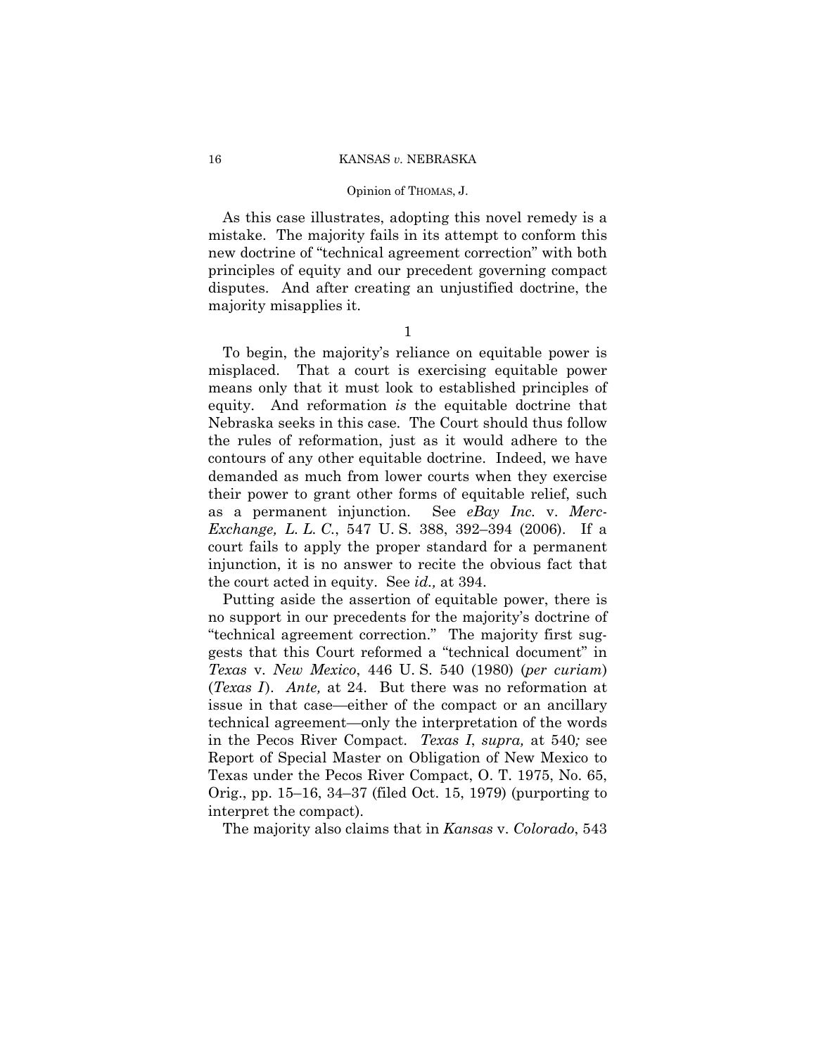As this case illustrates, adopting this novel remedy is a mistake. The majority fails in its attempt to conform this new doctrine of "technical agreement correction" with both principles of equity and our precedent governing compact disputes. And after creating an unjustified doctrine, the majority misapplies it.

1

To begin, the majority's reliance on equitable power is misplaced. That a court is exercising equitable power means only that it must look to established principles of equity. And reformation *is* the equitable doctrine that Nebraska seeks in this case. The Court should thus follow the rules of reformation, just as it would adhere to the contours of any other equitable doctrine. Indeed, we have demanded as much from lower courts when they exercise their power to grant other forms of equitable relief, such as a permanent injunction. See *eBay Inc.* v. *MercExchange, L. L. C.*, 547 U. S. 388, 392–394 (2006). If a court fails to apply the proper standard for a permanent injunction, it is no answer to recite the obvious fact that the court acted in equity. See *id.,* at 394.

Putting aside the assertion of equitable power, there is no support in our precedents for the majority's doctrine of "technical agreement correction." The majority first suggests that this Court reformed a "technical document" in *Texas* v. *New Mexico*, 446 U. S. 540 (1980) (*per curiam*) (*Texas I*). *Ante,* at 24. But there was no reformation at issue in that case—either of the compact or an ancillary technical agreement—only the interpretation of the words in the Pecos River Compact. *Texas I*, *supra,* at 540*;* see Report of Special Master on Obligation of New Mexico to Texas under the Pecos River Compact, O. T. 1975, No. 65, Orig., pp. 15–16, 34–37 (filed Oct. 15, 1979) (purporting to interpret the compact).

The majority also claims that in *Kansas* v. *Colorado*, 543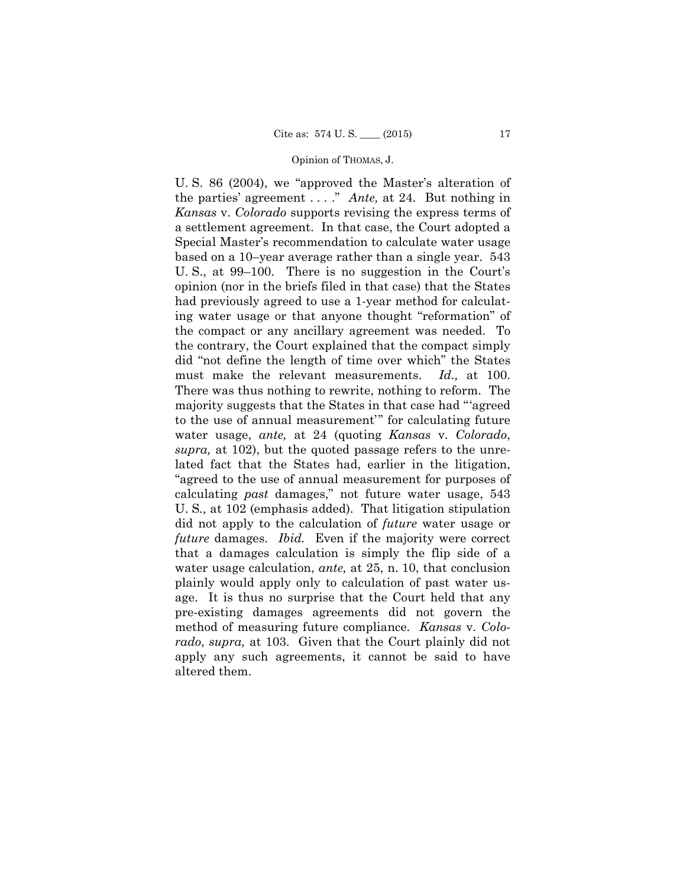U. S. 86 (2004), we "approved the Master's alteration of the parties' agreement . . . ." *Ante,* at 24. But nothing in *Kansas* v. *Colorado* supports revising the express terms of a settlement agreement. In that case, the Court adopted a Special Master's recommendation to calculate water usage based on a 10–year average rather than a single year. 543 U. S., at 99–100. There is no suggestion in the Court's opinion (nor in the briefs filed in that case) that the States had previously agreed to use a 1-year method for calculating water usage or that anyone thought "reformation" of the compact or any ancillary agreement was needed. To the contrary, the Court explained that the compact simply did "not define the length of time over which" the States must make the relevant measurements. *Id.,* at 100. There was thus nothing to rewrite, nothing to reform. The majority suggests that the States in that case had "'agreed to the use of annual measurement'" for calculating future water usage, *ante,* at 24 (quoting *Kansas* v. *Colorado*, *supra,* at 102), but the quoted passage refers to the unrelated fact that the States had, earlier in the litigation, "agreed to the use of annual measurement for purposes of calculating *past* damages," not future water usage, 543 U. S.*,* at 102 (emphasis added). That litigation stipulation did not apply to the calculation of *future* water usage or *future* damages. *Ibid.* Even if the majority were correct that a damages calculation is simply the flip side of a water usage calculation, *ante,* at 25, n. 10, that conclusion plainly would apply only to calculation of past water usage. It is thus no surprise that the Court held that any pre-existing damages agreements did not govern the method of measuring future compliance. *Kansas* v. *Colorado*, *supra,* at 103. Given that the Court plainly did not apply any such agreements, it cannot be said to have altered them.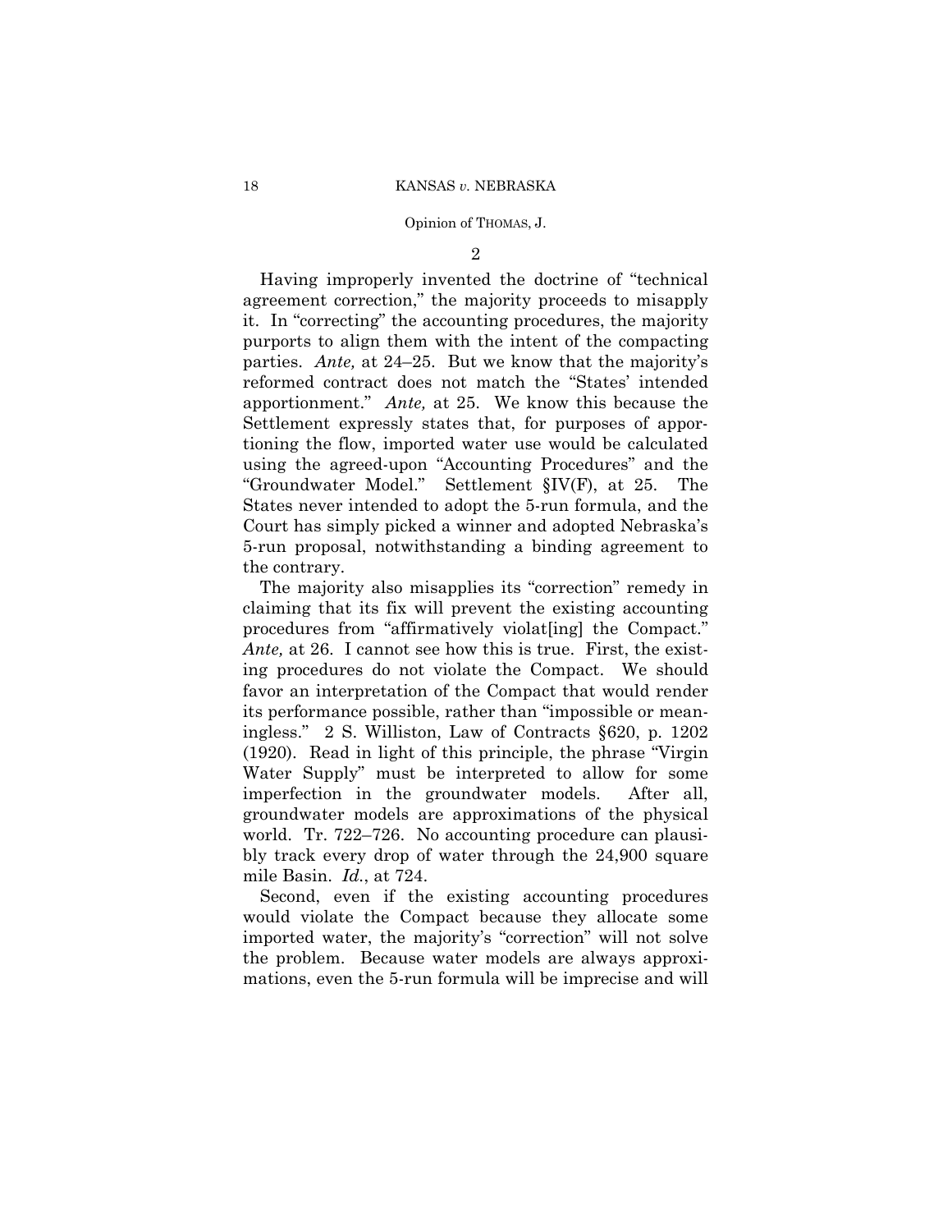2

Having improperly invented the doctrine of "technical agreement correction," the majority proceeds to misapply it. In "correcting" the accounting procedures, the majority purports to align them with the intent of the compacting parties. *Ante,* at 24–25. But we know that the majority's reformed contract does not match the "States' intended apportionment." *Ante,* at 25. We know this because the Settlement expressly states that, for purposes of apportioning the flow, imported water use would be calculated using the agreed-upon "Accounting Procedures" and the "Groundwater Model." Settlement §IV(F), at 25. The States never intended to adopt the 5-run formula, and the Court has simply picked a winner and adopted Nebraska's 5-run proposal, notwithstanding a binding agreement to the contrary.

The majority also misapplies its "correction" remedy in claiming that its fix will prevent the existing accounting procedures from "affirmatively violat[ing] the Compact." *Ante,* at 26. I cannot see how this is true. First, the existing procedures do not violate the Compact. We should favor an interpretation of the Compact that would render its performance possible, rather than "impossible or meaningless." 2 S. Williston, Law of Contracts §620, p. 1202 (1920). Read in light of this principle, the phrase "Virgin Water Supply" must be interpreted to allow for some imperfection in the groundwater models. After all, groundwater models are approximations of the physical world. Tr. 722–726. No accounting procedure can plausibly track every drop of water through the 24,900 square mile Basin. *Id.*, at 724.

Second, even if the existing accounting procedures would violate the Compact because they allocate some imported water, the majority's "correction" will not solve the problem. Because water models are always approximations, even the 5-run formula will be imprecise and will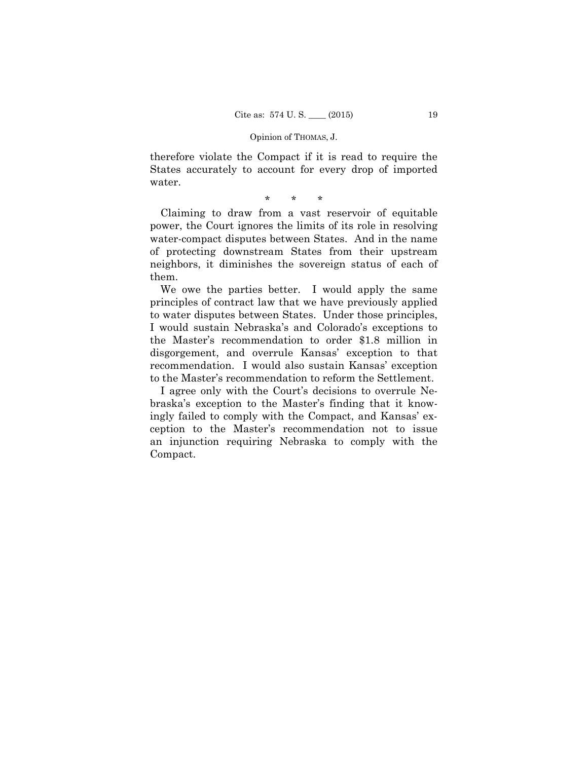therefore violate the Compact if it is read to require the States accurately to account for every drop of imported water.

\* \* \*

Claiming to draw from a vast reservoir of equitable power, the Court ignores the limits of its role in resolving water-compact disputes between States. And in the name of protecting downstream States from their upstream neighbors, it diminishes the sovereign status of each of them.

We owe the parties better. I would apply the same principles of contract law that we have previously applied to water disputes between States. Under those principles, I would sustain Nebraska's and Colorado's exceptions to the Master's recommendation to order $1.8 million in disgorgement, and overrule Kansas' exception to that recommendation. I would also sustain Kansas' exception to the Master's recommendation to reform the Settlement.

I agree only with the Court's decisions to overrule Nebraska's exception to the Master's finding that it knowingly failed to comply with the Compact, and Kansas' exception to the Master's recommendation not to issue an injunction requiring Nebraska to comply with the Compact.